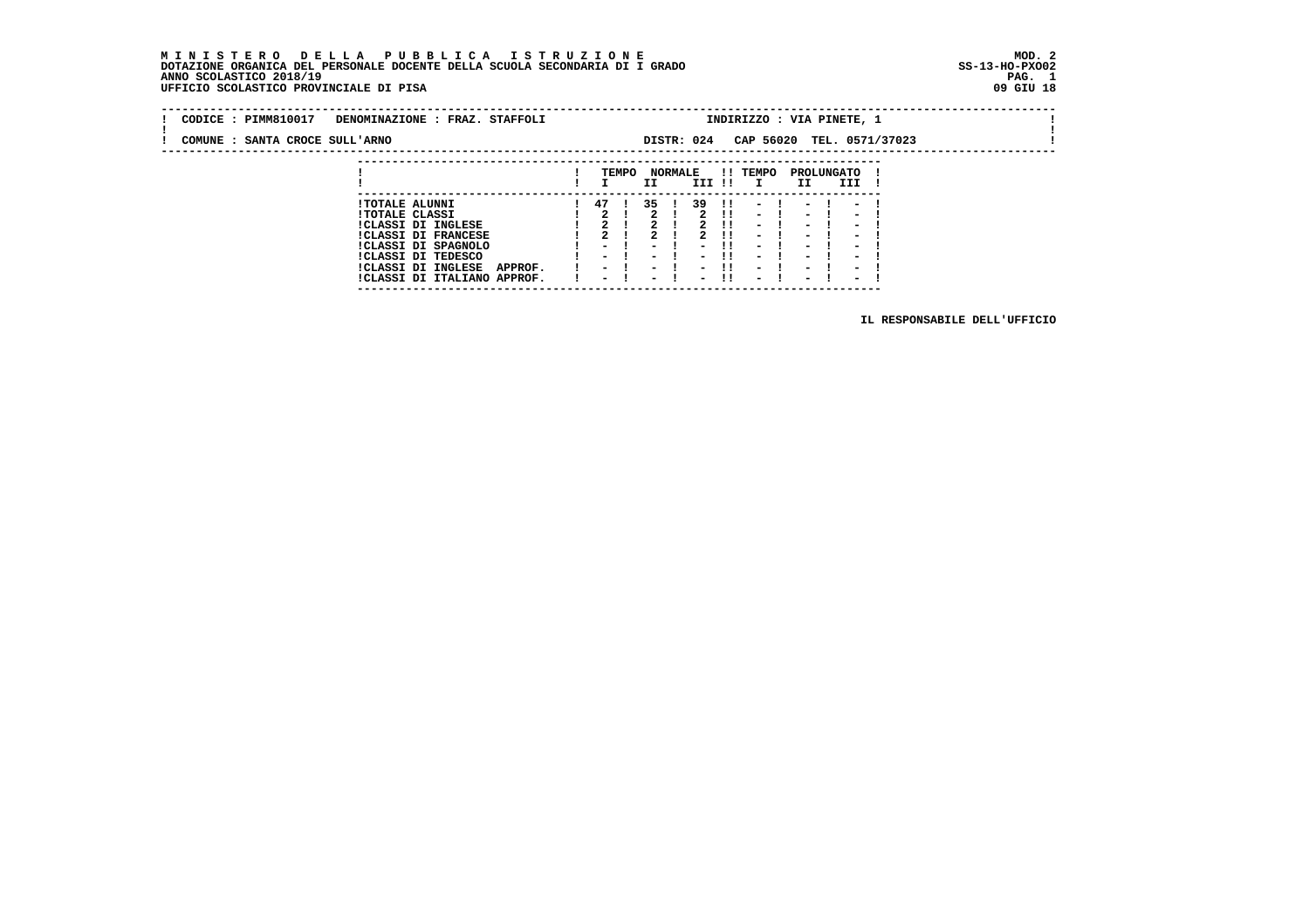**M I N I S T E R O   D E L L A   P U B B L I C A   I S T R U Z I O N E**
**DOTAZIONE ORGANICA DEL PERSONALE DOCENTE DELLA SCUOLA SECONDARIA DI I GRADO**
**ANNO SCOLASTICO 2018/19**
**UFFICIO SCOLASTICO PROVINCIALE DI PISA**

MOD. 2
SS-13-HO-PXO02
09 GIU 18

CODICE : PIMM810017   DENOMINAZIONE : FRAZ. STAFFOLI   INDIRIZZO : VIA PINETE, 1

COMUNE : SANTA CROCE SULL'ARNO   DISTR: 024   CAP 56020   TEL. 0571/37023

| | TEMPO NORMALE | | | TEMPO PROLUNGATO | | |
|---|---|---|---|---|---|---|
| | I | II | III | I | II | III |
| TOTALE ALUNNI | 47 | 35 | 39 | - | - | - |
| TOTALE CLASSI | 2 | 2 | 2 | - | - | - |
| CLASSI DI INGLESE | 2 | 2 | 2 | - | - | - |
| CLASSI DI FRANCESE | 2 | 2 | 2 | - | - | - |
| CLASSI DI SPAGNOLO | - | - | - | - | - | - |
| CLASSI DI TEDESCO | - | - | - | - | - | - |
| CLASSI DI INGLESE APPROF. | - | - | - | - | - | - |
| CLASSI DI ITALIANO APPROF. | - | - | - | - | - | - |

IL RESPONSABILE DELL'UFFICIO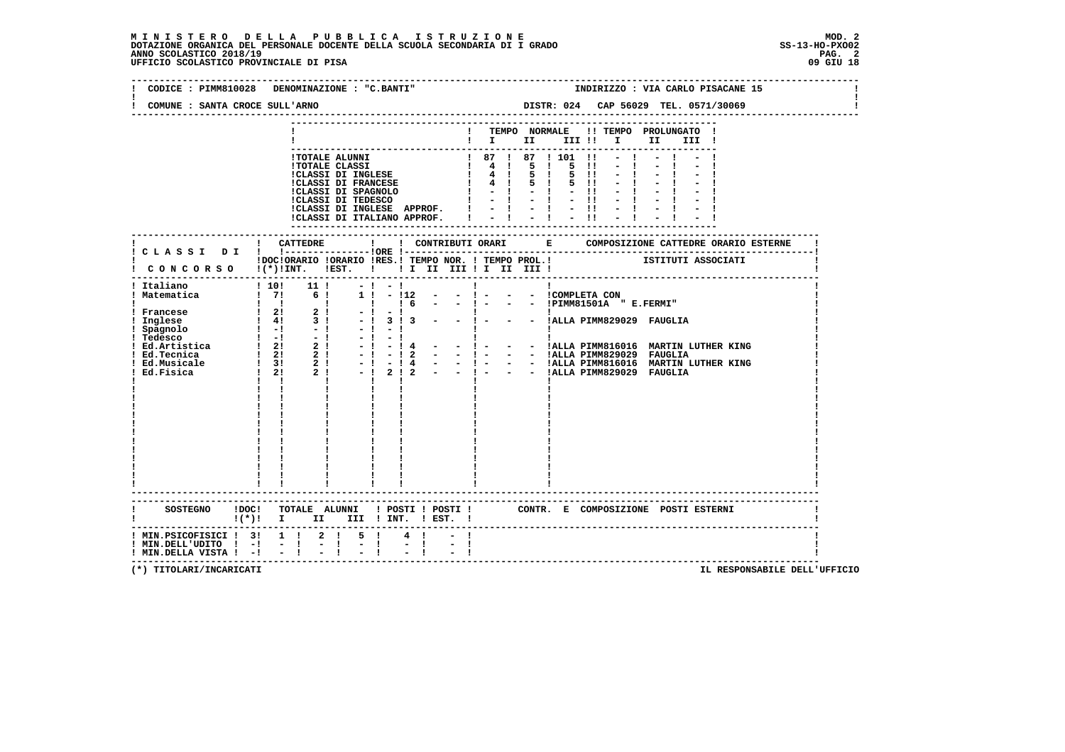**M I N I S T E R O   D E L L A   P U B B L I C A   I S T R U Z I O N E**
**DOTAZIONE ORGANICA DEL PERSONALE DOCENTE DELLA SCUOLA SECONDARIA DI I GRADO**
**ANNO SCOLASTICO 2018/19**
**UFFICIO SCOLASTICO PROVINCIALE DI PISA**

MOD. 2
SS-13-HO-PX002
09 GIU 18

CODICE : PIMM810028   DENOMINAZIONE : "C.BANTI"   INDIRIZZO : VIA CARLO PISACANE 15

COMUNE : SANTA CROCE SULL'ARNO   DISTR: 024   CAP 56029   TEL. 0571/30069

| | TEMPO NORMALE I | TEMPO NORMALE II | TEMPO NORMALE III | TEMPO PROLUNGATO I | TEMPO PROLUNGATO II | TEMPO PROLUNGATO III |
|---|---|---|---|---|---|---|
| TOTALE ALUNNI | 87 | 87 | 101 | - | - | - |
| TOTALE CLASSI | 4 | 5 | 5 | - | - | - |
| CLASSI DI INGLESE | 4 | 5 | 5 | - | - | - |
| CLASSI DI FRANCESE | 4 | 5 | 5 | - | - | - |
| CLASSI DI SPAGNOLO | - | - | - | - | - | - |
| CLASSI DI TEDESCO | - | - | - | - | - | - |
| CLASSI DI INGLESE APPROF. | - | - | - | - | - | - |
| CLASSI DI ITALIANO APPROF. | - | - | - | - | - | - |

| CLASSI DI CONCORSO | CATTEDRE DOC (*) | CATTEDRE ORARIO INT. | CATTEDRE ORARIO EST. | ORE RES. | CONTRIBUTI ORARI TEMPO NOR. I | II | III | TEMPO PROL. I | II | III | COMPOSIZIONE CATTEDRE ORARIO ESTERNE ISTITUTI ASSOCIATI |
|---|---|---|---|---|---|---|---|---|---|---|---|
| Italiano | 10 | 11 | - | - | | | | | | | |
| Matematica | 7 | 6 | 1 | - | 12 | - | - | - | - | - | COMPLETA CON |
| | | | | | 6 | - | - | - | - | - | PIMM81501A " E.FERMI" |
| Francese | 2 | 2 | - | - | | | | | | | |
| Inglese | 4 | 3 | - | 3 | 3 | - | - | - | - | - | ALLA PIMM829029 FAUGLIA |
| Spagnolo | - | - | - | - | | | | | | | |
| Tedesco | - | - | - | - | | | | | | | |
| Ed.Artistica | 2 | 2 | - | - | 4 | - | - | - | - | - | ALLA PIMM816016 MARTIN LUTHER KING |
| Ed.Tecnica | 2 | 2 | - | - | 2 | - | - | - | - | - | ALLA PIMM829029 FAUGLIA |
| Ed.Musicale | 3 | 2 | - | - | 4 | - | - | - | - | - | ALLA PIMM816016 MARTIN LUTHER KING |
| Ed.Fisica | 2 | 2 | - | 2 | 2 | - | - | - | - | - | ALLA PIMM829029 FAUGLIA |

| SOSTEGNO | DOC (*) | TOTALE ALUNNI I | II | III | POSTI INT. | POSTI EST. | CONTR. E COMPOSIZIONE POSTI ESTERNI |
|---|---|---|---|---|---|---|---|
| MIN.PSICOFISICI | 3 | 1 | 2 | 5 | 4 | - | |
| MIN.DELL'UDITO | - | - | - | - | - | - | |
| MIN.DELLA VISTA | - | - | - | - | - | - | |

(*) TITOLARI/INCARICATI

IL RESPONSABILE DELL'UFFICIO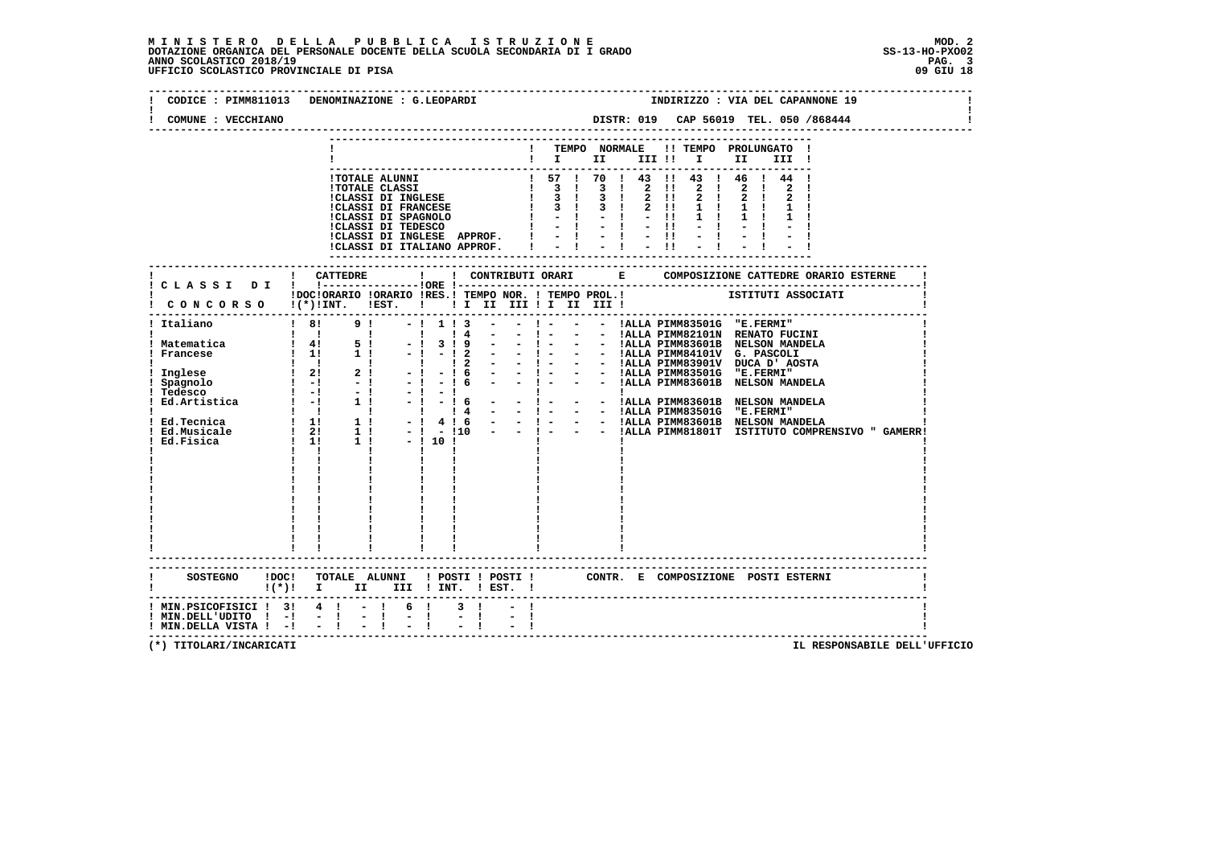**MINISTERO DELLA PUBBLICA ISTRUZIONE**
**DOTAZIONE ORGANICA DEL PERSONALE DOCENTE DELLA SCUOLA SECONDARIA DI I GRADO**
**ANNO SCOLASTICO 2018/19**
**UFFICIO SCOLASTICO PROVINCIALE DI PISA**

MOD. 2
SS-13-HO-PXO02
09 GIU 18

CODICE : PIMM811013 DENOMINAZIONE : G.LEOPARDI — INDIRIZZO : VIA DEL CAPANNONE 19
COMUNE : VECCHIANO — DISTR: 019 CAP 56019 TEL. 050 /868444

| | TEMPO NORMALE I | II | III | TEMPO PROLUNGATO I | II | III |
|---|---|---|---|---|---|---|
| TOTALE ALUNNI | 57 | 70 | 43 | 43 | 46 | 44 |
| TOTALE CLASSI | 3 | 3 | 2 | 2 | 2 | 2 |
| CLASSI DI INGLESE | 3 | 3 | 2 | 2 | 2 | 2 |
| CLASSI DI FRANCESE | 3 | 3 | 2 | 1 | 1 | 1 |
| CLASSI DI SPAGNOLO | - | - | - | 1 | 1 | 1 |
| CLASSI DI TEDESCO | - | - | - | - | - | - |
| CLASSI DI INGLESE APPROF. | - | - | - | - | - | - |
| CLASSI DI ITALIANO APPROF. | - | - | - | - | - | - |

| CLASSI DI CONCORSO | CATTEDRE DOC (*) | ORARIO INT. | ORARIO EST. | ORE RES. | CONTRIBUTI ORARI TEMPO NOR. I II III | TEMPO PROL. I II III | ISTITUTI ASSOCIATI |
|---|---|---|---|---|---|---|---|
| Italiano | 8 | 9 | - | 1 | 3 - - | - - - | ALLA PIMM83501G "E.FERMI" |
| | | | | | 4 - - | - - - | ALLA PIMM82101N RENATO FUCINI |
| Matematica | 4 | 5 | - | 3 | 9 - - | - - - | ALLA PIMM83601B NELSON MANDELA |
| Francese | 1 | 1 | - | - | 2 - - | - - - | ALLA PIMM84101V G. PASCOLI |
| | | | | | 2 - - | - - - | ALLA PIMM83901V DUCA D' AOSTA |
| Inglese | 2 | 2 | - | - | 6 - - | - - - | ALLA PIMM83501G "E.FERMI" |
| Spagnolo | - | - | - | - | 6 - - | - - - | ALLA PIMM83601B NELSON MANDELA |
| Tedesco | - | - | - | - | | | |
| Ed.Artistica | - | 1 | - | - | 6 - - | - - - | ALLA PIMM83601B NELSON MANDELA |
| | | | | | 4 - - | - - - | ALLA PIMM83501G "E.FERMI" |
| Ed.Tecnica | 1 | 1 | - | 4 | 6 - - | - - - | ALLA PIMM83601B NELSON MANDELA |
| Ed.Musicale | 2 | 1 | - | - | 10 - - | - - - | ALLA PIMM81801T ISTITUTO COMPRENSIVO " GAMERR |
| Ed.Fisica | 1 | 1 | - | 10 | | | |

| SOSTEGNO | DOC (*) | TOTALE ALUNNI I | II | III | POSTI INT. | POSTI EST. | CONTR. E COMPOSIZIONE POSTI ESTERNI |
|---|---|---|---|---|---|---|---|
| MIN.PSICOFISICI | 3 | 4 | - | 6 | 3 | - | |
| MIN.DELL'UDITO | - | - | - | - | - | - | |
| MIN.DELLA VISTA | - | - | - | - | - | - | |

(*) TITOLARI/INCARICATI — IL RESPONSABILE DELL'UFFICIO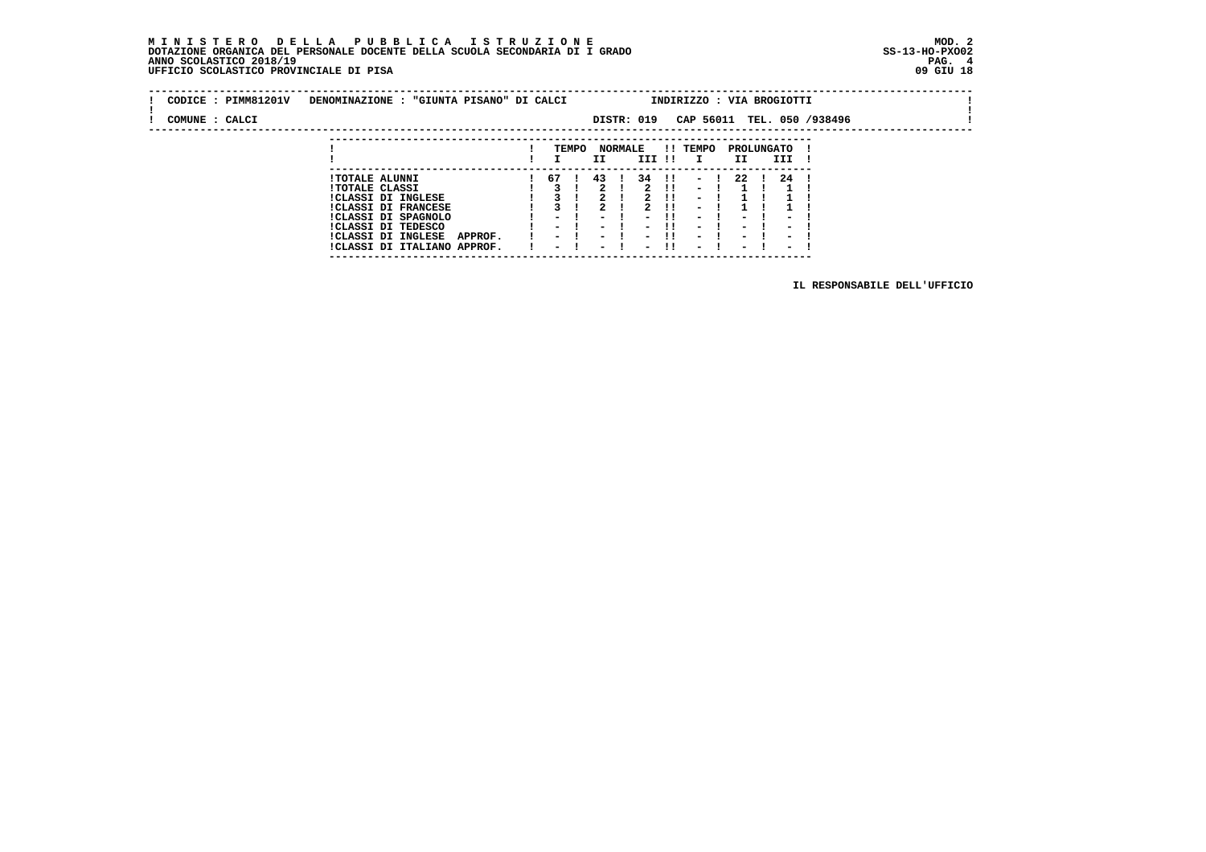**M I N I S T E R O   D E L L A   P U B B L I C A   I S T R U Z I O N E**
**DOTAZIONE ORGANICA DEL PERSONALE DOCENTE DELLA SCUOLA SECONDARIA DI I GRADO**
**ANNO SCOLASTICO 2018/19**
**UFFICIO SCOLASTICO PROVINCIALE DI PISA**

MOD. 2
SS-13-HO-PXO02
09 GIU 18

CODICE : PIMM81201V   DENOMINAZIONE : "GIUNTA PISANO" DI CALCI   INDIRIZZO : VIA BROGIOTTI

COMUNE : CALCI   DISTR: 019   CAP 56011   TEL. 050 /938496

| | TEMPO NORMALE | | | TEMPO PROLUNGATO | | |
|---|---|---|---|---|---|---|
| | I | II | III | I | II | III |
| TOTALE ALUNNI | 67 | 43 | 34 | - | 22 | 24 |
| TOTALE CLASSI | 3 | 2 | 2 | - | 1 | 1 |
| CLASSI DI INGLESE | 3 | 2 | 2 | - | 1 | 1 |
| CLASSI DI FRANCESE | 3 | 2 | 2 | - | 1 | 1 |
| CLASSI DI SPAGNOLO | - | - | - | - | - | - |
| CLASSI DI TEDESCO | - | - | - | - | - | - |
| CLASSI DI INGLESE APPROF. | - | - | - | - | - | - |
| CLASSI DI ITALIANO APPROF. | - | - | - | - | - | - |

IL RESPONSABILE DELL'UFFICIO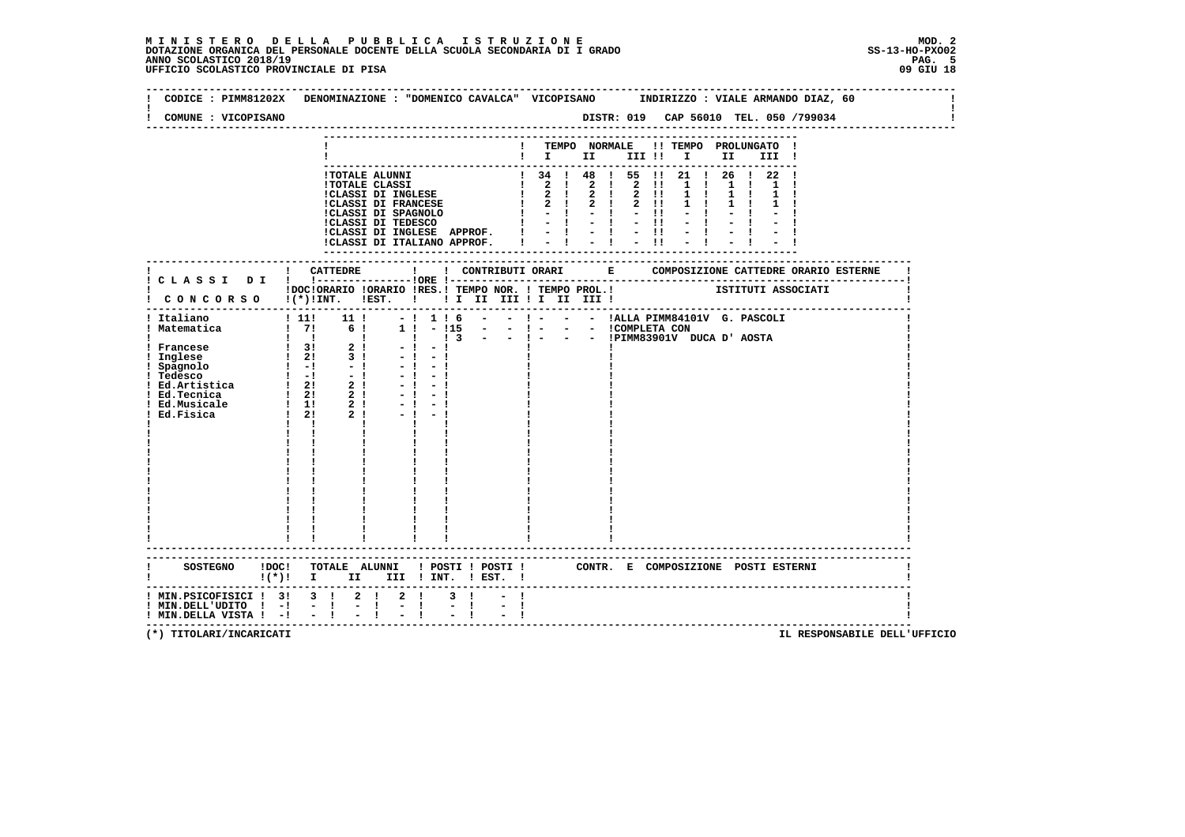**MINISTERO DELLA PUBBLICA ISTRUZIONE**
**DOTAZIONE ORGANICA DEL PERSONALE DOCENTE DELLA SCUOLA SECONDARIA DI I GRADO**
**ANNO SCOLASTICO 2018/19**
**UFFICIO SCOLASTICO PROVINCIALE DI PISA**

MOD. 2
SS-13-HO-PXO02
09 GIU 18

CODICE : PIMM81202X DENOMINAZIONE : "DOMENICO CAVALCA" VICOPISANO INDIRIZZO : VIALE ARMANDO DIAZ, 60

COMUNE : VICOPISANO DISTR: 019 CAP 56010 TEL. 050 /799034

| | TEMPO NORMALE I | TEMPO NORMALE II | TEMPO NORMALE III | TEMPO PROLUNGATO I | TEMPO PROLUNGATO II | TEMPO PROLUNGATO III |
|---|---|---|---|---|---|---|
| TOTALE ALUNNI | 34 | 48 | 55 | 21 | 26 | 22 |
| TOTALE CLASSI | 2 | 2 | 2 | 1 | 1 | 1 |
| CLASSI DI INGLESE | 2 | 2 | 2 | 1 | 1 | 1 |
| CLASSI DI FRANCESE | 2 | 2 | 2 | 1 | 1 | 1 |
| CLASSI DI SPAGNOLO | - | - | - | - | - | - |
| CLASSI DI TEDESCO | - | - | - | - | - | - |
| CLASSI DI INGLESE APPROF. | - | - | - | - | - | - |
| CLASSI DI ITALIANO APPROF. | - | - | - | - | - | - |

| CLASSI DI CONCORSO | DOC (*) | CATTEDRE ORARIO INT. | CATTEDRE ORARIO EST. | ORE RES. | CONTRIBUTI ORARI TEMPO NOR. I | II | III | TEMPO PROL. I | II | III | COMPOSIZIONE CATTEDRE ORARIO ESTERNE - ISTITUTI ASSOCIATI |
|---|---|---|---|---|---|---|---|---|---|---|---|
| Italiano | 11 | 11 | - | 1 | 6 | - | - | - | - | - | ALLA PIMM84101V G. PASCOLI |
| Matematica | 7 | 6 | 1 | - | 15 | - | - | - | - | - | COMPLETA CON |
| | | | | | 3 | - | - | - | - | - | PIMM83901V DUCA D' AOSTA |
| Francese | 3 | 2 | - | - | | | | | | | |
| Inglese | 2 | 3 | - | - | | | | | | | |
| Spagnolo | - | - | - | - | | | | | | | |
| Tedesco | - | - | - | - | | | | | | | |
| Ed.Artistica | 2 | 2 | - | - | | | | | | | |
| Ed.Tecnica | 2 | 2 | - | - | | | | | | | |
| Ed.Musicale | 1 | 2 | - | - | | | | | | | |
| Ed.Fisica | 2 | 2 | - | - | | | | | | | |

| SOSTEGNO | DOC (*) | TOTALE ALUNNI I | II | III | POSTI INT. | POSTI EST. | CONTR. E COMPOSIZIONE POSTI ESTERNI |
|---|---|---|---|---|---|---|---|
| MIN.PSICOFISICI | 3 | 3 | 2 | 2 | 3 | - | |
| MIN.DELL'UDITO | - | - | - | - | - | - | |
| MIN.DELLA VISTA | - | - | - | - | - | - | |

(*) TITOLARI/INCARICATI

IL RESPONSABILE DELL'UFFICIO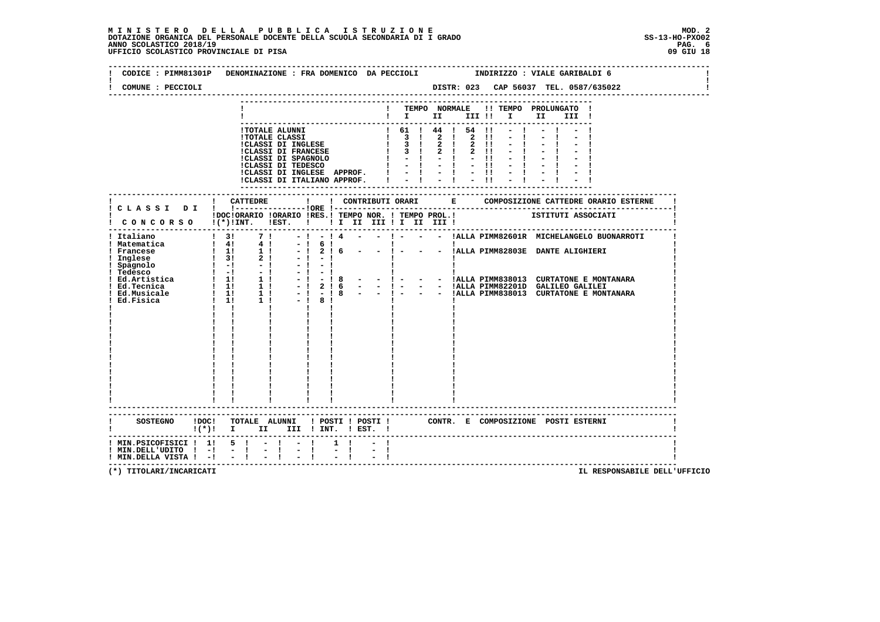**MINISTERO DELLA PUBBLICA ISTRUZIONE**
**DOTAZIONE ORGANICA DEL PERSONALE DOCENTE DELLA SCUOLA SECONDARIA DI I GRADO**
**ANNO SCOLASTICO 2018/19**
**UFFICIO SCOLASTICO PROVINCIALE DI PISA**

MOD. 2
SS-13-HO-PXO02
09 GIU 18

CODICE : PIMM81301P DENOMINAZIONE : FRA DOMENICO DA PECCIOLI INDIRIZZO : VIALE GARIBALDI 6
COMUNE : PECCIOLI DISTR: 023 CAP 56037 TEL. 0587/635022

| | TEMPO NORMALE I | II | III | TEMPO PROLUNGATO I | II | III |
|---|---|---|---|---|---|---|
| TOTALE ALUNNI | 61 | 44 | 54 | - | - | - |
| TOTALE CLASSI | 3 | 2 | 2 | - | - | - |
| CLASSI DI INGLESE | 3 | 2 | 2 | - | - | - |
| CLASSI DI FRANCESE | 3 | 2 | 2 | - | - | - |
| CLASSI DI SPAGNOLO | - | - | - | - | - | - |
| CLASSI DI TEDESCO | - | - | - | - | - | - |
| CLASSI DI INGLESE APPROF. | - | - | - | - | - | - |
| CLASSI DI ITALIANO APPROF. | - | - | - | - | - | - |

| CLASSI DI CONCORSO | DOC (*) | CATTEDRE ORARIO INT. | CATTEDRE ORARIO EST. | ORE RES. | CONTRIBUTI ORARI TEMPO NOR. I | II | III | TEMPO PROL. I | II | III | COMPOSIZIONE CATTEDRE ORARIO ESTERNE - ISTITUTI ASSOCIATI |
|---|---|---|---|---|---|---|---|---|---|---|---|
| Italiano | 3 | 7 | - | - | 4 | - | - | - | - | - | ALLA PIMM82601R MICHELANGELO BUONARROTI |
| Matematica | 4 | 4 | - | 6 | | | | | | | |
| Francese | 1 | 1 | - | 2 | 6 | - | - | - | - | - | ALLA PIMM82803E DANTE ALIGHIERI |
| Inglese | 3 | 2 | - | - | | | | | | | |
| Spagnolo | - | - | - | - | | | | | | | |
| Tedesco | - | - | - | - | | | | | | | |
| Ed.Artistica | 1 | 1 | - | - | 8 | - | - | - | - | - | ALLA PIMM838013 CURTATONE E MONTANARA |
| Ed.Tecnica | 1 | 1 | - | 2 | 6 | - | - | - | - | - | ALLA PIMM82201D GALILEO GALILEI |
| Ed.Musicale | 1 | 1 | - | - | 8 | - | - | - | - | - | ALLA PIMM838013 CURTATONE E MONTANARA |
| Ed.Fisica | 1 | 1 | - | 8 | | | | | | | |

| SOSTEGNO | DOC (*) | TOTALE ALUNNI I | II | III | POSTI INT. | POSTI EST. | CONTR. E COMPOSIZIONE POSTI ESTERNI |
|---|---|---|---|---|---|---|---|
| MIN.PSICOFISICI | 1 | 5 | - | - | 1 | - | |
| MIN.DELL'UDITO | - | - | - | - | - | - | |
| MIN.DELLA VISTA | - | - | - | - | - | - | |

(*) TITOLARI/INCARICATI

IL RESPONSABILE DELL'UFFICIO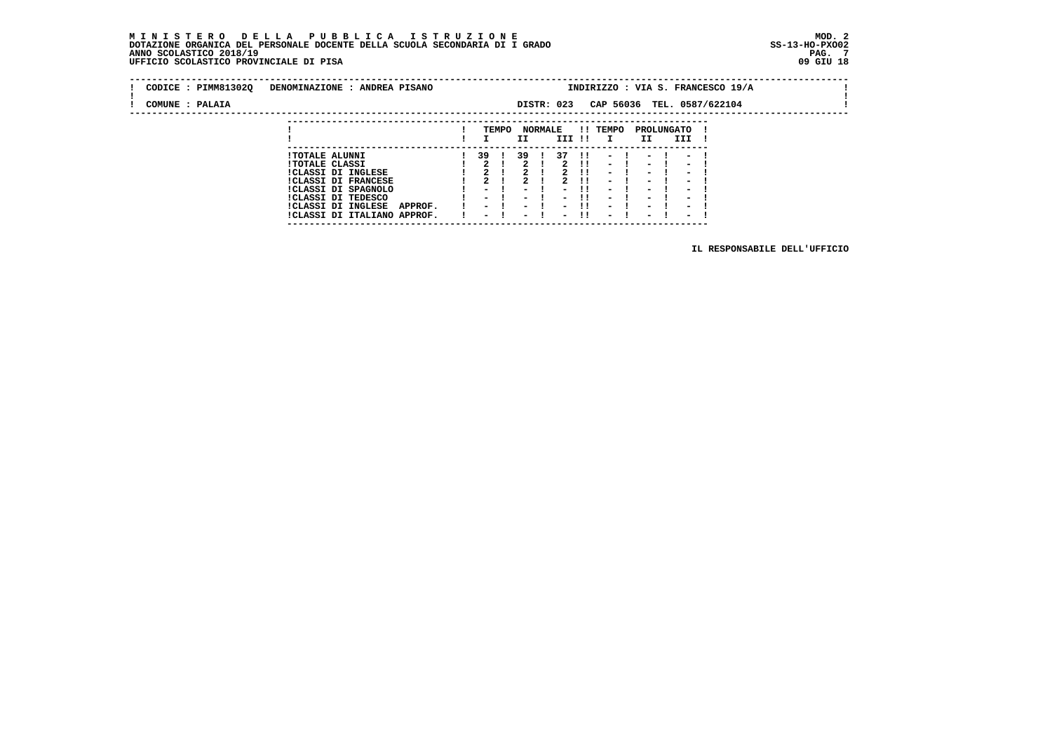**M I N I S T E R O   D E L L A   P U B B L I C A   I S T R U Z I O N E**
**DOTAZIONE ORGANICA DEL PERSONALE DOCENTE DELLA SCUOLA SECONDARIA DI I GRADO**
**ANNO SCOLASTICO 2018/19**
**UFFICIO SCOLASTICO PROVINCIALE DI PISA**

MOD. 2
SS-13-HO-PXO02
09 GIU 18

CODICE : PIMM81302Q   DENOMINAZIONE : ANDREA PISANO   INDIRIZZO : VIA S. FRANCESCO 19/A

COMUNE : PALAIA   DISTR: 023   CAP 56036   TEL. 0587/622104

| | TEMPO NORMALE | | | TEMPO PROLUNGATO | | |
|---|---|---|---|---|---|---|
| | I | II | III | I | II | III |
| TOTALE ALUNNI | 39 | 39 | 37 | - | - | - |
| TOTALE CLASSI | 2 | 2 | 2 | - | - | - |
| CLASSI DI INGLESE | 2 | 2 | 2 | - | - | - |
| CLASSI DI FRANCESE | 2 | 2 | 2 | - | - | - |
| CLASSI DI SPAGNOLO | - | - | - | - | - | - |
| CLASSI DI TEDESCO | - | - | - | - | - | - |
| CLASSI DI INGLESE APPROF. | - | - | - | - | - | - |
| CLASSI DI ITALIANO APPROF. | - | - | - | - | - | - |

IL RESPONSABILE DELL'UFFICIO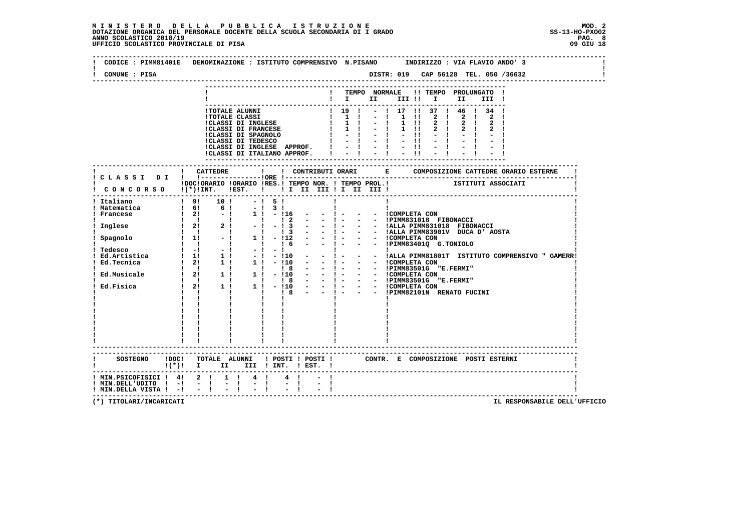**MINISTERO DELLA PUBBLICA ISTRUZIONE**
**DOTAZIONE ORGANICA DEL PERSONALE DOCENTE DELLA SCUOLA SECONDARIA DI I GRADO**
**ANNO SCOLASTICO 2018/19**
**UFFICIO SCOLASTICO PROVINCIALE DI PISA**

MOD. 2
SS-13-HO-PXO02
09 GIU 18

CODICE : PIMM81401E DENOMINAZIONE : ISTITUTO COMPRENSIVO N.PISANO INDIRIZZO : VIA FLAVIO ANDO' 3

COMUNE : PISA DISTR: 019 CAP 56128 TEL. 050 /36632

| | TEMPO NORMALE I | II | III | TEMPO PROLUNGATO I | II | III |
|---|---|---|---|---|---|---|
| TOTALE ALUNNI | 19 | - | 17 | 37 | 46 | 34 |
| TOTALE CLASSI | 1 | - | 1 | 2 | 2 | 2 |
| CLASSI DI INGLESE | 1 | - | 1 | 2 | 2 | 2 |
| CLASSI DI FRANCESE | 1 | - | 1 | 2 | 2 | 2 |
| CLASSI DI SPAGNOLO | - | - | - | - | - | - |
| CLASSI DI TEDESCO | - | - | - | - | - | - |
| CLASSI DI INGLESE APPROF. | - | - | - | - | - | - |
| CLASSI DI ITALIANO APPROF. | - | - | - | - | - | - |

| CLASSI DI CONCORSO | CATTEDRE DOC (*) | ORARIO INT. | ORARIO EST. | ORE RES. | TEMPO NOR. I | II | III | TEMPO PROL. I | II | III | COMPOSIZIONE CATTEDRE ORARIO ESTERNE - ISTITUTI ASSOCIATI |
|---|---|---|---|---|---|---|---|---|---|---|---|
| Italiano | 9 | 10 | - | 5 | | | | | | | |
| Matematica | 6 | 6 | - | 3 | | | | | | | |
| Francese | 2 | - | 1 | - | 16 | - | - | - | - | - | COMPLETA CON |
| | | | | | 2 | - | - | - | - | - | PIMM831018 FIBONACCI |
| Inglese | 2 | 2 | - | - | 3 | - | - | - | - | - | ALLA PIMM831018 FIBONACCI |
| | | | | | 3 | - | - | - | - | - | ALLA PIMM83901V DUCA D' AOSTA |
| Spagnolo | 1 | - | 1 | - | 12 | - | - | - | - | - | COMPLETA CON |
| | | | | | 6 | - | - | - | - | - | PIMM83401Q G.TONIOLO |
| Tedesco | - | - | - | - | | | | | | | |
| Ed.Artistica | 1 | 1 | - | - | 10 | - | - | - | - | - | ALLA PIMM81801T ISTITUTO COMPRENSIVO " GAMERR |
| Ed.Tecnica | 2 | 1 | 1 | - | 10 | - | - | - | - | - | COMPLETA CON |
| | | | | | 8 | - | - | - | - | - | PIMM83501G "E.FERMI" |
| Ed.Musicale | 2 | 1 | 1 | - | 10 | - | - | - | - | - | COMPLETA CON |
| | | | | | 8 | - | - | - | - | - | PIMM83501G "E.FERMI" |
| Ed.Fisica | 2 | 1 | 1 | - | 10 | - | - | - | - | - | COMPLETA CON |
| | | | | | 8 | - | - | - | - | - | PIMM82101N RENATO FUCINI |

| SOSTEGNO | DOC (*) | TOTALE ALUNNI I | II | III | POSTI INT. | POSTI EST. | CONTR. E COMPOSIZIONE POSTI ESTERNI |
|---|---|---|---|---|---|---|---|
| MIN.PSICOFISICI | 4 | 2 | 1 | 4 | 4 | - | |
| MIN.DELL'UDITO | - | - | - | - | - | - | |
| MIN.DELLA VISTA | - | - | - | - | - | - | |

(*) TITOLARI/INCARICATI

IL RESPONSABILE DELL'UFFICIO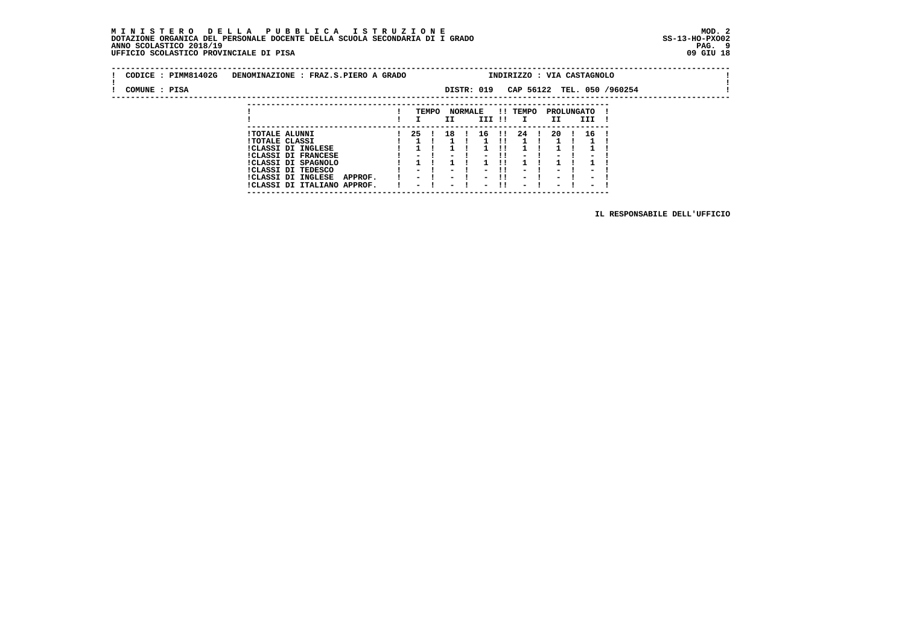CODICE : PIMM81402G   DENOMINAZIONE : FRAZ.S.PIERO A GRADO   INDIRIZZO : VIA CASTAGNOLO

COMUNE : PISA   DISTR: 019   CAP 56122   TEL. 050 /960254

| | TEMPO NORMALE | | | TEMPO PROLUNGATO | | |
|---|---|---|---|---|---|---|
| | I | II | III | I | II | III |
| TOTALE ALUNNI | 25 | 18 | 16 | 24 | 20 | 16 |
| TOTALE CLASSI | 1 | 1 | 1 | 1 | 1 | 1 |
| CLASSI DI INGLESE | 1 | 1 | 1 | 1 | 1 | 1 |
| CLASSI DI FRANCESE | - | - | - | - | - | - |
| CLASSI DI SPAGNOLO | 1 | 1 | 1 | 1 | 1 | 1 |
| CLASSI DI TEDESCO | - | - | - | - | - | - |
| CLASSI DI INGLESE APPROF. | - | - | - | - | - | - |
| CLASSI DI ITALIANO APPROF. | - | - | - | - | - | - |

IL RESPONSABILE DELL'UFFICIO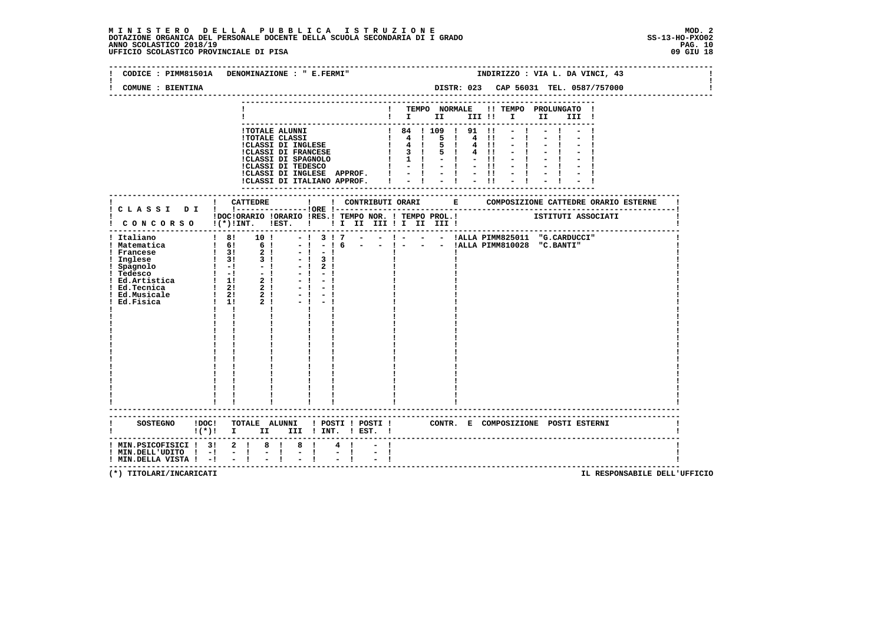**M I N I S T E R O   D E L L A   P U B B L I C A   I S T R U Z I O N E**
**DOTAZIONE ORGANICA DEL PERSONALE DOCENTE DELLA SCUOLA SECONDARIA DI I GRADO**
**ANNO SCOLASTICO 2018/19**
**UFFICIO SCOLASTICO PROVINCIALE DI PISA**

MOD. 2
SS-13-HO-PXO02
09 GIU 18

CODICE : PIMM81501A   DENOMINAZIONE : " E.FERMI"   INDIRIZZO : VIA L. DA VINCI, 43

COMUNE : BIENTINA   DISTR: 023   CAP 56031  TEL. 0587/757000

| | TEMPO NORMALE I | II | III | TEMPO PROLUNGATO I | II | III |
|---|---|---|---|---|---|---|
| TOTALE ALUNNI | 84 | 109 | 91 | - | - | - |
| TOTALE CLASSI | 4 | 5 | 4 | - | - | - |
| CLASSI DI INGLESE | 4 | 5 | 4 | - | - | - |
| CLASSI DI FRANCESE | 3 | 5 | 4 | - | - | - |
| CLASSI DI SPAGNOLO | 1 | - | - | - | - | - |
| CLASSI DI TEDESCO | - | - | - | - | - | - |
| CLASSI DI INGLESE APPROF. | - | - | - | - | - | - |
| CLASSI DI ITALIANO APPROF. | - | - | - | - | - | - |

| CLASSI DI CONCORSO | CATTEDRE DOC (*) | ORARIO INT. | ORARIO EST. | ORE RES. | TEMPO NOR. I | II | III | TEMPO PROL. I | II | III | COMPOSIZIONE CATTEDRE ORARIO ESTERNE - ISTITUTI ASSOCIATI |
|---|---|---|---|---|---|---|---|---|---|---|---|
| Italiano | 8 | 10 | - | 3 | 7 | - | - | - | - | - | ALLA PIMM825011 "G.CARDUCCI" |
| Matematica | 6 | 6 | - | - | 6 | - | - | - | - | - | ALLA PIMM810028 "C.BANTI" |
| Francese | 3 | 2 | - | - | | | | | | | |
| Inglese | 3 | 3 | - | 3 | | | | | | | |
| Spagnolo | - | - | - | 2 | | | | | | | |
| Tedesco | - | - | - | - | | | | | | | |
| Ed.Artistica | 1 | 2 | - | - | | | | | | | |
| Ed.Tecnica | 2 | 2 | - | - | | | | | | | |
| Ed.Musicale | 2 | 2 | - | - | | | | | | | |
| Ed.Fisica | 1 | 2 | - | - | | | | | | | |

| SOSTEGNO | DOC (*) | TOTALE ALUNNI I | II | III | POSTI INT. | POSTI EST. | CONTR. E COMPOSIZIONE POSTI ESTERNI |
|---|---|---|---|---|---|---|---|
| MIN.PSICOFISICI | 3 | 2 | 8 | 8 | 4 | - | |
| MIN.DELL'UDITO | - | - | - | - | - | - | |
| MIN.DELLA VISTA | - | - | - | - | - | - | |

(*) TITOLARI/INCARICATI

IL RESPONSABILE DELL'UFFICIO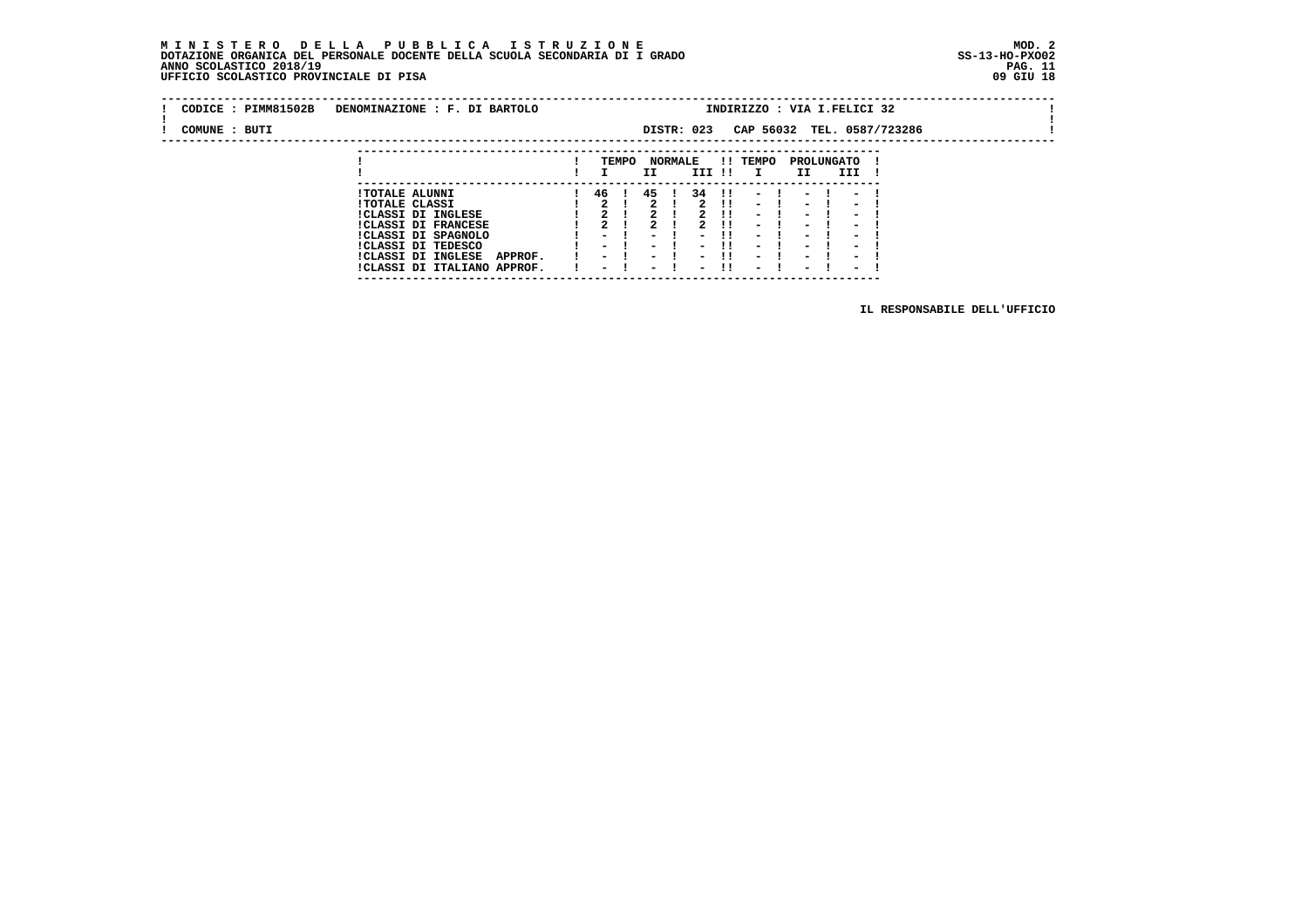**M I N I S T E R O   D E L L A   P U B B L I C A   I S T R U Z I O N E**
**DOTAZIONE ORGANICA DEL PERSONALE DOCENTE DELLA SCUOLA SECONDARIA DI I GRADO**
**ANNO SCOLASTICO 2018/19**
**UFFICIO SCOLASTICO PROVINCIALE DI PISA**

MOD. 2
SS-13-HO-PXO02
09 GIU 18

CODICE : PIMM81502B   DENOMINAZIONE : F. DI BARTOLO   INDIRIZZO : VIA I.FELICI 32

COMUNE : BUTI   DISTR: 023   CAP 56032   TEL. 0587/723286

| | TEMPO NORMALE I | II | III | TEMPO PROLUNGATO I | II | III |
|---|---|---|---|---|---|---|
| TOTALE ALUNNI | 46 | 45 | 34 | - | - | - |
| TOTALE CLASSI | 2 | 2 | 2 | - | - | - |
| CLASSI DI INGLESE | 2 | 2 | 2 | - | - | - |
| CLASSI DI FRANCESE | 2 | 2 | 2 | - | - | - |
| CLASSI DI SPAGNOLO | - | - | - | - | - | - |
| CLASSI DI TEDESCO | - | - | - | - | - | - |
| CLASSI DI INGLESE APPROF. | - | - | - | - | - | - |
| CLASSI DI ITALIANO APPROF. | - | - | - | - | - | - |

IL RESPONSABILE DELL'UFFICIO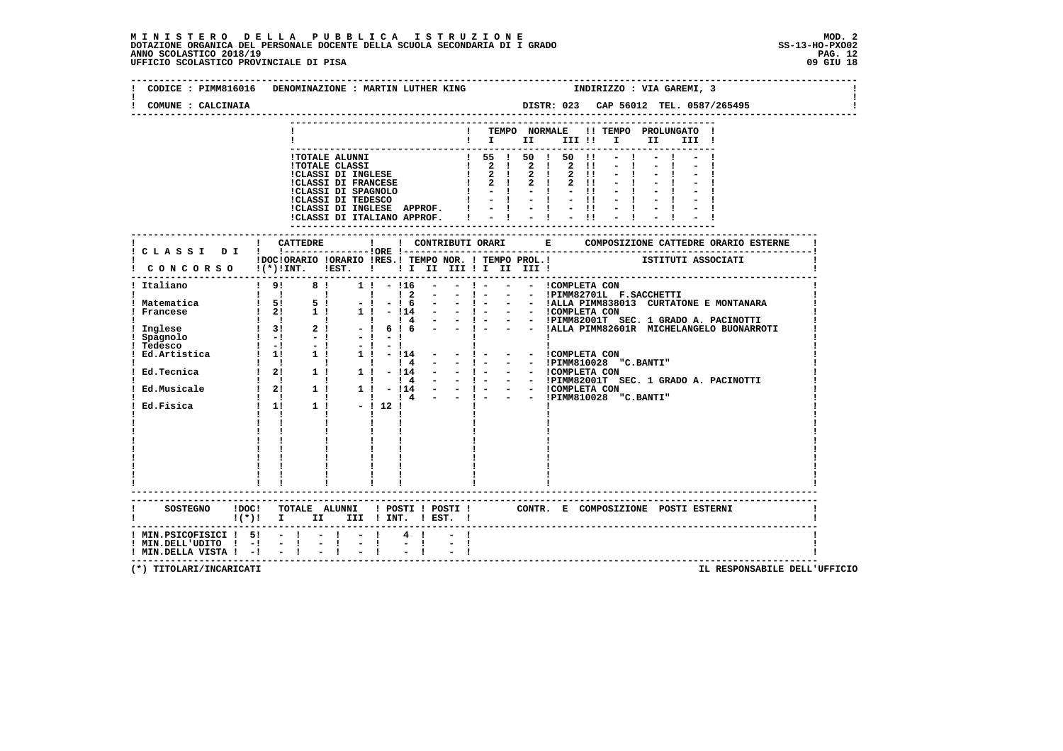**MINISTERO DELLA PUBBLICA ISTRUZIONE**
**DOTAZIONE ORGANICA DEL PERSONALE DOCENTE DELLA SCUOLA SECONDARIA DI I GRADO**
**ANNO SCOLASTICO 2018/19**
**UFFICIO SCOLASTICO PROVINCIALE DI PISA**

MOD. 2
SS-13-HO-PXO02
09 GIU 18

CODICE : PIMM816016 DENOMINAZIONE : MARTIN LUTHER KING — INDIRIZZO : VIA GAREMI, 3
COMUNE : CALCINAIA — DISTR: 023 CAP 56012 TEL. 0587/265495

| | TEMPO NORMALE I | II | III | TEMPO PROLUNGATO I | II | III |
|---|---|---|---|---|---|---|
| TOTALE ALUNNI | 55 | 50 | 50 | - | - | - |
| TOTALE CLASSI | 2 | 2 | 2 | - | - | - |
| CLASSI DI INGLESE | 2 | 2 | 2 | - | - | - |
| CLASSI DI FRANCESE | 2 | 2 | 2 | - | - | - |
| CLASSI DI SPAGNOLO | - | - | - | - | - | - |
| CLASSI DI TEDESCO | - | - | - | - | - | - |
| CLASSI DI INGLESE APPROF. | - | - | - | - | - | - |
| CLASSI DI ITALIANO APPROF. | - | - | - | - | - | - |

| CLASSI DI CONCORSO | DOC (*) | CATTEDRE ORARIO INT. | CATTEDRE ORARIO EST. | ORE RES. | TEMPO NOR. I | II | III | TEMPO PROL. I | II | III | COMPOSIZIONE CATTEDRE ORARIO ESTERNE - ISTITUTI ASSOCIATI |
|---|---|---|---|---|---|---|---|---|---|---|---|
| Italiano | 9 | 8 | 1 | - | 16 | - | - | - | - | - | COMPLETA CON |
| | | | | | 2 | - | - | - | - | - | PIMM82701L F.SACCHETTI |
| Matematica | 5 | 5 | - | - | 6 | - | - | - | - | - | ALLA PIMM838013 CURTATONE E MONTANARA |
| Francese | 2 | 1 | 1 | - | 14 | - | - | - | - | - | COMPLETA CON |
| | | | | | 4 | - | - | - | - | - | PIMM82001T SEC. 1 GRADO A. PACINOTTI |
| Inglese | 3 | 2 | - | 6 | 6 | - | - | - | - | - | ALLA PIMM82601R MICHELANGELO BUONARROTI |
| Spagnolo | - | - | - | - | | | | | | | |
| Tedesco | - | - | - | - | | | | | | | |
| Ed.Artistica | 1 | 1 | 1 | - | 14 | - | - | - | - | - | COMPLETA CON |
| | | | | | 4 | - | - | - | - | - | PIMM810028 "C.BANTI" |
| Ed.Tecnica | 2 | 1 | 1 | - | 14 | - | - | - | - | - | COMPLETA CON |
| | | | | | 4 | - | - | - | - | - | PIMM82001T SEC. 1 GRADO A. PACINOTTI |
| Ed.Musicale | 2 | 1 | 1 | - | 14 | - | - | - | - | - | COMPLETA CON |
| | | | | | 4 | - | - | - | - | - | PIMM810028 "C.BANTI" |
| Ed.Fisica | 1 | 1 | - | 12 | | | | | | | |

| SOSTEGNO | DOC (*) | TOTALE ALUNNI I | II | III | POSTI INT. | POSTI EST. | CONTR. E COMPOSIZIONE POSTI ESTERNI |
|---|---|---|---|---|---|---|---|
| MIN.PSICOFISICI | 5 | - | - | - | 4 | - | |
| MIN.DELL'UDITO | - | - | - | - | - | - | |
| MIN.DELLA VISTA | - | - | - | - | - | - | |

(*) TITOLARI/INCARICATI

IL RESPONSABILE DELL'UFFICIO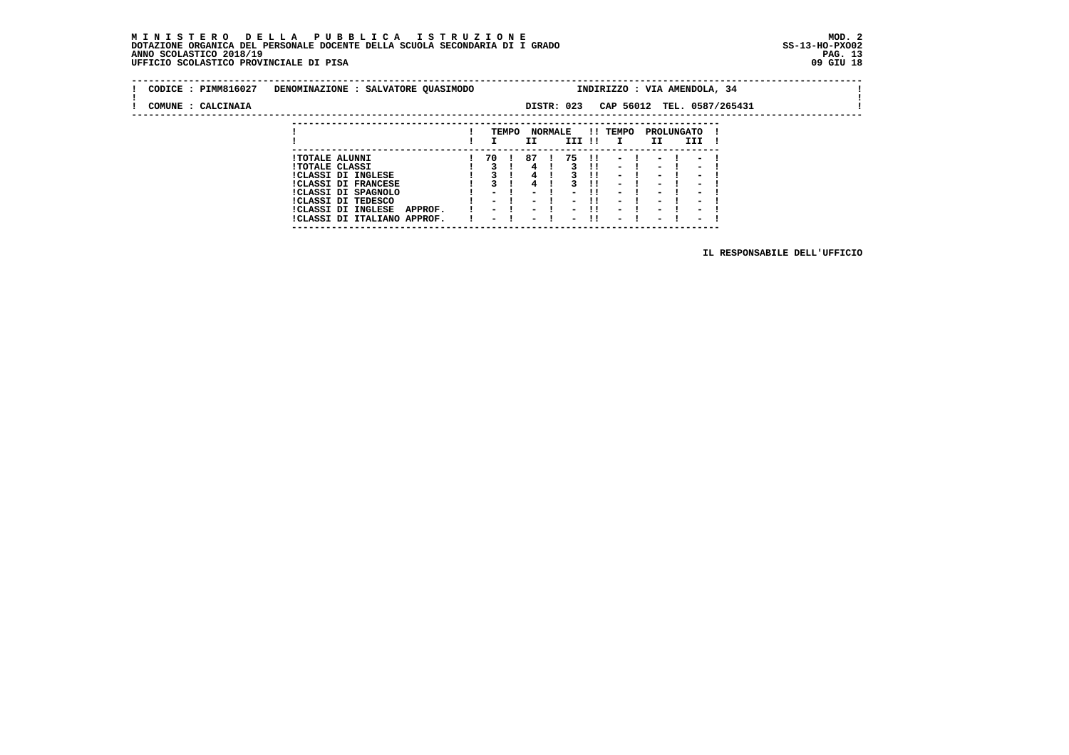**M I N I S T E R O   D E L L A   P U B B L I C A   I S T R U Z I O N E**
**DOTAZIONE ORGANICA DEL PERSONALE DOCENTE DELLA SCUOLA SECONDARIA DI I GRADO**
**ANNO SCOLASTICO 2018/19**
**UFFICIO SCOLASTICO PROVINCIALE DI PISA**

MOD. 2
SS-13-HO-PXO02
09 GIU 18

CODICE : PIMM816027   DENOMINAZIONE : SALVATORE QUASIMODO   INDIRIZZO : VIA AMENDOLA, 34

COMUNE : CALCINAIA   DISTR: 023   CAP 56012   TEL. 0587/265431

| | TEMPO NORMALE | | | TEMPO PROLUNGATO | | |
|---|---|---|---|---|---|---|
| | I | II | III | I | II | III |
| TOTALE ALUNNI | 70 | 87 | 75 | - | - | - |
| TOTALE CLASSI | 3 | 4 | 3 | - | - | - |
| CLASSI DI INGLESE | 3 | 4 | 3 | - | - | - |
| CLASSI DI FRANCESE | 3 | 4 | 3 | - | - | - |
| CLASSI DI SPAGNOLO | - | - | - | - | - | - |
| CLASSI DI TEDESCO | - | - | - | - | - | - |
| CLASSI DI INGLESE APPROF. | - | - | - | - | - | - |
| CLASSI DI ITALIANO APPROF. | - | - | - | - | - | - |

IL RESPONSABILE DELL'UFFICIO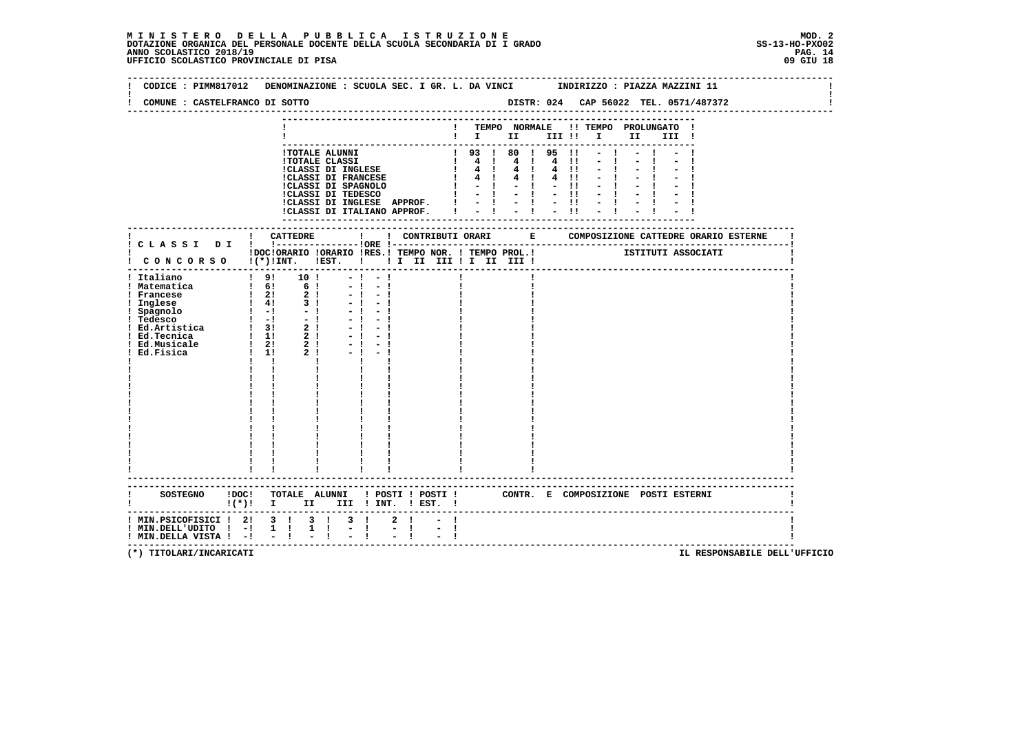**M I N I S T E R O   D E L L A   P U B B L I C A   I S T R U Z I O N E**
**DOTAZIONE ORGANICA DEL PERSONALE DOCENTE DELLA SCUOLA SECONDARIA DI I GRADO**
**ANNO SCOLASTICO 2018/19**
**UFFICIO SCOLASTICO PROVINCIALE DI PISA**

MOD. 2
SS-13-HO-PXO02
09 GIU 18

CODICE : PIMM817012   DENOMINAZIONE : SCUOLA SEC. I GR. L. DA VINCI   INDIRIZZO : PIAZZA MAZZINI 11

COMUNE : CASTELFRANCO DI SOTTO   DISTR: 024   CAP 56022   TEL. 0571/487372

| | TEMPO NORMALE I | II | III | TEMPO PROLUNGATO I | II | III |
|---|---|---|---|---|---|---|
| TOTALE ALUNNI | 93 | 80 | 95 | - | - | - |
| TOTALE CLASSI | 4 | 4 | 4 | - | - | - |
| CLASSI DI INGLESE | 4 | 4 | 4 | - | - | - |
| CLASSI DI FRANCESE | 4 | 4 | 4 | - | - | - |
| CLASSI DI SPAGNOLO | - | - | - | - | - | - |
| CLASSI DI TEDESCO | - | - | - | - | - | - |
| CLASSI DI INGLESE APPROF. | - | - | - | - | - | - |
| CLASSI DI ITALIANO APPROF. | - | - | - | - | - | - |

| CLASSI DI CONCORSO | CATTEDRE DOC (*) | CATTEDRE ORARIO INT. | ORARIO EST. | ORE RES. | CONTRIBUTI ORARI TEMPO NOR. I II III | CONTRIBUTI ORARI TEMPO PROL. I II III | COMPOSIZIONE CATTEDRE ORARIO ESTERNE - ISTITUTI ASSOCIATI |
|---|---|---|---|---|---|---|---|
| Italiano | 9 | 10 | - | - | | | |
| Matematica | 6 | 6 | - | - | | | |
| Francese | 2 | 2 | - | - | | | |
| Inglese | 4 | 3 | - | - | | | |
| Spagnolo | - | - | - | - | | | |
| Tedesco | - | - | - | - | | | |
| Ed.Artistica | 3 | 2 | - | - | | | |
| Ed.Tecnica | 1 | 2 | - | - | | | |
| Ed.Musicale | 2 | 2 | - | - | | | |
| Ed.Fisica | 1 | 2 | - | - | | | |

| SOSTEGNO | DOC (*) | TOTALE ALUNNI I | II | III | POSTI INT. | POSTI EST. | CONTR. E COMPOSIZIONE POSTI ESTERNI |
|---|---|---|---|---|---|---|---|
| MIN.PSICOFISICI | 2 | 3 | 3 | 3 | 2 | - | |
| MIN.DELL'UDITO | - | 1 | 1 | - | - | - | |
| MIN.DELLA VISTA | - | - | - | - | - | - | |

(*) TITOLARI/INCARICATI

IL RESPONSABILE DELL'UFFICIO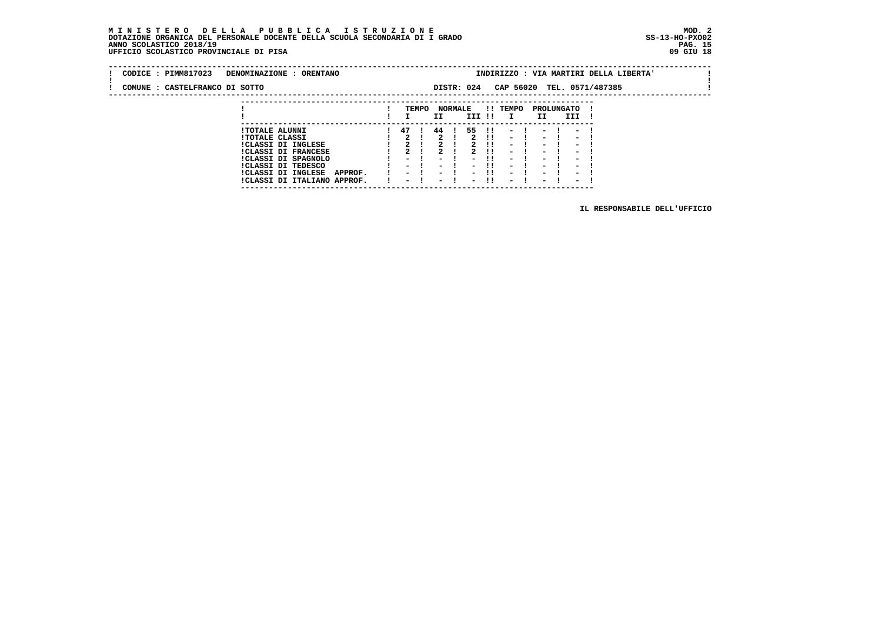**M I N I S T E R O   D E L L A   P U B B L I C A   I S T R U Z I O N E**
**DOTAZIONE ORGANICA DEL PERSONALE DOCENTE DELLA SCUOLA SECONDARIA DI I GRADO**
**ANNO SCOLASTICO 2018/19**
**UFFICIO SCOLASTICO PROVINCIALE DI PISA**

MOD. 2
SS-13-HO-PXO02
09 GIU 18

CODICE : PIMM817023   DENOMINAZIONE : ORENTANO   INDIRIZZO : VIA MARTIRI DELLA LIBERTA'

COMUNE : CASTELFRANCO DI SOTTO   DISTR: 024   CAP 56020   TEL. 0571/487385

| | TEMPO NORMALE | | | TEMPO PROLUNGATO | | |
|---|---|---|---|---|---|---|
| | I | II | III | I | II | III |
| TOTALE ALUNNI | 47 | 44 | 55 | - | - | - |
| TOTALE CLASSI | 2 | 2 | 2 | - | - | - |
| CLASSI DI INGLESE | 2 | 2 | 2 | - | - | - |
| CLASSI DI FRANCESE | 2 | 2 | 2 | - | - | - |
| CLASSI DI SPAGNOLO | - | - | - | - | - | - |
| CLASSI DI TEDESCO | - | - | - | - | - | - |
| CLASSI DI INGLESE APPROF. | - | - | - | - | - | - |
| CLASSI DI ITALIANO APPROF. | - | - | - | - | - | - |

IL RESPONSABILE DELL'UFFICIO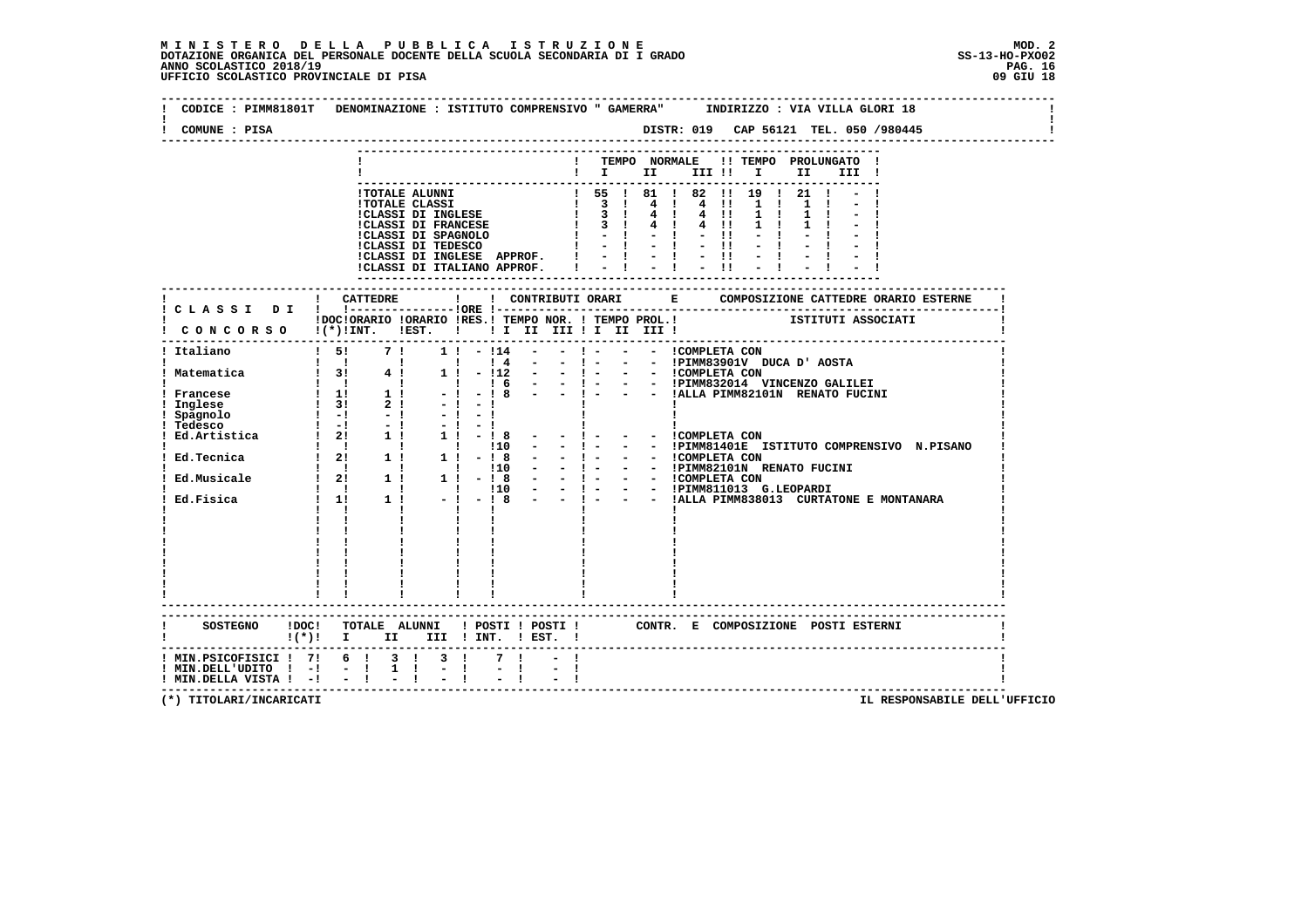**MINISTERO DELLA PUBBLICA ISTRUZIONE**
**DOTAZIONE ORGANICA DEL PERSONALE DOCENTE DELLA SCUOLA SECONDARIA DI I GRADO**
**ANNO SCOLASTICO 2018/19**
**UFFICIO SCOLASTICO PROVINCIALE DI PISA**

MOD. 2
SS-13-HO-PXO02
09 GIU 18

CODICE : PIMM81801T DENOMINAZIONE : ISTITUTO COMPRENSIVO " GAMERRA" INDIRIZZO : VIA VILLA GLORI 18

COMUNE : PISA DISTR: 019 CAP 56121 TEL. 050 /980445

| | TEMPO NORMALE I | II | III | TEMPO PROLUNGATO I | II | III |
|---|---|---|---|---|---|---|
| TOTALE ALUNNI | 55 | 81 | 82 | 19 | 21 | - |
| TOTALE CLASSI | 3 | 4 | 4 | 1 | 1 | - |
| CLASSI DI INGLESE | 3 | 4 | 4 | 1 | 1 | - |
| CLASSI DI FRANCESE | 3 | 4 | 4 | 1 | 1 | - |
| CLASSI DI SPAGNOLO | - | - | - | - | - | - |
| CLASSI DI TEDESCO | - | - | - | - | - | - |
| CLASSI DI INGLESE APPROF. | - | - | - | - | - | - |
| CLASSI DI ITALIANO APPROF. | - | - | - | - | - | - |

| CLASSI DI CONCORSO | CATTEDRE DOC (*) | CATTEDRE ORARIO INT. | CATTEDRE ORARIO EST. | ORE RES. | TEMPO NOR. I | II | III | TEMPO PROL. I | II | III | COMPOSIZIONE CATTEDRE ORARIO ESTERNE - ISTITUTI ASSOCIATI |
|---|---|---|---|---|---|---|---|---|---|---|---|
| Italiano | 5 | 7 | 1 | - | 14 | - | - | - | - | - | COMPLETA CON |
| | | | | | 4 | - | - | - | - | - | PIMM83901V DUCA D' AOSTA |
| Matematica | 3 | 4 | 1 | - | 12 | - | - | - | - | - | COMPLETA CON |
| | | | | | 6 | - | - | - | - | - | PIMM832014 VINCENZO GALILEI |
| Francese | 1 | 1 | - | - | 8 | - | - | - | - | - | ALLA PIMM82101N RENATO FUCINI |
| Inglese | 3 | 2 | - | - | | | | | | | |
| Spagnolo | - | - | - | - | | | | | | | |
| Tedesco | - | - | - | - | | | | | | | |
| Ed.Artistica | 2 | 1 | 1 | - | 8 | - | - | - | - | - | COMPLETA CON |
| | | | | | 10 | - | - | - | - | - | PIMM81401E ISTITUTO COMPRENSIVO N.PISANO |
| Ed.Tecnica | 2 | 1 | 1 | - | 8 | - | - | - | - | - | COMPLETA CON |
| | | | | | 10 | - | - | - | - | - | PIMM82101N RENATO FUCINI |
| Ed.Musicale | 2 | 1 | 1 | - | 8 | - | - | - | - | - | COMPLETA CON |
| | | | | | 10 | - | - | - | - | - | PIMM811013 G.LEOPARDI |
| Ed.Fisica | 1 | 1 | - | - | 8 | - | - | - | - | - | ALLA PIMM838013 CURTATONE E MONTANARA |

| SOSTEGNO | DOC (*) | TOTALE ALUNNI I | II | III | POSTI INT. | POSTI EST. | CONTR. E COMPOSIZIONE POSTI ESTERNI |
|---|---|---|---|---|---|---|---|
| MIN.PSICOFISICI | 7 | 6 | 3 | 3 | 7 | - | |
| MIN.DELL'UDITO | - | - | 1 | - | - | - | |
| MIN.DELLA VISTA | - | - | - | - | - | - | |

(*) TITOLARI/INCARICATI

IL RESPONSABILE DELL'UFFICIO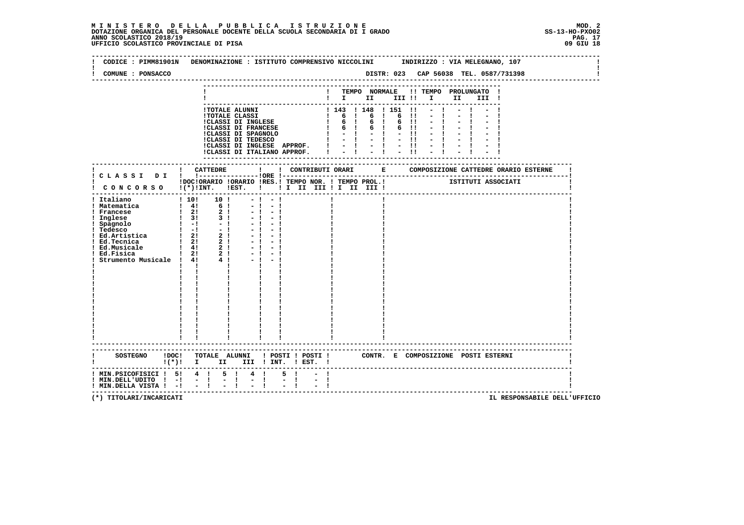**M I N I S T E R O   D E L L A   P U B B L I C A   I S T R U Z I O N E**
**DOTAZIONE ORGANICA DEL PERSONALE DOCENTE DELLA SCUOLA SECONDARIA DI I GRADO**
**ANNO SCOLASTICO 2018/19**
**UFFICIO SCOLASTICO PROVINCIALE DI PISA**

MOD. 2
SS-13-HO-PXO02
09 GIU 18

CODICE : PIMM81901N   DENOMINAZIONE : ISTITUTO COMPRENSIVO NICCOLINI   INDIRIZZO : VIA MELEGNANO, 107

COMUNE : PONSACCO   DISTR: 023   CAP 56038   TEL. 0587/731398

| | TEMPO NORMALE I | II | III | TEMPO PROLUNGATO I | II | III |
|---|---|---|---|---|---|---|
| TOTALE ALUNNI | 143 | 148 | 151 | - | - | - |
| TOTALE CLASSI | 6 | 6 | 6 | - | - | - |
| CLASSI DI INGLESE | 6 | 6 | 6 | - | - | - |
| CLASSI DI FRANCESE | 6 | 6 | 6 | - | - | - |
| CLASSI DI SPAGNOLO | - | - | - | - | - | - |
| CLASSI DI TEDESCO | - | - | - | - | - | - |
| CLASSI DI INGLESE APPROF. | - | - | - | - | - | - |
| CLASSI DI ITALIANO APPROF. | - | - | - | - | - | - |

| CLASSI DI CONCORSO | CATTEDRE DOC (*) | ORARIO INT. | ORARIO EST. | ORE RES. | CONTRIBUTI ORARI TEMPO NOR. I II III | TEMPO PROL. I II III | COMPOSIZIONE CATTEDRE ORARIO ESTERNE - ISTITUTI ASSOCIATI |
|---|---|---|---|---|---|---|---|
| Italiano | 10 | 10 | - | - | | | |
| Matematica | 4 | 6 | - | - | | | |
| Francese | 2 | 2 | - | - | | | |
| Inglese | 3 | 3 | - | - | | | |
| Spagnolo | - | - | - | - | | | |
| Tedesco | - | - | - | - | | | |
| Ed.Artistica | 2 | 2 | - | - | | | |
| Ed.Tecnica | 2 | 2 | - | - | | | |
| Ed.Musicale | 4 | 2 | - | - | | | |
| Ed.Fisica | 2 | 2 | - | - | | | |
| Strumento Musicale | 4 | 4 | - | - | | | |

| SOSTEGNO | DOC (*) | TOTALE ALUNNI I | II | III | POSTI INT. | POSTI EST. | CONTR. E COMPOSIZIONE POSTI ESTERNI |
|---|---|---|---|---|---|---|---|
| MIN.PSICOFISICI | 5 | 4 | 5 | 4 | 5 | - | |
| MIN.DELL'UDITO | - | - | - | - | - | - | |
| MIN.DELLA VISTA | - | - | - | - | - | - | |

(*) TITOLARI/INCARICATI

IL RESPONSABILE DELL'UFFICIO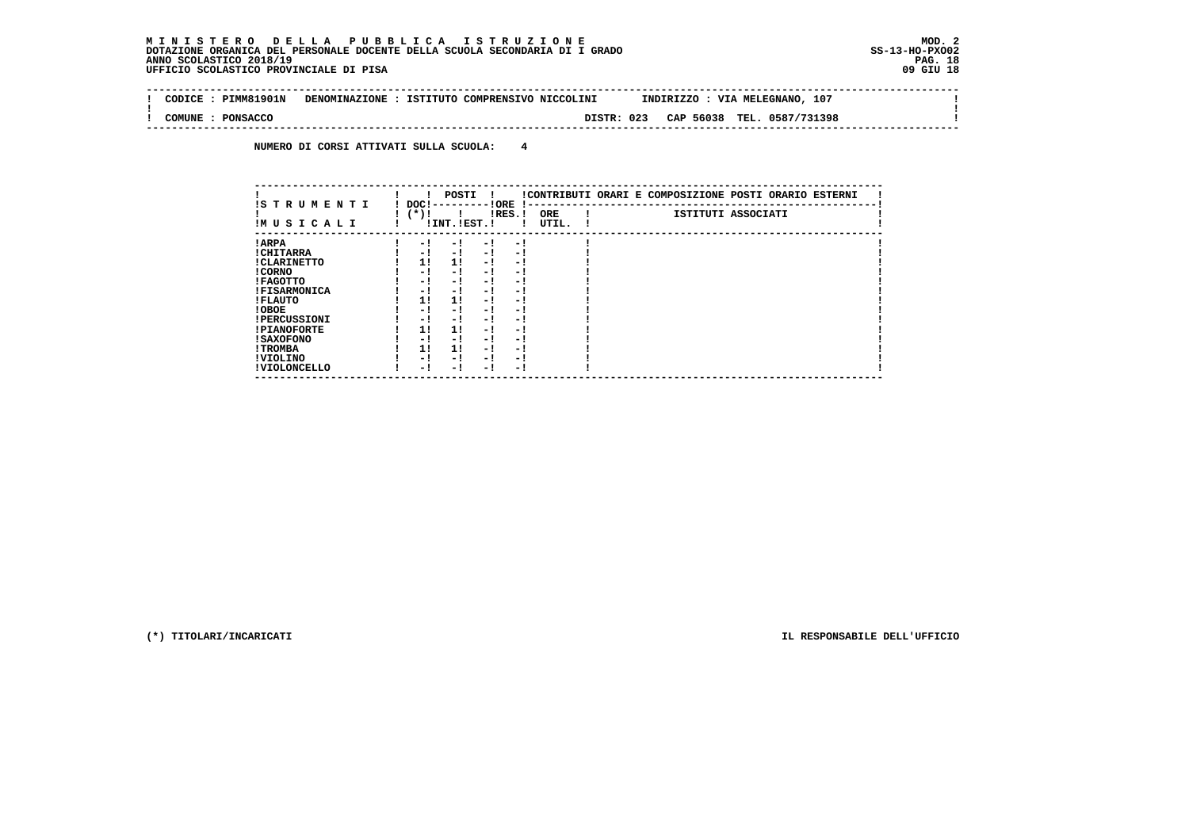**M I N I S T E R O   D E L L A   P U B B L I C A   I S T R U Z I O N E**
**DOTAZIONE ORGANICA DEL PERSONALE DOCENTE DELLA SCUOLA SECONDARIA DI I GRADO**
**ANNO SCOLASTICO 2018/19**
**UFFICIO SCOLASTICO PROVINCIALE DI PISA**

MOD. 2
SS-13-HO-PXO02
09 GIU 18

| CODICE : PIMM81901N | DENOMINAZIONE : ISTITUTO COMPRENSIVO NICCOLINI | INDIRIZZO : VIA MELEGNANO, 107 |
|---|---|---|
| COMUNE : PONSACCO | DISTR: 023 CAP 56038 TEL. 0587/731398 | |

**NUMERO DI CORSI ATTIVATI SULLA SCUOLA: 4**

| S T R U M E N T I M U S I C A L I | DOC (*) | POSTI INT. | POSTI EST. | ORE RES. | ORE UTIL. | ISTITUTI ASSOCIATI |
|---|---|---|---|---|---|---|
| ARPA | - | - | - | - | | |
| CHITARRA | - | - | - | - | | |
| CLARINETTO | 1 | 1 | - | - | | |
| CORNO | - | - | - | - | | |
| FAGOTTO | - | - | - | - | | |
| FISARMONICA | - | - | - | - | | |
| FLAUTO | 1 | 1 | - | - | | |
| OBOE | - | - | - | - | | |
| PERCUSSIONI | - | - | - | - | | |
| PIANOFORTE | 1 | 1 | - | - | | |
| SAXOFONO | - | - | - | - | | |
| TROMBA | 1 | 1 | - | - | | |
| VIOLINO | - | - | - | - | | |
| VIOLONCELLO | - | - | - | - | | |

(*) TITOLARI/INCARICATI

IL RESPONSABILE DELL'UFFICIO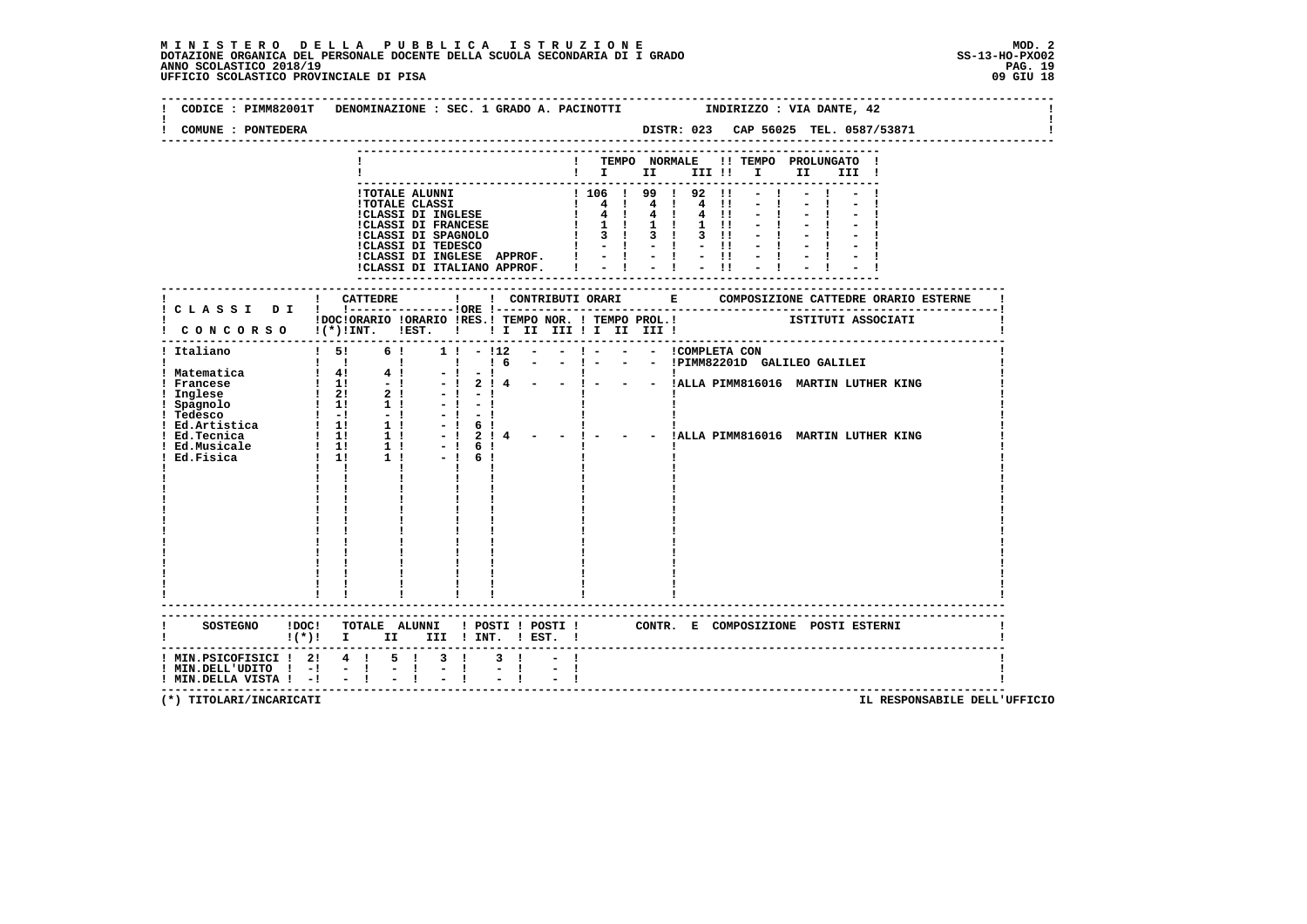**M I N I S T E R O D E L L A P U B B L I C A I S T R U Z I O N E** MOD. 2
**DOTAZIONE ORGANICA DEL PERSONALE DOCENTE DELLA SCUOLA SECONDARIA DI I GRADO** SS-13-HO-PXO02
**ANNO SCOLASTICO 2018/19**
**UFFICIO SCOLASTICO PROVINCIALE DI PISA** 09 GIU 18

CODICE : PIMM82001T DENOMINAZIONE : SEC. 1 GRADO A. PACINOTTI INDIRIZZO : VIA DANTE, 42
COMUNE : PONTEDERA DISTR: 023 CAP 56025 TEL. 0587/53871

| | TEMPO NORMALE I | II | III | TEMPO PROLUNGATO I | II | III |
|---|---|---|---|---|---|---|
| TOTALE ALUNNI | 106 | 99 | 92 | - | - | - |
| TOTALE CLASSI | 4 | 4 | 4 | - | - | - |
| CLASSI DI INGLESE | 4 | 4 | 4 | - | - | - |
| CLASSI DI FRANCESE | 1 | 1 | 1 | - | - | - |
| CLASSI DI SPAGNOLO | 3 | 3 | 3 | - | - | - |
| CLASSI DI TEDESCO | - | - | - | - | - | - |
| CLASSI DI INGLESE APPROF. | - | - | - | - | - | - |
| CLASSI DI ITALIANO APPROF. | - | - | - | - | - | - |

| CLASSI DI CONCORSO | CATTEDRE DOC (*) INT. | ORARIO INT. | ORARIO EST. | ORE RES. | CONTRIBUTI ORARI TEMPO NOR. I | II | III | TEMPO PROL. I | II | III | COMPOSIZIONE CATTEDRE ORARIO ESTERNE E ISTITUTI ASSOCIATI |
|---|---|---|---|---|---|---|---|---|---|---|---|
| Italiano | 5 | 6 | 1 | - | 12 | - | - | - | - | - | COMPLETA CON |
| | | | | | 6 | - | - | - | - | - | PIMM82201D GALILEO GALILEI |
| Matematica | 4 | 4 | - | - | | | | | | | |
| Francese | 1 | - | - | 2 | 4 | - | - | - | - | - | ALLA PIMM816016 MARTIN LUTHER KING |
| Inglese | 2 | 2 | - | - | | | | | | | |
| Spagnolo | 1 | 1 | - | - | | | | | | | |
| Tedesco | - | - | - | - | | | | | | | |
| Ed.Artistica | 1 | 1 | - | 6 | | | | | | | |
| Ed.Tecnica | 1 | 1 | - | 2 | 4 | - | - | - | - | - | ALLA PIMM816016 MARTIN LUTHER KING |
| Ed.Musicale | 1 | 1 | - | 6 | | | | | | | |
| Ed.Fisica | 1 | 1 | - | 6 | | | | | | | |

| SOSTEGNO | DOC (*) | TOTALE ALUNNI I | II | III | POSTI INT. | POSTI EST. | CONTR. E COMPOSIZIONE POSTI ESTERNI |
|---|---|---|---|---|---|---|---|
| MIN.PSICOFISICI | 2 | 4 | 5 | 3 | 3 | - | |
| MIN.DELL'UDITO | - | - | - | - | - | - | |
| MIN.DELLA VISTA | - | - | - | - | - | - | |

(*) TITOLARI/INCARICATI IL RESPONSABILE DELL'UFFICIO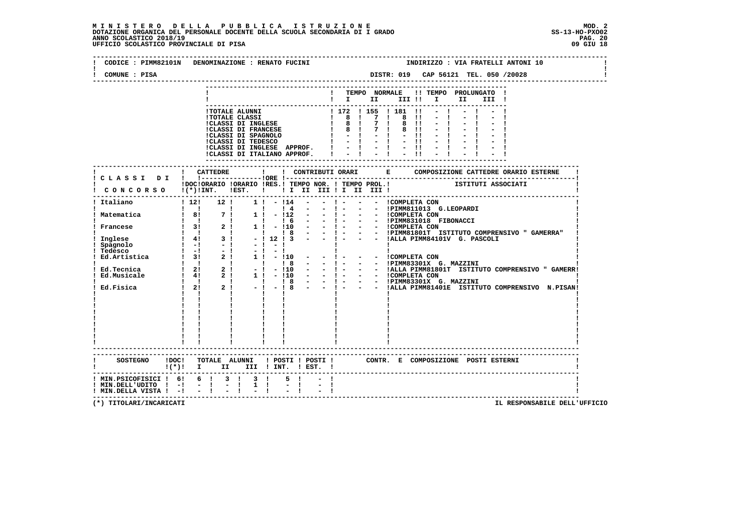**MINISTERO DELLA PUBBLICA ISTRUZIONE**
**DOTAZIONE ORGANICA DEL PERSONALE DOCENTE DELLA SCUOLA SECONDARIA DI I GRADO**
**ANNO SCOLASTICO 2018/19**
**UFFICIO SCOLASTICO PROVINCIALE DI PISA**

MOD. 2
SS-13-HO-PXO02
09 GIU 18

CODICE : PIMM82101N  DENOMINAZIONE : RENATO FUCINI  INDIRIZZO : VIA FRATELLI ANTONI 10
COMUNE : PISA  DISTR: 019  CAP 56121  TEL. 050 /20028

| | TEMPO NORMALE I | II | III | TEMPO PROLUNGATO I | II | III |
|---|---|---|---|---|---|---|
| TOTALE ALUNNI | 172 | 155 | 181 | - | - | - |
| TOTALE CLASSI | 8 | 7 | 8 | - | - | - |
| CLASSI DI INGLESE | 8 | 7 | 8 | - | - | - |
| CLASSI DI FRANCESE | 8 | 7 | 8 | - | - | - |
| CLASSI DI SPAGNOLO | - | - | - | - | - | - |
| CLASSI DI TEDESCO | - | - | - | - | - | - |
| CLASSI DI INGLESE APPROF. | - | - | - | - | - | - |
| CLASSI DI ITALIANO APPROF. | - | - | - | - | - | - |

| CLASSI DI CONCORSO | CATTEDRE DOC (*) | ORARIO INT. | ORARIO EST. | ORE RES. | TEMPO NOR. I | II | III | TEMPO PROL. I | II | III | COMPOSIZIONE CATTEDRE ORARIO ESTERNE - ISTITUTI ASSOCIATI |
|---|---|---|---|---|---|---|---|---|---|---|---|
| Italiano | 12 | 12 | 1 | - | 14 | - | - | - | - | - | COMPLETA CON |
| | | | | | 4 | - | - | - | - | - | PIMM811013 G.LEOPARDI |
| Matematica | 8 | 7 | 1 | - | 12 | - | - | - | - | - | COMPLETA CON |
| | | | | | 6 | - | - | - | - | - | PIMM831018 FIBONACCI |
| Francese | 3 | 2 | 1 | - | 10 | - | - | - | - | - | COMPLETA CON |
| | | | | | 8 | - | - | - | - | - | PIMM81801T ISTITUTO COMPRENSIVO " GAMERRA" |
| Inglese | 4 | 3 | - | 12 | 3 | - | - | - | - | - | ALLA PIMM84101V G. PASCOLI |
| Spagnolo | - | - | - | - | | | | | | | |
| Tedesco | - | - | - | - | | | | | | | |
| Ed.Artistica | 3 | 2 | 1 | - | 10 | - | - | - | - | - | COMPLETA CON |
| | | | | | 8 | - | - | - | - | - | PIMM83301X G. MAZZINI |
| Ed.Tecnica | 2 | 2 | - | - | 10 | - | - | - | - | - | ALLA PIMM81801T ISTITUTO COMPRENSIVO " GAMERR |
| Ed.Musicale | 4 | 2 | 1 | - | 10 | - | - | - | - | - | COMPLETA CON |
| | | | | | 8 | - | - | - | - | - | PIMM83301X G. MAZZINI |
| Ed.Fisica | 2 | 2 | - | - | 8 | - | - | - | - | - | ALLA PIMM81401E ISTITUTO COMPRENSIVO N.PISAN |

| SOSTEGNO | DOC (*) | TOTALE ALUNNI I | II | III | POSTI INT. | POSTI EST. | CONTR. E COMPOSIZIONE POSTI ESTERNI |
|---|---|---|---|---|---|---|---|
| MIN.PSICOFISICI | 6 | 6 | 3 | 3 | 5 | - | |
| MIN.DELL'UDITO | - | - | - | 1 | - | - | |
| MIN.DELLA VISTA | - | - | - | - | - | - | |

(*) TITOLARI/INCARICATI

IL RESPONSABILE DELL'UFFICIO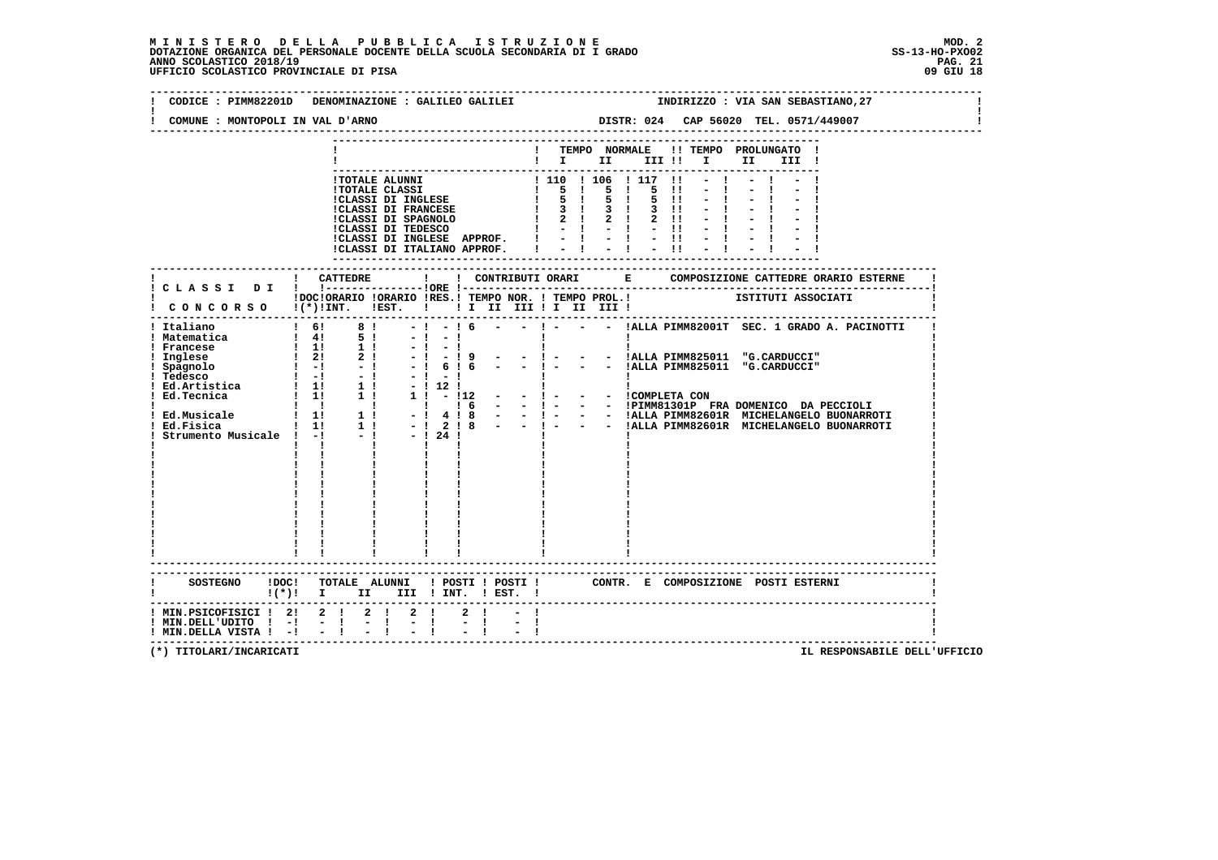**M I N I S T E R O   D E L L A   P U B B L I C A   I S T R U Z I O N E**
**DOTAZIONE ORGANICA DEL PERSONALE DOCENTE DELLA SCUOLA SECONDARIA DI I GRADO**
**ANNO SCOLASTICO 2018/19**
**UFFICIO SCOLASTICO PROVINCIALE DI PISA**

MOD. 2
SS-13-HO-PXO02
09 GIU 18

CODICE : PIMM82201D   DENOMINAZIONE : GALILEO GALILEI   INDIRIZZO : VIA SAN SEBASTIANO,27

COMUNE : MONTOPOLI IN VAL D'ARNO   DISTR: 024   CAP 56020   TEL. 0571/449007

| | TEMPO NORMALE I | II | III | TEMPO PROLUNGATO I | II | III |
|---|---|---|---|---|---|---|
| TOTALE ALUNNI | 110 | 106 | 117 | - | - | - |
| TOTALE CLASSI | 5 | 5 | 5 | - | - | - |
| CLASSI DI INGLESE | 5 | 5 | 5 | - | - | - |
| CLASSI DI FRANCESE | 3 | 3 | 3 | - | - | - |
| CLASSI DI SPAGNOLO | 2 | 2 | 2 | - | - | - |
| CLASSI DI TEDESCO | - | - | - | - | - | - |
| CLASSI DI INGLESE APPROF. | - | - | - | - | - | - |
| CLASSI DI ITALIANO APPROF. | - | - | - | - | - | - |

| CLASSI DI CONCORSO | CATTEDRE DOC (*) | ORARIO INT. | ORARIO EST. | ORE RES. | TEMPO NOR. I | II | III | TEMPO PROL. I | II | III | COMPOSIZIONE CATTEDRE ORARIO ESTERNE - ISTITUTI ASSOCIATI |
|---|---|---|---|---|---|---|---|---|---|---|---|
| Italiano | 6 | 8 | - | - | 6 | - | - | - | - | - | ALLA PIMM82001T SEC. 1 GRADO A. PACINOTTI |
| Matematica | 4 | 5 | - | - | | | | | | | |
| Francese | 1 | 1 | - | - | | | | | | | |
| Inglese | 2 | 2 | - | - | 9 | - | - | - | - | - | ALLA PIMM825011 "G.CARDUCCI" |
| Spagnolo | - | - | - | 6 | 6 | - | - | - | - | - | ALLA PIMM825011 "G.CARDUCCI" |
| Tedesco | - | - | - | - | | | | | | | |
| Ed.Artistica | 1 | 1 | - | 12 | | | | | | | |
| Ed.Tecnica | 1 | 1 | 1 | - | 12 | - | - | - | - | - | COMPLETA CON |
| | | | | | 6 | - | - | - | - | - | PIMM81301P FRA DOMENICO DA PECCIOLI |
| Ed.Musicale | 1 | 1 | - | 4 | 8 | - | - | - | - | - | ALLA PIMM82601R MICHELANGELO BUONARROTI |
| Ed.Fisica | 1 | 1 | - | 2 | 8 | - | - | - | - | - | ALLA PIMM82601R MICHELANGELO BUONARROTI |
| Strumento Musicale | - | - | - | 24 | | | | | | | |

| SOSTEGNO | DOC (*) | TOTALE ALUNNI I | II | III | POSTI INT. | POSTI EST. | CONTR. E COMPOSIZIONE POSTI ESTERNI |
|---|---|---|---|---|---|---|---|
| MIN.PSICOFISICI | 2 | 2 | 2 | 2 | 2 | - | |
| MIN.DELL'UDITO | - | - | - | - | - | - | |
| MIN.DELLA VISTA | - | - | - | - | - | - | |

(*) TITOLARI/INCARICATI

IL RESPONSABILE DELL'UFFICIO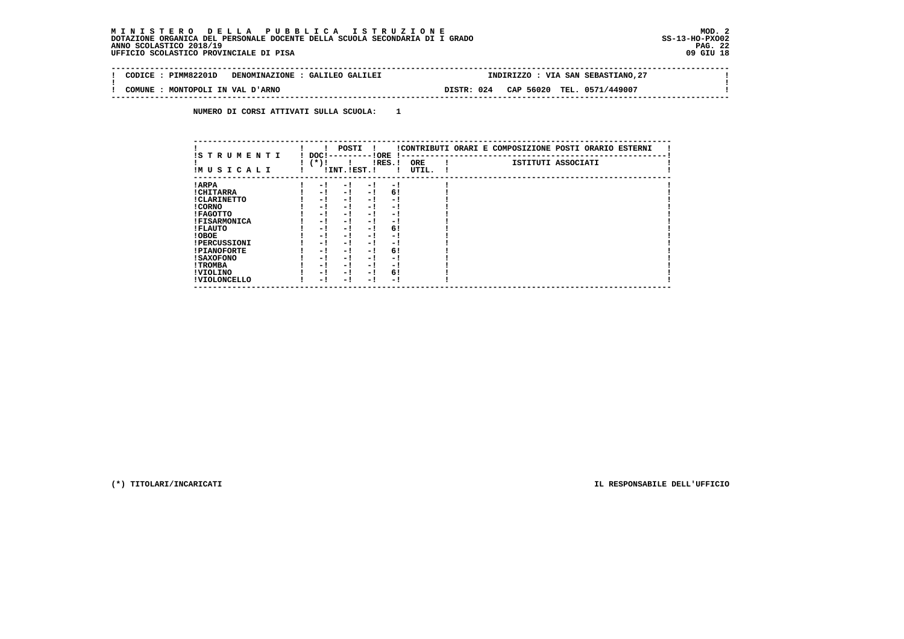**M I N I S T E R O   D E L L A   P U B B L I C A   I S T R U Z I O N E**
**DOTAZIONE ORGANICA DEL PERSONALE DOCENTE DELLA SCUOLA SECONDARIA DI I GRADO**
**ANNO SCOLASTICO 2018/19**
**UFFICIO SCOLASTICO PROVINCIALE DI PISA**

MOD. 2
SS-13-HO-PXO02
09 GIU 18

CODICE : PIMM82201D   DENOMINAZIONE : GALILEO GALILEI   INDIRIZZO : VIA SAN SEBASTIANO,27

COMUNE : MONTOPOLI IN VAL D'ARNO   DISTR: 024   CAP 56020   TEL. 0571/449007

NUMERO DI CORSI ATTIVATI SULLA SCUOLA: 1

| STRUMENTI MUSICALI | DOC (*) | POSTI INT. | POSTI EST. | ORE RES. | ORE UTIL. | ISTITUTI ASSOCIATI |
|---|---|---|---|---|---|---|
| ARPA | - | - | - | - | | |
| CHITARRA | - | - | - | 6 | | |
| CLARINETTO | - | - | - | - | | |
| CORNO | - | - | - | - | | |
| FAGOTTO | - | - | - | - | | |
| FISARMONICA | - | - | - | - | | |
| FLAUTO | - | - | - | 6 | | |
| OBOE | - | - | - | - | | |
| PERCUSSIONI | - | - | - | - | | |
| PIANOFORTE | - | - | - | 6 | | |
| SAXOFONO | - | - | - | - | | |
| TROMBA | - | - | - | - | | |
| VIOLINO | - | - | - | 6 | | |
| VIOLONCELLO | - | - | - | - | | |

(*) TITOLARI/INCARICATI

IL RESPONSABILE DELL'UFFICIO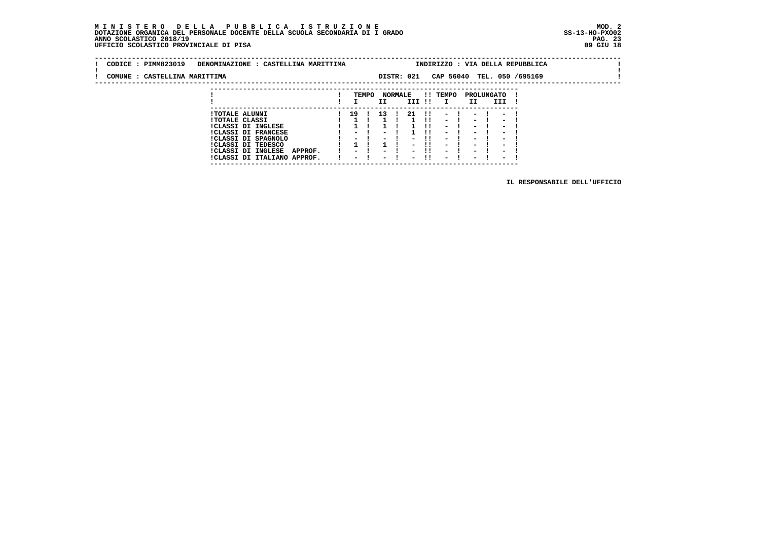**MINISTERO DELLA PUBBLICA ISTRUZIONE**
**DOTAZIONE ORGANICA DEL PERSONALE DOCENTE DELLA SCUOLA SECONDARIA DI I GRADO**
**ANNO SCOLASTICO 2018/19**
**UFFICIO SCOLASTICO PROVINCIALE DI PISA**

MOD. 2
SS-13-HO-PXO02
09 GIU 18

CODICE : PIMM823019 DENOMINAZIONE : CASTELLINA MARITTIMA INDIRIZZO : VIA DELLA REPUBBLICA

COMUNE : CASTELLINA MARITTIMA DISTR: 021 CAP 56040 TEL. 050 /695169

| | TEMPO NORMALE I | II | III | TEMPO PROLUNGATO I | II | III |
|---|---|---|---|---|---|---|
| TOTALE ALUNNI | 19 | 13 | 21 | - | - | - |
| TOTALE CLASSI | 1 | 1 | 1 | - | - | - |
| CLASSI DI INGLESE | 1 | 1 | 1 | - | - | - |
| CLASSI DI FRANCESE | - | - | 1 | - | - | - |
| CLASSI DI SPAGNOLO | - | - | - | - | - | - |
| CLASSI DI TEDESCO | 1 | 1 | - | - | - | - |
| CLASSI DI INGLESE APPROF. | - | - | - | - | - | - |
| CLASSI DI ITALIANO APPROF. | - | - | - | - | - | - |

IL RESPONSABILE DELL'UFFICIO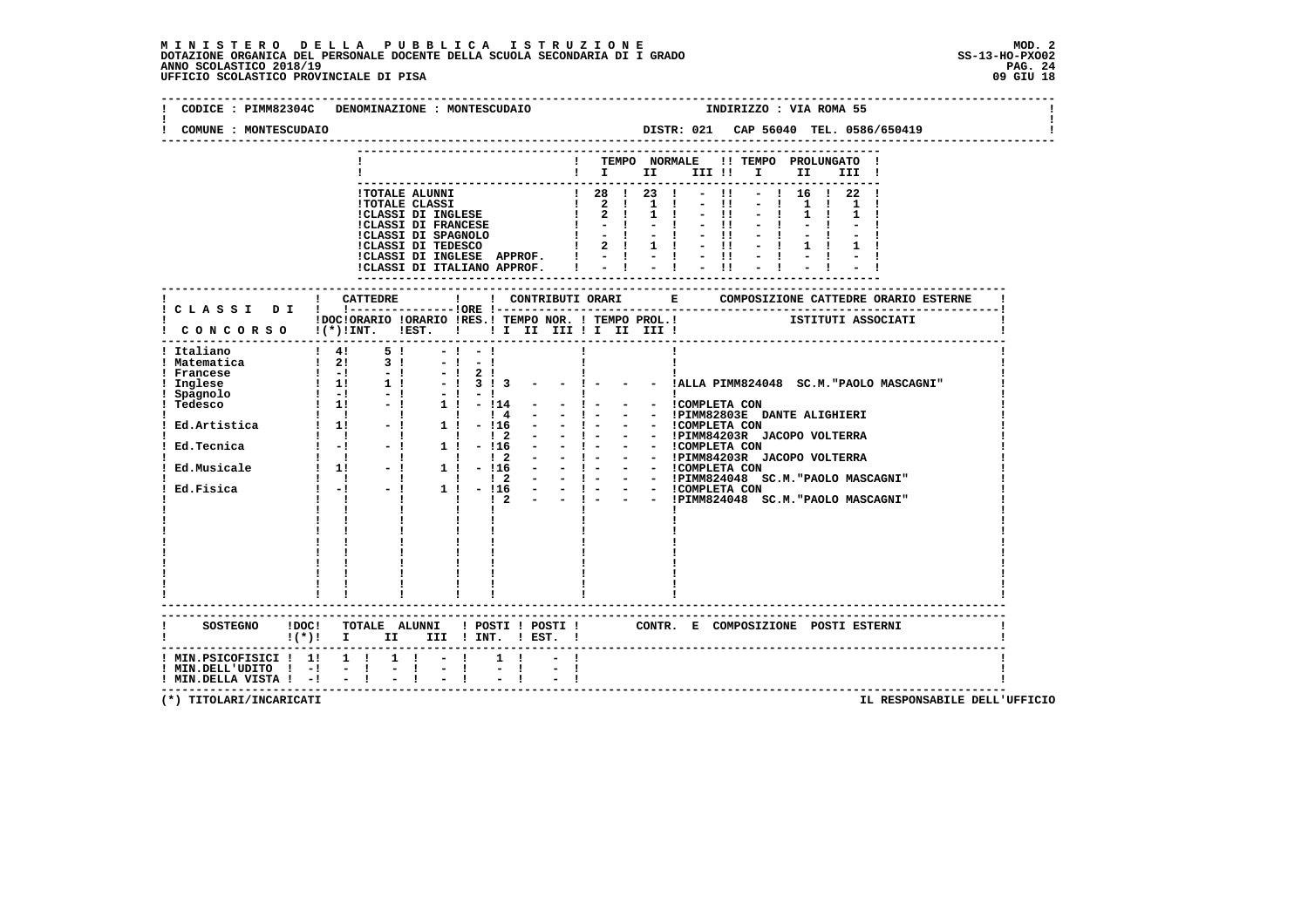**MINISTERO DELLA PUBBLICA ISTRUZIONE** MOD. 2
**DOTAZIONE ORGANICA DEL PERSONALE DOCENTE DELLA SCUOLA SECONDARIA DI I GRADO** SS-13-HO-PXO02
**ANNO SCOLASTICO 2018/19**
**UFFICIO SCOLASTICO PROVINCIALE DI PISA** 09 GIU 18

CODICE : PIMM82304C DENOMINAZIONE : MONTESCUDAIO INDIRIZZO : VIA ROMA 55
COMUNE : MONTESCUDAIO DISTR: 021 CAP 56040 TEL. 0586/650419

| | TEMPO NORMALE I | II | III | TEMPO PROLUNGATO I | II | III |
|---|---|---|---|---|---|---|
| TOTALE ALUNNI | 28 | 23 | - | - | 16 | 22 |
| TOTALE CLASSI | 2 | 1 | - | - | 1 | 1 |
| CLASSI DI INGLESE | 2 | 1 | - | - | 1 | 1 |
| CLASSI DI FRANCESE | - | - | - | - | - | - |
| CLASSI DI SPAGNOLO | - | - | - | - | - | - |
| CLASSI DI TEDESCO | 2 | 1 | - | - | 1 | 1 |
| CLASSI DI INGLESE APPROF. | - | - | - | - | - | - |
| CLASSI DI ITALIANO APPROF. | - | - | - | - | - | - |

| CLASSI DI CONCORSO | CATTEDRE DOC (*) | ORARIO INT. | ORARIO EST. | ORE RES. | TEMPO NOR. I | II | III | TEMPO PROL. I | II | III | COMPOSIZIONE CATTEDRE ORARIO ESTERNE - ISTITUTI ASSOCIATI |
|---|---|---|---|---|---|---|---|---|---|---|---|
| Italiano | 4 | 5 | - | - | | | | | | | |
| Matematica | 2 | 3 | - | - | | | | | | | |
| Francese | - | - | - | 2 | | | | | | | |
| Inglese | 1 | 1 | - | 3 | 3 | - | - | - | - | - | ALLA PIMM824048 SC.M."PAOLO MASCAGNI" |
| Spagnolo | - | - | - | - | | | | | | | |
| Tedesco | 1 | - | 1 | - | 14 | - | - | - | - | - | COMPLETA CON |
| | | | | | 4 | - | - | - | - | - | PIMM82803E DANTE ALIGHIERI |
| Ed.Artistica | 1 | - | 1 | - | 16 | - | - | - | - | - | COMPLETA CON |
| | | | | | 2 | - | - | - | - | - | PIMM84203R JACOPO VOLTERRA |
| Ed.Tecnica | - | - | 1 | - | 16 | - | - | - | - | - | COMPLETA CON |
| | | | | | 2 | - | - | - | - | - | PIMM84203R JACOPO VOLTERRA |
| Ed.Musicale | 1 | - | 1 | - | 16 | - | - | - | - | - | COMPLETA CON |
| | | | | | 2 | - | - | - | - | - | PIMM824048 SC.M."PAOLO MASCAGNI" |
| Ed.Fisica | - | - | 1 | - | 16 | - | - | - | - | - | COMPLETA CON |
| | | | | | 2 | - | - | - | - | - | PIMM824048 SC.M."PAOLO MASCAGNI" |

| SOSTEGNO | DOC (*) | TOTALE ALUNNI I | II | III | POSTI INT. | POSTI EST. | CONTR. E COMPOSIZIONE POSTI ESTERNI |
|---|---|---|---|---|---|---|---|
| MIN.PSICOFISICI | 1 | 1 | 1 | - | 1 | - | |
| MIN.DELL'UDITO | - | - | - | - | - | - | |
| MIN.DELLA VISTA | - | - | - | - | - | - | |

(*) TITOLARI/INCARICATI IL RESPONSABILE DELL'UFFICIO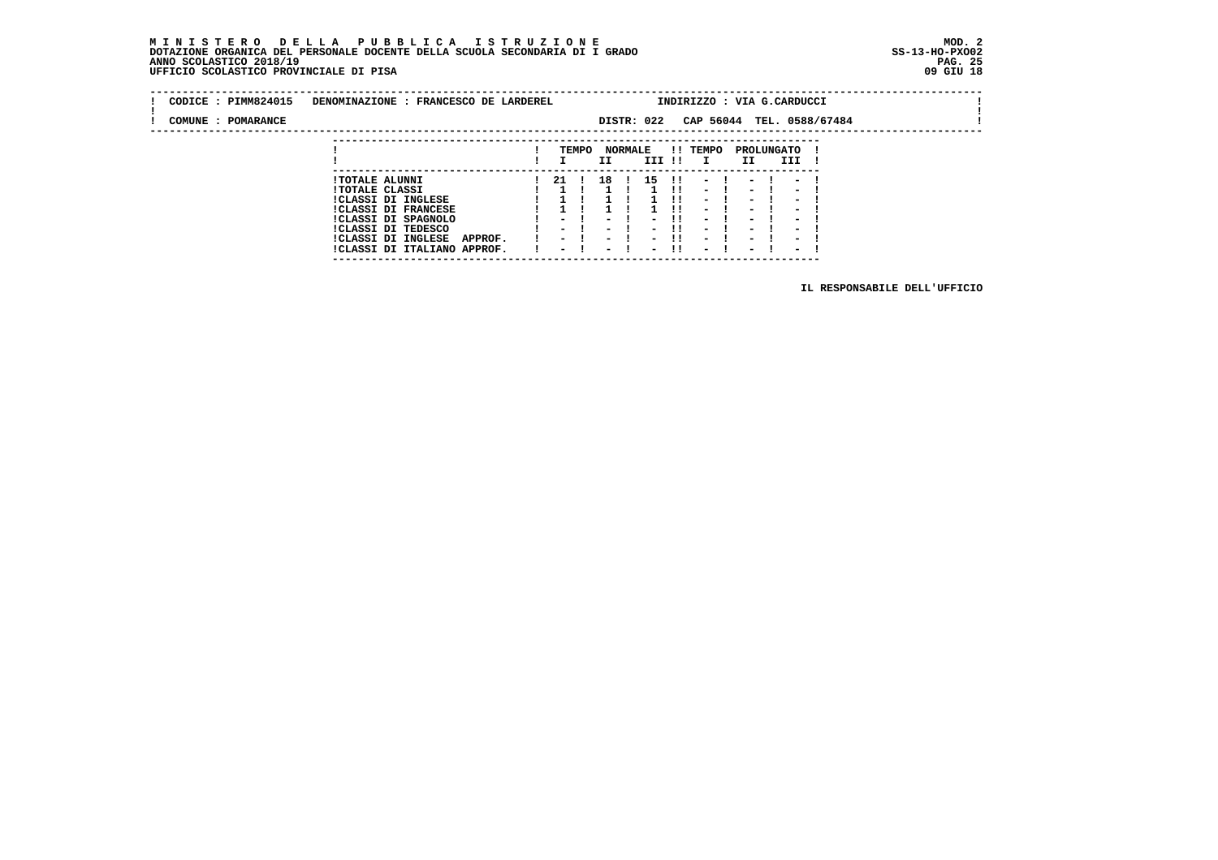**M I N I S T E R O   D E L L A   P U B B L I C A   I S T R U Z I O N E**
**DOTAZIONE ORGANICA DEL PERSONALE DOCENTE DELLA SCUOLA SECONDARIA DI I GRADO**
**ANNO SCOLASTICO 2018/19**
**UFFICIO SCOLASTICO PROVINCIALE DI PISA**

MOD. 2
SS-13-HO-PXO02
09 GIU 18

CODICE : PIMM824015   DENOMINAZIONE : FRANCESCO DE LARDEREL   INDIRIZZO : VIA G.CARDUCCI

COMUNE : POMARANCE   DISTR: 022   CAP 56044   TEL. 0588/67484

| | TEMPO NORMALE | | | TEMPO PROLUNGATO | | |
|---|---|---|---|---|---|---|
| | I | II | III | I | II | III |
| TOTALE ALUNNI | 21 | 18 | 15 | - | - | - |
| TOTALE CLASSI | 1 | 1 | 1 | - | - | - |
| CLASSI DI INGLESE | 1 | 1 | 1 | - | - | - |
| CLASSI DI FRANCESE | 1 | 1 | 1 | - | - | - |
| CLASSI DI SPAGNOLO | - | - | - | - | - | - |
| CLASSI DI TEDESCO | - | - | - | - | - | - |
| CLASSI DI INGLESE APPROF. | - | - | - | - | - | - |
| CLASSI DI ITALIANO APPROF. | - | - | - | - | - | - |

IL RESPONSABILE DELL'UFFICIO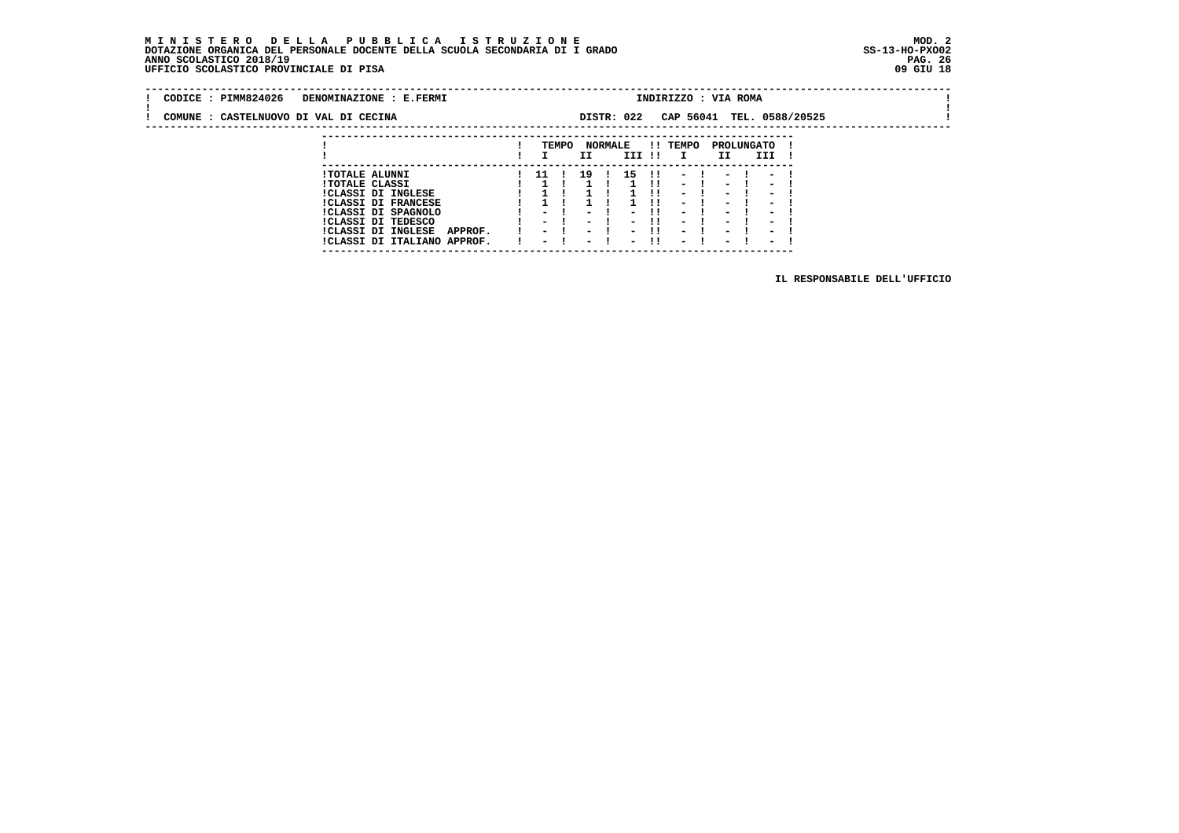**MINISTERO DELLA PUBBLICA ISTRUZIONE**
**DOTAZIONE ORGANICA DEL PERSONALE DOCENTE DELLA SCUOLA SECONDARIA DI I GRADO**
**ANNO SCOLASTICO 2018/19**
**UFFICIO SCOLASTICO PROVINCIALE DI PISA**

MOD. 2
SS-13-HO-PXO02
09 GIU 18

CODICE : PIMM824026 DENOMINAZIONE : E.FERMI INDIRIZZO : VIA ROMA

COMUNE : CASTELNUOVO DI VAL DI CECINA DISTR: 022 CAP 56041 TEL. 0588/20525

| | TEMPO NORMALE | | | TEMPO PROLUNGATO | | |
|---|---|---|---|---|---|---|
| | I | II | III | I | II | III |
| TOTALE ALUNNI | 11 | 19 | 15 | - | - | - |
| TOTALE CLASSI | 1 | 1 | 1 | - | - | - |
| CLASSI DI INGLESE | 1 | 1 | 1 | - | - | - |
| CLASSI DI FRANCESE | 1 | 1 | 1 | - | - | - |
| CLASSI DI SPAGNOLO | - | - | - | - | - | - |
| CLASSI DI TEDESCO | - | - | - | - | - | - |
| CLASSI DI INGLESE APPROF. | - | - | - | - | - | - |
| CLASSI DI ITALIANO APPROF. | - | - | - | - | - | - |

IL RESPONSABILE DELL'UFFICIO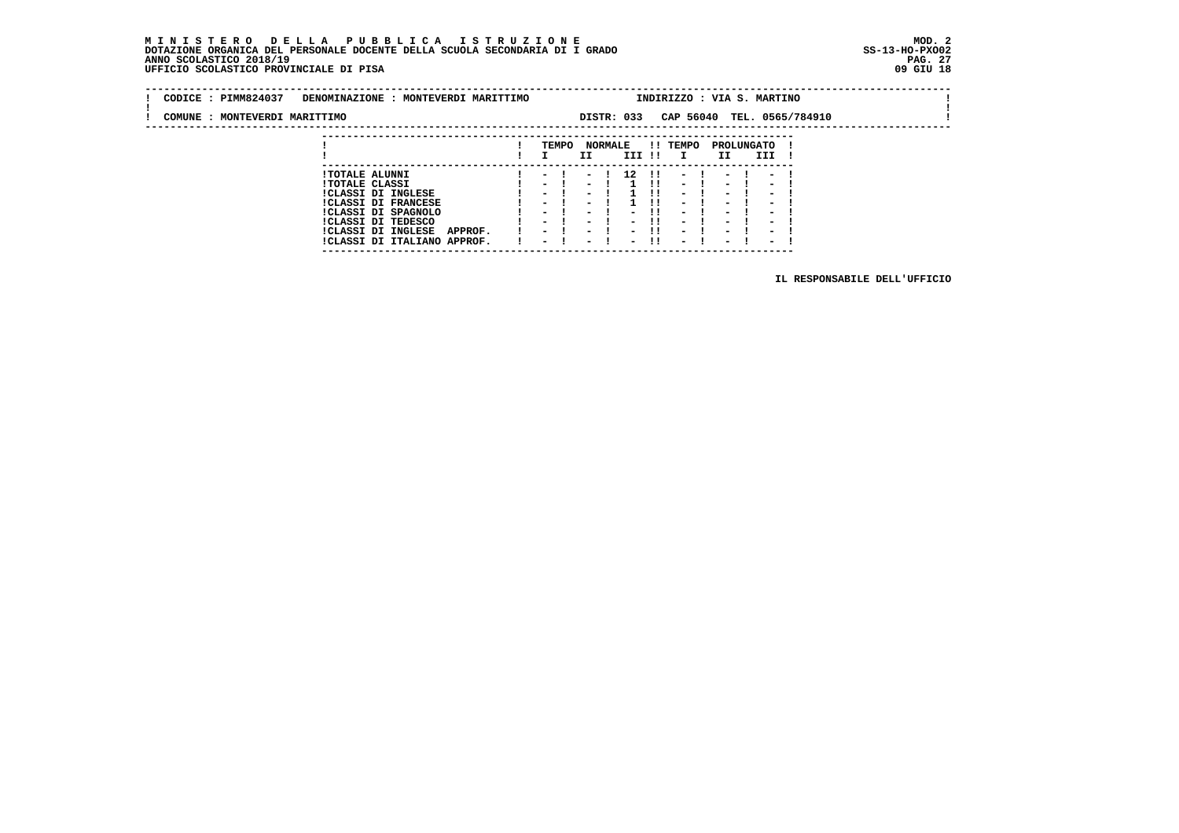**M I N I S T E R O   D E L L A   P U B B L I C A   I S T R U Z I O N E**
**DOTAZIONE ORGANICA DEL PERSONALE DOCENTE DELLA SCUOLA SECONDARIA DI I GRADO**
**ANNO SCOLASTICO 2018/19**
**UFFICIO SCOLASTICO PROVINCIALE DI PISA**

MOD. 2
SS-13-HO-PXO02
09 GIU 18

CODICE : PIMM824037   DENOMINAZIONE : MONTEVERDI MARITTIMO   INDIRIZZO : VIA S. MARTINO

COMUNE : MONTEVERDI MARITTIMO   DISTR: 033   CAP 56040   TEL. 0565/784910

| | TEMPO NORMALE I | II | III | TEMPO PROLUNGATO I | II | III |
|---|---|---|---|---|---|---|
| TOTALE ALUNNI | - | - | 12 | - | - | - |
| TOTALE CLASSI | - | - | 1 | - | - | - |
| CLASSI DI INGLESE | - | - | 1 | - | - | - |
| CLASSI DI FRANCESE | - | - | 1 | - | - | - |
| CLASSI DI SPAGNOLO | - | - | - | - | - | - |
| CLASSI DI TEDESCO | - | - | - | - | - | - |
| CLASSI DI INGLESE APPROF. | - | - | - | - | - | - |
| CLASSI DI ITALIANO APPROF. | - | - | - | - | - | - |

IL RESPONSABILE DELL'UFFICIO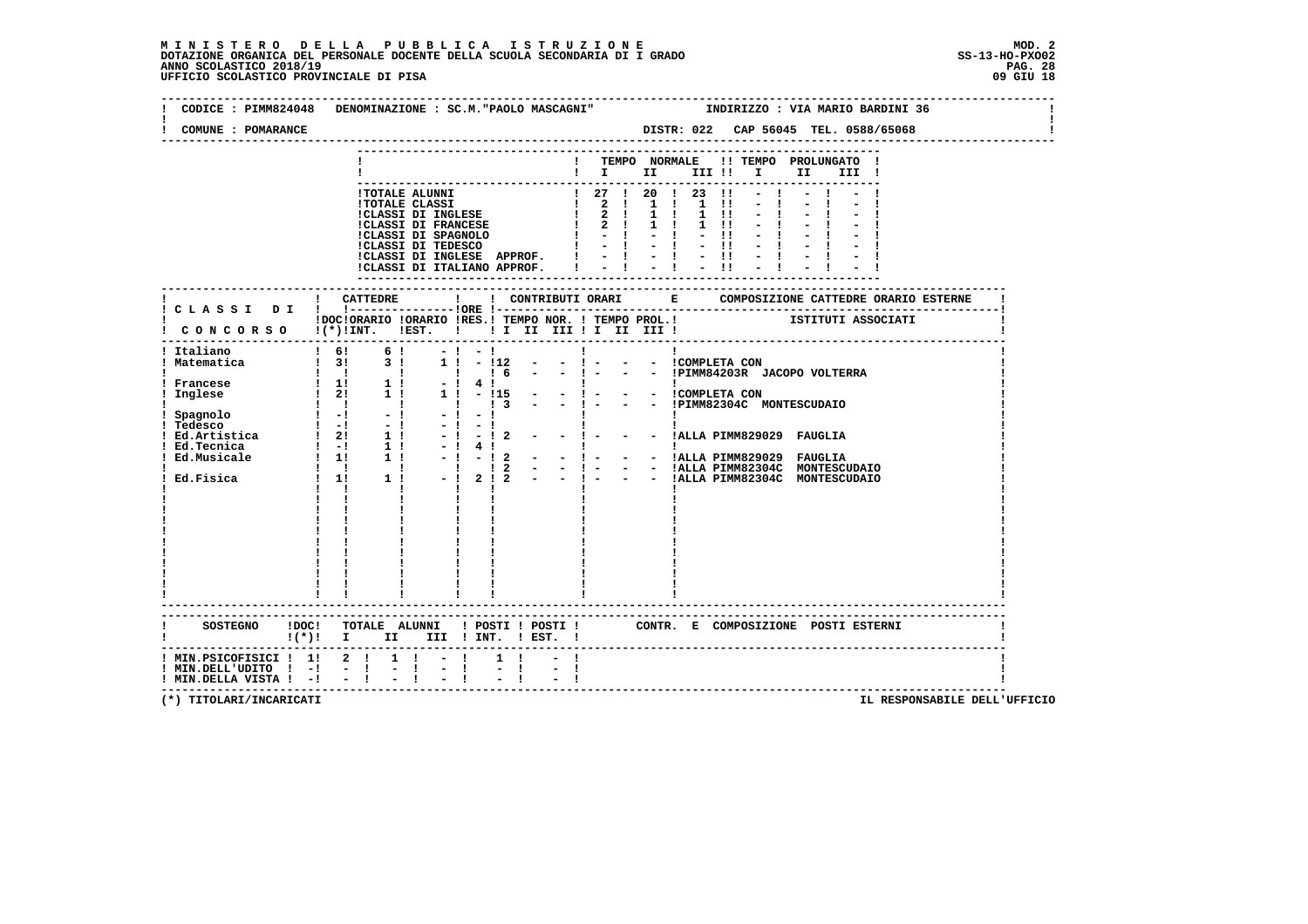**MINISTERO DELLA PUBBLICA ISTRUZIONE**
**DOTAZIONE ORGANICA DEL PERSONALE DOCENTE DELLA SCUOLA SECONDARIA DI I GRADO**
**ANNO SCOLASTICO 2018/19**
**UFFICIO SCOLASTICO PROVINCIALE DI PISA**

MOD. 2
SS-13-HO-PXO02
09 GIU 18

CODICE : PIMM824048 DENOMINAZIONE : SC.M."PAOLO MASCAGNI" INDIRIZZO : VIA MARIO BARDINI 36

COMUNE : POMARANCE DISTR: 022 CAP 56045 TEL. 0588/65068

| | TEMPO NORMALE I | II | III | TEMPO PROLUNGATO I | II | III |
|---|---|---|---|---|---|---|
| TOTALE ALUNNI | 27 | 20 | 23 | - | - | - |
| TOTALE CLASSI | 2 | 1 | 1 | - | - | - |
| CLASSI DI INGLESE | 2 | 1 | 1 | - | - | - |
| CLASSI DI FRANCESE | 2 | 1 | 1 | - | - | - |
| CLASSI DI SPAGNOLO | - | - | - | - | - | - |
| CLASSI DI TEDESCO | - | - | - | - | - | - |
| CLASSI DI INGLESE APPROF. | - | - | - | - | - | - |
| CLASSI DI ITALIANO APPROF. | - | - | - | - | - | - |

| CLASSI DI CONCORSO | DOC (*) | CATTEDRE ORARIO INT. | CATTEDRE ORARIO EST. | ORE RES. | TEMPO NOR. I | II | III | TEMPO PROL. I | II | III | COMPOSIZIONE CATTEDRE ORARIO ESTERNE - ISTITUTI ASSOCIATI |
|---|---|---|---|---|---|---|---|---|---|---|---|
| Italiano | 6 | 6 | - | - | | | | | | | |
| Matematica | 3 | 3 | 1 | - | 12 | - | - | - | - | - | COMPLETA CON |
| | | | | | 6 | - | - | - | - | - | PIMM84203R JACOPO VOLTERRA |
| Francese | 1 | 1 | - | 4 | | | | | | | |
| Inglese | 2 | 1 | 1 | - | 15 | - | - | - | - | - | COMPLETA CON |
| | | | | | 3 | - | - | - | - | - | PIMM82304C MONTESCUDAIO |
| Spagnolo | - | - | - | - | | | | | | | |
| Tedesco | - | - | - | - | | | | | | | |
| Ed.Artistica | 2 | 1 | - | - | 2 | - | - | - | - | - | ALLA PIMM829029 FAUGLIA |
| Ed.Tecnica | - | 1 | - | 4 | | | | | | | |
| Ed.Musicale | 1 | 1 | - | - | 2 | - | - | - | - | - | ALLA PIMM829029 FAUGLIA |
| | | | | | 2 | - | - | - | - | - | ALLA PIMM82304C MONTESCUDAIO |
| Ed.Fisica | 1 | 1 | - | 2 | 2 | - | - | - | - | - | ALLA PIMM82304C MONTESCUDAIO |

| SOSTEGNO | DOC (*) | TOTALE ALUNNI I | II | III | POSTI INT. | POSTI EST. | CONTR. E COMPOSIZIONE POSTI ESTERNI |
|---|---|---|---|---|---|---|---|
| MIN.PSICOFISICI | 1 | 2 | 1 | - | 1 | - | |
| MIN.DELL'UDITO | - | - | - | - | - | - | |
| MIN.DELLA VISTA | - | - | - | - | - | - | |

(*) TITOLARI/INCARICATI

IL RESPONSABILE DELL'UFFICIO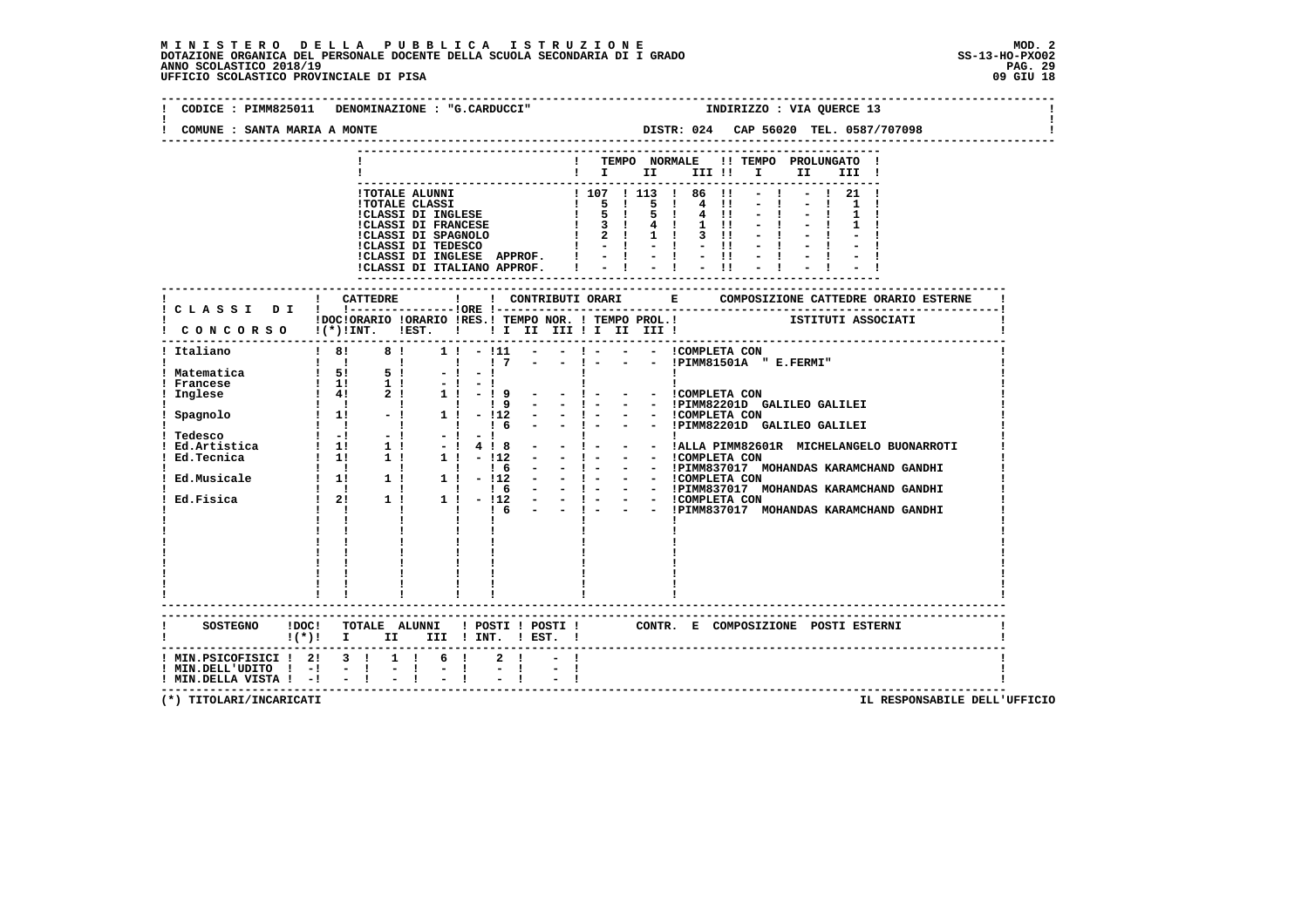**MINISTERO DELLA PUBBLICA ISTRUZIONE**
**DOTAZIONE ORGANICA DEL PERSONALE DOCENTE DELLA SCUOLA SECONDARIA DI I GRADO**
**ANNO SCOLASTICO 2018/19**
**UFFICIO SCOLASTICO PROVINCIALE DI PISA**

MOD. 2
SS-13-HO-PXO02
09 GIU 18

CODICE : PIMM825011 DENOMINAZIONE : "G.CARDUCCI" INDIRIZZO : VIA QUERCE 13
COMUNE : SANTA MARIA A MONTE DISTR: 024 CAP 56020 TEL. 0587/707098

| | TEMPO NORMALE I | II | III | TEMPO PROLUNGATO I | II | III |
|---|---|---|---|---|---|---|
| TOTALE ALUNNI | 107 | 113 | 86 | - | - | 21 |
| TOTALE CLASSI | 5 | 5 | 4 | - | - | 1 |
| CLASSI DI INGLESE | 5 | 5 | 4 | - | - | 1 |
| CLASSI DI FRANCESE | 3 | 4 | 1 | - | - | 1 |
| CLASSI DI SPAGNOLO | 2 | 1 | 3 | - | - | - |
| CLASSI DI TEDESCO | - | - | - | - | - | - |
| CLASSI DI INGLESE APPROF. | - | - | - | - | - | - |
| CLASSI DI ITALIANO APPROF. | - | - | - | - | - | - |

| CLASSI DI CONCORSO | CATTEDRE DOC (*) | ORARIO INT. | ORARIO EST. | ORE RES. | CONTR. TEMPO NOR. I | II | III | TEMPO PROL. I | II | III | COMPOSIZIONE CATTEDRE ORARIO ESTERNE - ISTITUTI ASSOCIATI |
|---|---|---|---|---|---|---|---|---|---|---|---|
| Italiano | 8 | 8 | 1 | - | 11 | - | - | - | - | - | COMPLETA CON |
| | | | | | 7 | - | - | - | - | - | PIMM81501A " E.FERMI" |
| Matematica | 5 | 5 | - | - | | | | | | | |
| Francese | 1 | 1 | - | - | | | | | | | |
| Inglese | 4 | 2 | 1 | - | 9 | - | - | - | - | - | COMPLETA CON |
| | | | | | 9 | - | - | - | - | - | PIMM82201D GALILEO GALILEI |
| Spagnolo | 1 | - | 1 | - | 12 | - | - | - | - | - | COMPLETA CON |
| | | | | | 6 | - | - | - | - | - | PIMM82201D GALILEO GALILEI |
| Tedesco | - | - | - | - | | | | | | | |
| Ed.Artistica | 1 | 1 | - | 4 | 8 | - | - | - | - | - | ALLA PIMM82601R MICHELANGELO BUONARROTI |
| Ed.Tecnica | 1 | 1 | 1 | - | 12 | - | - | - | - | - | COMPLETA CON |
| | | | | | 6 | - | - | - | - | - | PIMM837017 MOHANDAS KARAMCHAND GANDHI |
| Ed.Musicale | 1 | 1 | 1 | - | 12 | - | - | - | - | - | COMPLETA CON |
| | | | | | 6 | - | - | - | - | - | PIMM837017 MOHANDAS KARAMCHAND GANDHI |
| Ed.Fisica | 2 | 1 | 1 | - | 12 | - | - | - | - | - | COMPLETA CON |
| | | | | | 6 | - | - | - | - | - | PIMM837017 MOHANDAS KARAMCHAND GANDHI |

| SOSTEGNO | DOC (*) | TOTALE ALUNNI I | II | III | POSTI INT. | POSTI EST. | CONTR. E COMPOSIZIONE POSTI ESTERNI |
|---|---|---|---|---|---|---|---|
| MIN.PSICOFISICI | 2 | 3 | 1 | 6 | 2 | - | |
| MIN.DELL'UDITO | - | - | - | - | - | - | |
| MIN.DELLA VISTA | - | - | - | - | - | - | |

(*) TITOLARI/INCARICATI

IL RESPONSABILE DELL'UFFICIO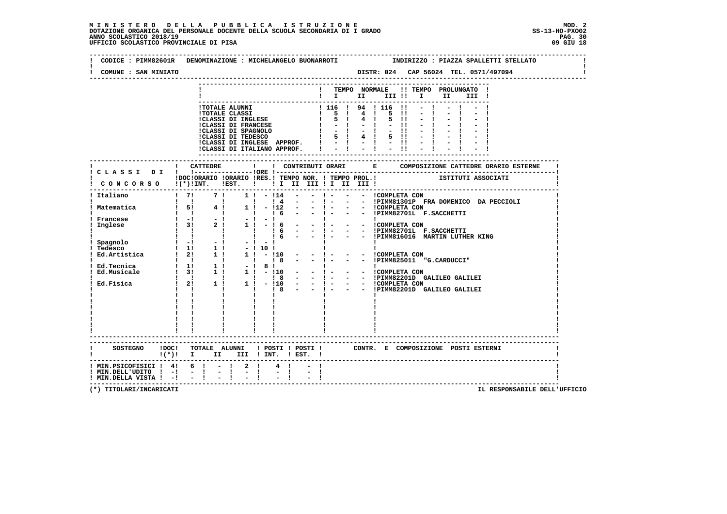**M I N I S T E R O   D E L L A   P U B B L I C A   I S T R U Z I O N E**
**DOTAZIONE ORGANICA DEL PERSONALE DOCENTE DELLA SCUOLA SECONDARIA DI I GRADO**
**ANNO SCOLASTICO 2018/19**
**UFFICIO SCOLASTICO PROVINCIALE DI PISA**

MOD. 2
SS-13-HO-PXO02
09 GIU 18

CODICE : PIMM82601R   DENOMINAZIONE : MICHELANGELO BUONARROTI   INDIRIZZO : PIAZZA SPALLETTI STELLATO

COMUNE : SAN MINIATO   DISTR: 024   CAP 56024  TEL. 0571/497094

| | TEMPO NORMALE I | II | III | TEMPO PROLUNGATO I | II | III |
|---|---|---|---|---|---|---|
| TOTALE ALUNNI | 116 | 94 | 116 | - | - | - |
| TOTALE CLASSI | 5 | 4 | 5 | - | - | - |
| CLASSI DI INGLESE | 5 | 4 | 5 | - | - | - |
| CLASSI DI FRANCESE | - | - | - | - | - | - |
| CLASSI DI SPAGNOLO | - | - | - | - | - | - |
| CLASSI DI TEDESCO | 5 | 4 | 5 | - | - | - |
| CLASSI DI INGLESE APPROF. | - | - | - | - | - | - |
| CLASSI DI ITALIANO APPROF. | - | - | - | - | - | - |

| CLASSI DI CONCORSO | DOC (*) | CATTEDRE ORARIO INT. | CATTEDRE ORARIO EST. | RES. ORE | TEMPO NOR. I | II | III | TEMPO PROL. I | II | III | COMPOSIZIONE CATTEDRE ORARIO ESTERNE / ISTITUTI ASSOCIATI |
|---|---|---|---|---|---|---|---|---|---|---|---|
| Italiano | 7 | 7 | 1 | - | 14 | - | - | - | - | - | COMPLETA CON |
| | | | | | 4 | - | - | - | - | - | PIMM81301P FRA DOMENICO DA PECCIOLI |
| Matematica | 5 | 4 | 1 | - | 12 | - | - | - | - | - | COMPLETA CON |
| | | | | | 6 | - | - | - | - | - | PIMM82701L F.SACCHETTI |
| Francese | - | - | - | - | | | | | | | |
| Inglese | 3 | 2 | 1 | - | 6 | - | - | - | - | - | COMPLETA CON |
| | | | | | 6 | - | - | - | - | - | PIMM82701L F.SACCHETTI |
| | | | | | 6 | - | - | - | - | - | PIMM816016 MARTIN LUTHER KING |
| Spagnolo | - | - | - | - | | | | | | | |
| Tedesco | 1 | 1 | - | 10 | | | | | | | |
| Ed.Artistica | 2 | 1 | 1 | - | 10 | - | - | - | - | - | COMPLETA CON |
| | | | | | 8 | - | - | - | - | - | PIMM825011 "G.CARDUCCI" |
| Ed.Tecnica | 1 | 1 | - | 8 | | | | | | | |
| Ed.Musicale | 3 | 1 | 1 | - | 10 | - | - | - | - | - | COMPLETA CON |
| | | | | | 8 | - | - | - | - | - | PIMM82201D GALILEO GALILEI |
| Ed.Fisica | 2 | 1 | 1 | - | 10 | - | - | - | - | - | COMPLETA CON |
| | | | | | 8 | - | - | - | - | - | PIMM82201D GALILEO GALILEI |

| SOSTEGNO | DOC (*) | TOTALE ALUNNI I | II | III | POSTI INT. | POSTI EST. | CONTR. E COMPOSIZIONE POSTI ESTERNI |
|---|---|---|---|---|---|---|---|
| MIN.PSICOFISICI | 4 | 6 | - | 2 | 4 | - | |
| MIN.DELL'UDITO | - | - | - | - | - | - | |
| MIN.DELLA VISTA | - | - | - | - | - | - | |

(*) TITOLARI/INCARICATI

IL RESPONSABILE DELL'UFFICIO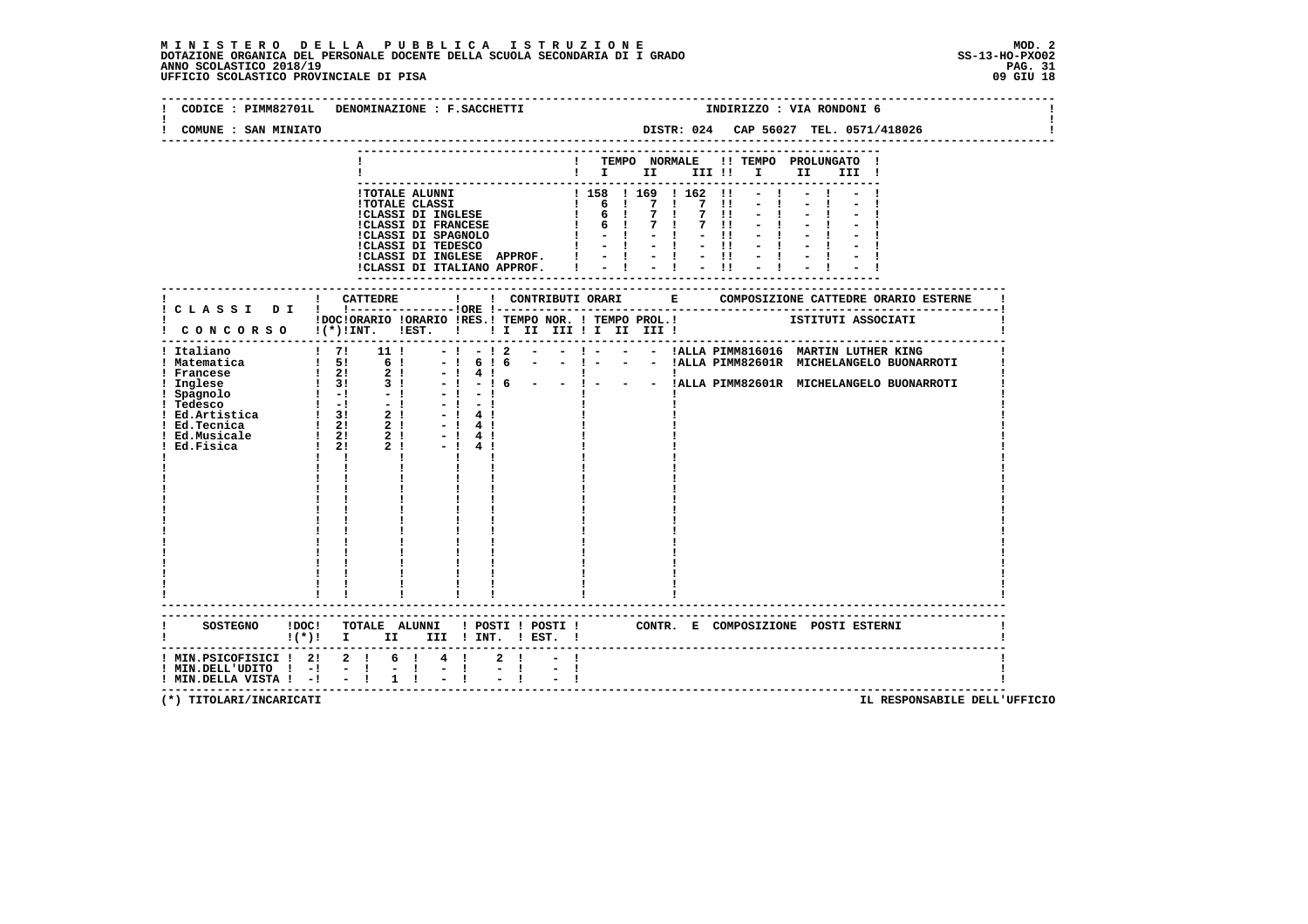**MINISTERO DELLA PUBBLICA ISTRUZIONE**
**DOTAZIONE ORGANICA DEL PERSONALE DOCENTE DELLA SCUOLA SECONDARIA DI I GRADO**
**ANNO SCOLASTICO 2018/19**
**UFFICIO SCOLASTICO PROVINCIALE DI PISA**

MOD. 2
SS-13-HO-PXO02
09 GIU 18

CODICE : PIMM82701L DENOMINAZIONE : F.SACCHETTI INDIRIZZO : VIA RONDONI 6
COMUNE : SAN MINIATO DISTR: 024 CAP 56027 TEL. 0571/418026

| | TEMPO NORMALE I | II | III | TEMPO PROLUNGATO I | II | III |
|---|---|---|---|---|---|---|
| TOTALE ALUNNI | 158 | 169 | 162 | - | - | - |
| TOTALE CLASSI | 6 | 7 | 7 | - | - | - |
| CLASSI DI INGLESE | 6 | 7 | 7 | - | - | - |
| CLASSI DI FRANCESE | 6 | 7 | 7 | - | - | - |
| CLASSI DI SPAGNOLO | - | - | - | - | - | - |
| CLASSI DI TEDESCO | - | - | - | - | - | - |
| CLASSI DI INGLESE APPROF. | - | - | - | - | - | - |
| CLASSI DI ITALIANO APPROF. | - | - | - | - | - | - |

| CLASSI DI CONCORSO | CATTEDRE DOC (*) | ORARIO INT. | ORARIO EST. | RES. | ORE | TEMPO NOR. I | II | III | TEMPO PROL. I | II | III | COMPOSIZIONE CATTEDRE ORARIO ESTERNE - ISTITUTI ASSOCIATI |
|---|---|---|---|---|---|---|---|---|---|---|---|---|
| Italiano | 7 | 11 | - | - | 2 | - | - | - | - | - | - | ALLA PIMM816016 MARTIN LUTHER KING |
| Matematica | 5 | 6 | - | 6 | 6 | - | - | - | - | - | - | ALLA PIMM82601R MICHELANGELO BUONARROTI |
| Francese | 2 | 2 | - | 4 | | | | | | | | |
| Inglese | 3 | 3 | - | - | 6 | - | - | - | - | - | - | ALLA PIMM82601R MICHELANGELO BUONARROTI |
| Spagnolo | - | - | - | - | | | | | | | | |
| Tedesco | - | - | - | - | | | | | | | | |
| Ed.Artistica | 3 | 2 | - | 4 | | | | | | | | |
| Ed.Tecnica | 2 | 2 | - | 4 | | | | | | | | |
| Ed.Musicale | 2 | 2 | - | 4 | | | | | | | | |
| Ed.Fisica | 2 | 2 | - | 4 | | | | | | | | |

| SOSTEGNO | DOC (*) | TOTALE ALUNNI I | II | III | POSTI INT. | POSTI EST. | CONTR. E COMPOSIZIONE POSTI ESTERNI |
|---|---|---|---|---|---|---|---|
| MIN.PSICOFISICI | 2 | 2 | 6 | 4 | 2 | - | |
| MIN.DELL'UDITO | - | - | - | - | - | - | |
| MIN.DELLA VISTA | - | - | 1 | - | - | - | |

(*) TITOLARI/INCARICATI

IL RESPONSABILE DELL'UFFICIO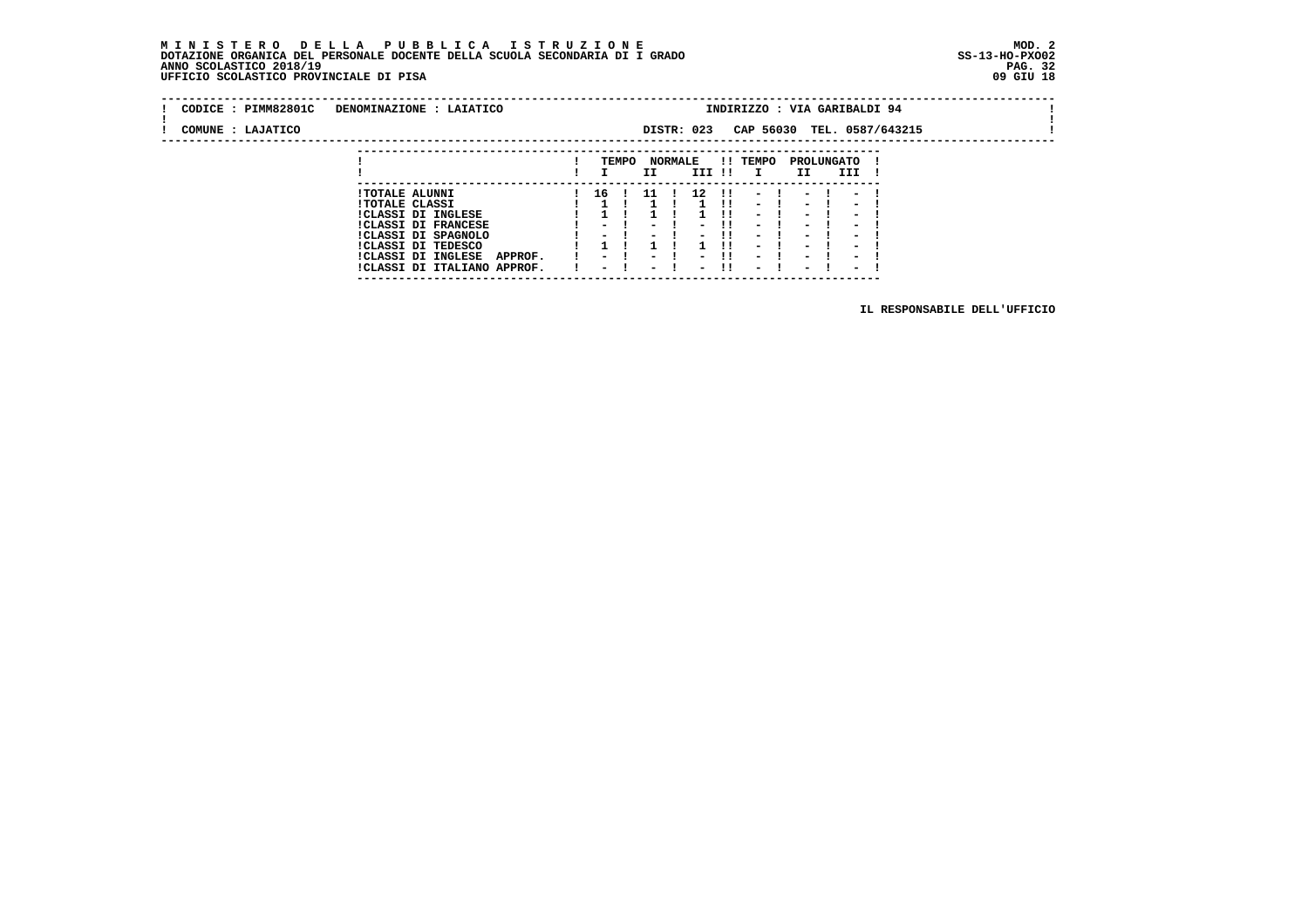**M I N I S T E R O   D E L L A   P U B B L I C A   I S T R U Z I O N E**
**DOTAZIONE ORGANICA DEL PERSONALE DOCENTE DELLA SCUOLA SECONDARIA DI I GRADO**
**ANNO SCOLASTICO 2018/19**
**UFFICIO SCOLASTICO PROVINCIALE DI PISA**

MOD. 2
SS-13-HO-PXO02
09 GIU 18

CODICE : PIMM82801C   DENOMINAZIONE : LAIATICO   INDIRIZZO : VIA GARIBALDI 94

COMUNE : LAJATICO   DISTR: 023   CAP 56030   TEL. 0587/643215

| | TEMPO NORMALE I | II | III | TEMPO PROLUNGATO I | II | III |
|---|---|---|---|---|---|---|
| TOTALE ALUNNI | 16 | 11 | 12 | - | - | - |
| TOTALE CLASSI | 1 | 1 | 1 | - | - | - |
| CLASSI DI INGLESE | 1 | 1 | 1 | - | - | - |
| CLASSI DI FRANCESE | - | - | - | - | - | - |
| CLASSI DI SPAGNOLO | - | - | - | - | - | - |
| CLASSI DI TEDESCO | 1 | 1 | 1 | - | - | - |
| CLASSI DI INGLESE APPROF. | - | - | - | - | - | - |
| CLASSI DI ITALIANO APPROF. | - | - | - | - | - | - |

IL RESPONSABILE DELL'UFFICIO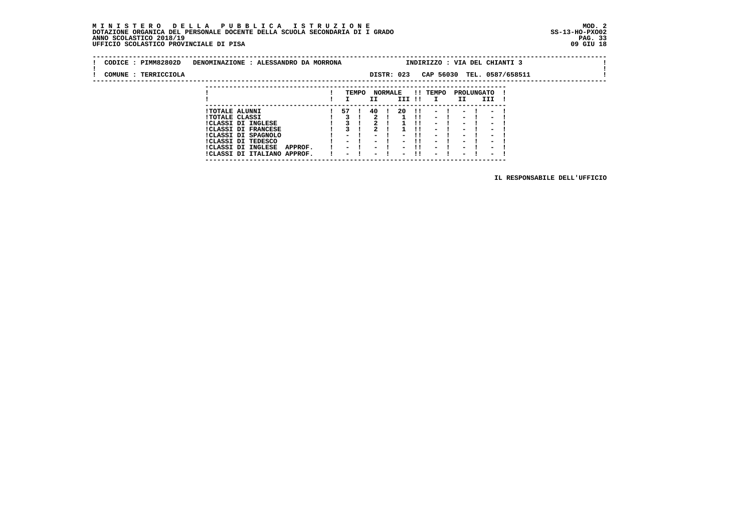**MINISTERO DELLA PUBBLICA ISTRUZIONE**
**DOTAZIONE ORGANICA DEL PERSONALE DOCENTE DELLA SCUOLA SECONDARIA DI I GRADO**
**ANNO SCOLASTICO 2018/19**
**UFFICIO SCOLASTICO PROVINCIALE DI PISA**

MOD. 2
SS-13-HO-PXO02
09 GIU 18

CODICE : PIMM82802D   DENOMINAZIONE : ALESSANDRO DA MORRONA   INDIRIZZO : VIA DEL CHIANTI 3

COMUNE : TERRICCIOLA   DISTR: 023   CAP 56030   TEL. 0587/658511

| | TEMPO NORMALE | | | TEMPO PROLUNGATO | | |
|---|---|---|---|---|---|---|
| | I | II | III | I | II | III |
| TOTALE ALUNNI | 57 | 40 | 20 | - | - | - |
| TOTALE CLASSI | 3 | 2 | 1 | - | - | - |
| CLASSI DI INGLESE | 3 | 2 | 1 | - | - | - |
| CLASSI DI FRANCESE | 3 | 2 | 1 | - | - | - |
| CLASSI DI SPAGNOLO | - | - | - | - | - | - |
| CLASSI DI TEDESCO | - | - | - | - | - | - |
| CLASSI DI INGLESE APPROF. | - | - | - | - | - | - |
| CLASSI DI ITALIANO APPROF. | - | - | - | - | - | - |

IL RESPONSABILE DELL'UFFICIO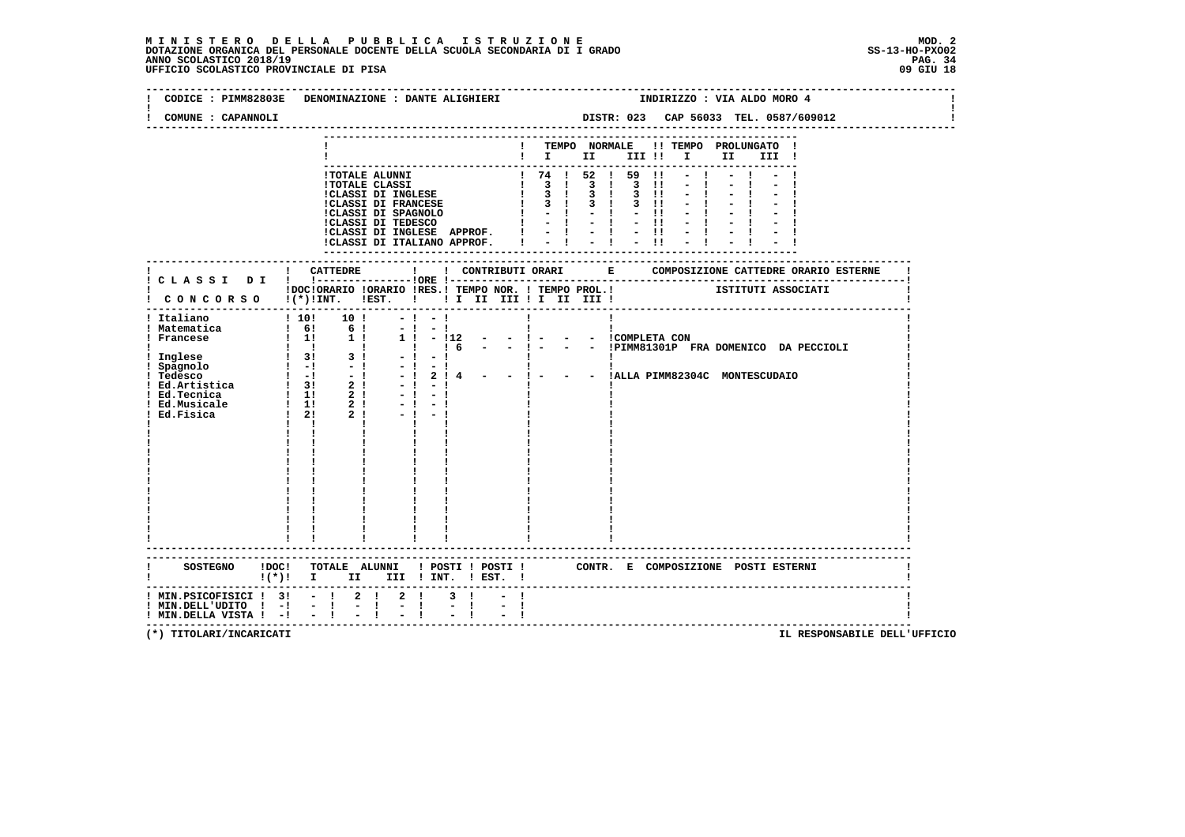**MINISTERO DELLA PUBBLICA ISTRUZIONE**
**DOTAZIONE ORGANICA DEL PERSONALE DOCENTE DELLA SCUOLA SECONDARIA DI I GRADO**
**ANNO SCOLASTICO 2018/19**
**UFFICIO SCOLASTICO PROVINCIALE DI PISA**

MOD. 2
SS-13-HO-PXO02
09 GIU 18

CODICE : PIMM82803E DENOMINAZIONE : DANTE ALIGHIERI INDIRIZZO : VIA ALDO MORO 4

COMUNE : CAPANNOLI DISTR: 023 CAP 56033 TEL. 0587/609012

| | TEMPO NORMALE I | II | III | TEMPO PROLUNGATO I | II | III |
|---|---|---|---|---|---|---|
| TOTALE ALUNNI | 74 | 52 | 59 | - | - | - |
| TOTALE CLASSI | 3 | 3 | 3 | - | - | - |
| CLASSI DI INGLESE | 3 | 3 | 3 | - | - | - |
| CLASSI DI FRANCESE | 3 | 3 | 3 | - | - | - |
| CLASSI DI SPAGNOLO | - | - | - | - | - | - |
| CLASSI DI TEDESCO | - | - | - | - | - | - |
| CLASSI DI INGLESE APPROF. | - | - | - | - | - | - |
| CLASSI DI ITALIANO APPROF. | - | - | - | - | - | - |

| CLASSI DI CONCORSO | CATTEDRE DOC (*) | ORARIO INT. | ORARIO EST. | ORE RES. | CONTRIBUTI ORARI TEMPO NOR. I | II | III | TEMPO PROL. I | II | III | COMPOSIZIONE CATTEDRE ORARIO ESTERNE ISTITUTI ASSOCIATI |
|---|---|---|---|---|---|---|---|---|---|---|---|
| Italiano | 10 | 10 | - | - | | | | | | | |
| Matematica | 6 | 6 | - | - | | | | | | | |
| Francese | 1 | 1 | 1 | - | 12 | - | - | - | - | - | COMPLETA CON |
| | | | | | 6 | - | - | - | - | - | PIMM81301P FRA DOMENICO DA PECCIOLI |
| Inglese | 3 | 3 | - | - | | | | | | | |
| Spagnolo | - | - | - | - | | | | | | | |
| Tedesco | - | - | - | 2 | 4 | - | - | - | - | - | ALLA PIMM82304C MONTESCUDAIO |
| Ed.Artistica | 3 | 2 | - | - | | | | | | | |
| Ed.Tecnica | 1 | 2 | - | - | | | | | | | |
| Ed.Musicale | 1 | 2 | - | - | | | | | | | |
| Ed.Fisica | 2 | 2 | - | - | | | | | | | |

| SOSTEGNO | DOC (*) | TOTALE ALUNNI I | II | III | POSTI INT. | POSTI EST. | CONTR. E COMPOSIZIONE POSTI ESTERNI |
|---|---|---|---|---|---|---|---|
| MIN.PSICOFISICI | 3 | - | 2 | 2 | 3 | - | |
| MIN.DELL'UDITO | - | - | - | - | - | - | |
| MIN.DELLA VISTA | - | - | - | - | - | - | |

(*) TITOLARI/INCARICATI

IL RESPONSABILE DELL'UFFICIO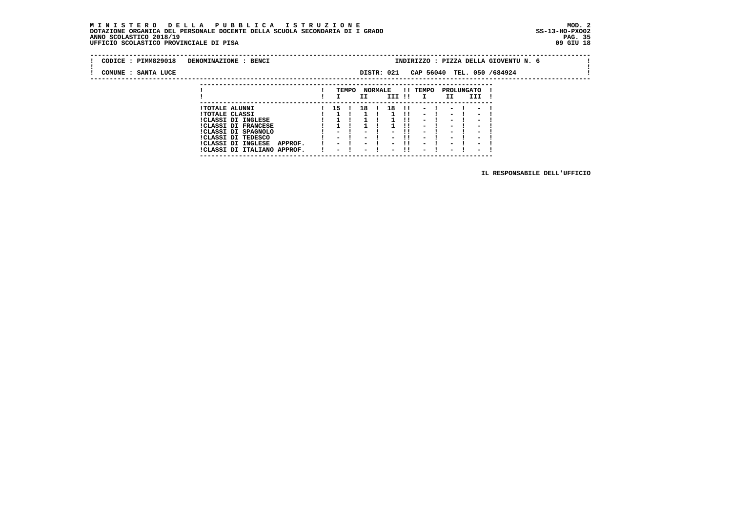**MINISTERO DELLA PUBBLICA ISTRUZIONE**
**DOTAZIONE ORGANICA DEL PERSONALE DOCENTE DELLA SCUOLA SECONDARIA DI I GRADO**
**ANNO SCOLASTICO 2018/19**
**UFFICIO SCOLASTICO PROVINCIALE DI PISA**

MOD. 2
SS-13-HO-PXO02
09 GIU 18

CODICE : PIMM829018 DENOMINAZIONE : BENCI INDIRIZZO : PIZZA DELLA GIOVENTU N. 6

COMUNE : SANTA LUCE DISTR: 021 CAP 56040 TEL. 050 /684924

| | TEMPO NORMALE | | | TEMPO PROLUNGATO | | |
|---|---|---|---|---|---|---|
| | I | II | III | I | II | III |
| TOTALE ALUNNI | 15 | 18 | 18 | - | - | - |
| TOTALE CLASSI | 1 | 1 | 1 | - | - | - |
| CLASSI DI INGLESE | 1 | 1 | 1 | - | - | - |
| CLASSI DI FRANCESE | 1 | 1 | 1 | - | - | - |
| CLASSI DI SPAGNOLO | - | - | - | - | - | - |
| CLASSI DI TEDESCO | - | - | - | - | - | - |
| CLASSI DI INGLESE APPROF. | - | - | - | - | - | - |
| CLASSI DI ITALIANO APPROF. | - | - | - | - | - | - |

IL RESPONSABILE DELL'UFFICIO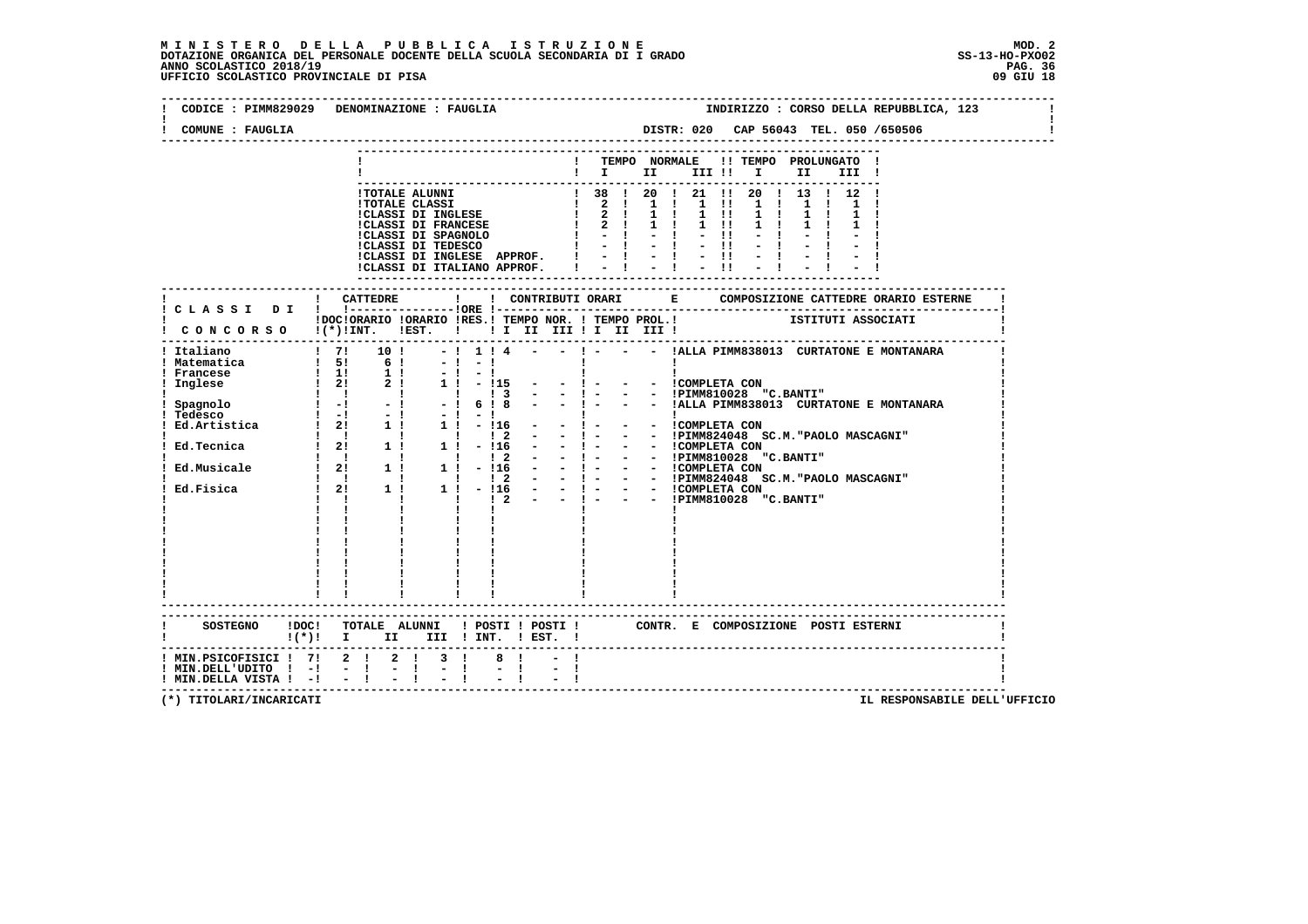# MINISTERO DELLA PUBBLICA ISTRUZIONE

**DOTAZIONE ORGANICA DEL PERSONALE DOCENTE DELLA SCUOLA SECONDARIA DI I GRADO** — MOD. 2 — SS-13-HO-PXO02

ANNO SCOLASTICO 2018/19

UFFICIO SCOLASTICO PROVINCIALE DI PISA — 09 GIU 18

CODICE : PIMM829029 DENOMINAZIONE : FAUGLIA — INDIRIZZO : CORSO DELLA REPUBBLICA, 123

COMUNE : FAUGLIA — DISTR: 020 CAP 56043 TEL. 050 /650506

| | TEMPO NORMALE I | II | III | TEMPO PROLUNGATO I | II | III |
|---|---|---|---|---|---|---|
| TOTALE ALUNNI | 38 | 20 | 21 | 20 | 13 | 12 |
| TOTALE CLASSI | 2 | 1 | 1 | 1 | 1 | 1 |
| CLASSI DI INGLESE | 2 | 1 | 1 | 1 | 1 | 1 |
| CLASSI DI FRANCESE | 2 | 1 | 1 | 1 | 1 | 1 |
| CLASSI DI SPAGNOLO | - | - | - | - | - | - |
| CLASSI DI TEDESCO | - | - | - | - | - | - |
| CLASSI DI INGLESE APPROF. | - | - | - | - | - | - |
| CLASSI DI ITALIANO APPROF. | - | - | - | - | - | - |

| CLASSI DI CONCORSO | DOC (*) | CATTEDRE ORARIO INT. | CATTEDRE ORARIO EST. | ORE RES. | TEMPO NOR. I | II | III | TEMPO PROL. I | II | III | COMPOSIZIONE CATTEDRE ORARIO ESTERNE - ISTITUTI ASSOCIATI |
|---|---|---|---|---|---|---|---|---|---|---|---|
| Italiano | 7 | 10 | - | 1 | 4 | - | - | - | - | - | ALLA PIMM838013 CURTATONE E MONTANARA |
| Matematica | 5 | 6 | - | - | | | | | | | |
| Francese | 1 | 1 | - | - | | | | | | | |
| Inglese | 2 | 2 | 1 | - | 15 | - | - | - | - | - | COMPLETA CON |
| | | | | | 3 | - | - | - | - | - | PIMM810028 "C.BANTI" |
| Spagnolo | - | - | - | 6 | 8 | - | - | - | - | - | ALLA PIMM838013 CURTATONE E MONTANARA |
| Tedesco | - | - | - | - | | | | | | | |
| Ed.Artistica | 2 | 1 | 1 | - | 16 | - | - | - | - | - | COMPLETA CON |
| | | | | | 2 | - | - | - | - | - | PIMM824048 SC.M."PAOLO MASCAGNI" |
| Ed.Tecnica | 2 | 1 | 1 | - | 16 | - | - | - | - | - | COMPLETA CON |
| | | | | | 2 | - | - | - | - | - | PIMM810028 "C.BANTI" |
| Ed.Musicale | 2 | 1 | 1 | - | 16 | - | - | - | - | - | COMPLETA CON |
| | | | | | 2 | - | - | - | - | - | PIMM824048 SC.M."PAOLO MASCAGNI" |
| Ed.Fisica | 2 | 1 | 1 | - | 16 | - | - | - | - | - | COMPLETA CON |
| | | | | | 2 | - | - | - | - | - | PIMM810028 "C.BANTI" |

| SOSTEGNO | DOC (*) | TOTALE ALUNNI I | II | III | POSTI INT. | POSTI EST. | CONTR. E COMPOSIZIONE POSTI ESTERNI |
|---|---|---|---|---|---|---|---|
| MIN.PSICOFISICI | 7 | 2 | 2 | 3 | 8 | - | |
| MIN.DELL'UDITO | - | - | - | - | - | - | |
| MIN.DELLA VISTA | - | - | - | - | - | - | |

(*) TITOLARI/INCARICATI — IL RESPONSABILE DELL'UFFICIO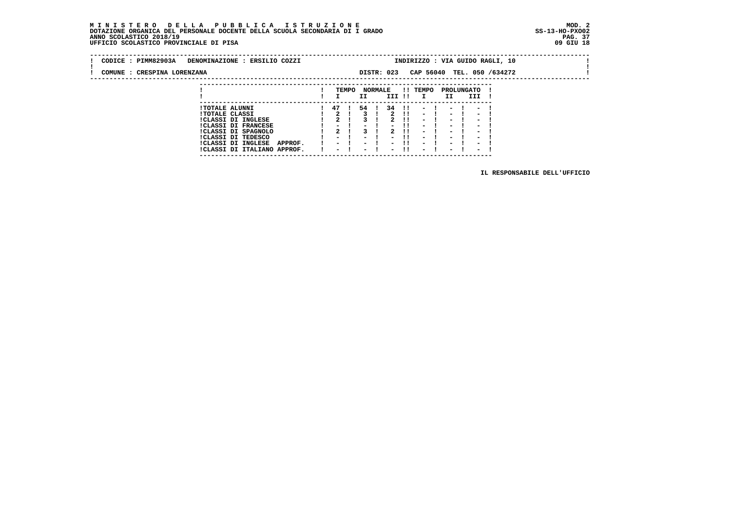**M I N I S T E R O   D E L L A   P U B B L I C A   I S T R U Z I O N E**
**DOTAZIONE ORGANICA DEL PERSONALE DOCENTE DELLA SCUOLA SECONDARIA DI I GRADO**
**ANNO SCOLASTICO 2018/19**
**UFFICIO SCOLASTICO PROVINCIALE DI PISA**

**MOD. 2**
**SS-13-HO-PXO02**
**09 GIU 18**

CODICE : PIMM82903A   DENOMINAZIONE : ERSILIO COZZI   INDIRIZZO : VIA GUIDO RAGLI, 10

COMUNE : CRESPINA LORENZANA   DISTR: 023   CAP 56040   TEL. 050 /634272

| | TEMPO NORMALE | | | TEMPO PROLUNGATO | | |
|---|---|---|---|---|---|---|
| | I | II | III | I | II | III |
| TOTALE ALUNNI | 47 | 54 | 34 | - | - | - |
| TOTALE CLASSI | 2 | 3 | 2 | - | - | - |
| CLASSI DI INGLESE | 2 | 3 | 2 | - | - | - |
| CLASSI DI FRANCESE | - | - | - | - | - | - |
| CLASSI DI SPAGNOLO | 2 | 3 | 2 | - | - | - |
| CLASSI DI TEDESCO | - | - | - | - | - | - |
| CLASSI DI INGLESE APPROF. | - | - | - | - | - | - |
| CLASSI DI ITALIANO APPROF. | - | - | - | - | - | - |

**IL RESPONSABILE DELL'UFFICIO**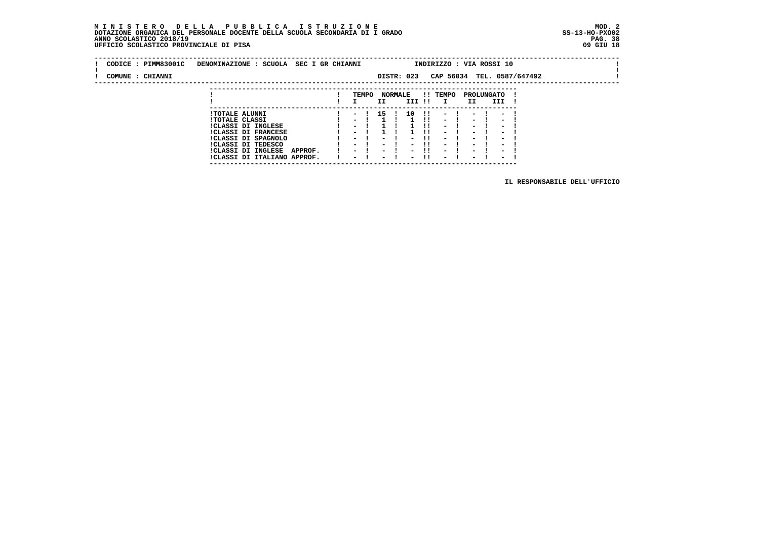**M I N I S T E R O   D E L L A   P U B B L I C A   I S T R U Z I O N E**
**DOTAZIONE ORGANICA DEL PERSONALE DOCENTE DELLA SCUOLA SECONDARIA DI I GRADO**
**ANNO SCOLASTICO 2018/19**
**UFFICIO SCOLASTICO PROVINCIALE DI PISA**

MOD. 2
SS-13-HO-PXO02
09 GIU 18

CODICE : PIMM83001C   DENOMINAZIONE : SCUOLA SEC I GR CHIANNI   INDIRIZZO : VIA ROSSI 10

COMUNE : CHIANNI   DISTR: 023   CAP 56034   TEL. 0587/647492

| | TEMPO NORMALE | | | TEMPO PROLUNGATO | | |
|---|---|---|---|---|---|---|
| | I | II | III | I | II | III |
| TOTALE ALUNNI | - | 15 | 10 | - | - | - |
| TOTALE CLASSI | - | 1 | 1 | - | - | - |
| CLASSI DI INGLESE | - | 1 | 1 | - | - | - |
| CLASSI DI FRANCESE | - | 1 | 1 | - | - | - |
| CLASSI DI SPAGNOLO | - | - | - | - | - | - |
| CLASSI DI TEDESCO | - | - | - | - | - | - |
| CLASSI DI INGLESE APPROF. | - | - | - | - | - | - |
| CLASSI DI ITALIANO APPROF. | - | - | - | - | - | - |

IL RESPONSABILE DELL'UFFICIO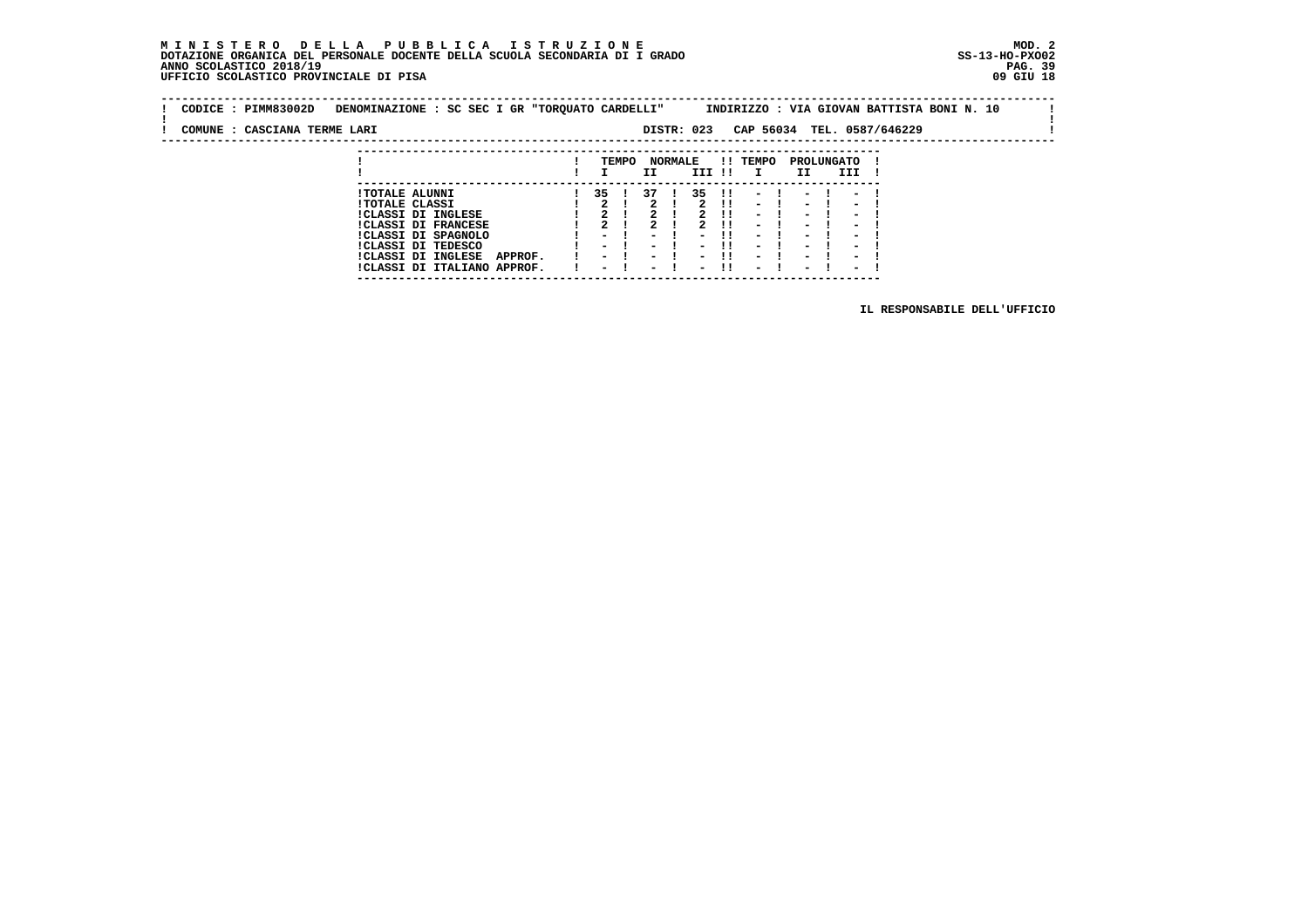**M I N I S T E R O   D E L L A   P U B B L I C A   I S T R U Z I O N E**
**DOTAZIONE ORGANICA DEL PERSONALE DOCENTE DELLA SCUOLA SECONDARIA DI I GRADO**
**ANNO SCOLASTICO 2018/19**
**UFFICIO SCOLASTICO PROVINCIALE DI PISA**

MOD. 2
SS-13-HO-PXO02
09 GIU 18

CODICE : PIMM83002D   DENOMINAZIONE : SC SEC I GR "TORQUATO CARDELLI"   INDIRIZZO : VIA GIOVAN BATTISTA BONI N. 10

COMUNE : CASCIANA TERME LARI   DISTR: 023   CAP 56034   TEL. 0587/646229

| | TEMPO NORMALE I | TEMPO NORMALE II | TEMPO NORMALE III | TEMPO PROLUNGATO I | TEMPO PROLUNGATO II | TEMPO PROLUNGATO III |
|---|---|---|---|---|---|---|
| TOTALE ALUNNI | 35 | 37 | 35 | - | - | - |
| TOTALE CLASSI | 2 | 2 | 2 | - | - | - |
| CLASSI DI INGLESE | 2 | 2 | 2 | - | - | - |
| CLASSI DI FRANCESE | 2 | 2 | 2 | - | - | - |
| CLASSI DI SPAGNOLO | - | - | - | - | - | - |
| CLASSI DI TEDESCO | - | - | - | - | - | - |
| CLASSI DI INGLESE APPROF. | - | - | - | - | - | - |
| CLASSI DI ITALIANO APPROF. | - | - | - | - | - | - |

IL RESPONSABILE DELL'UFFICIO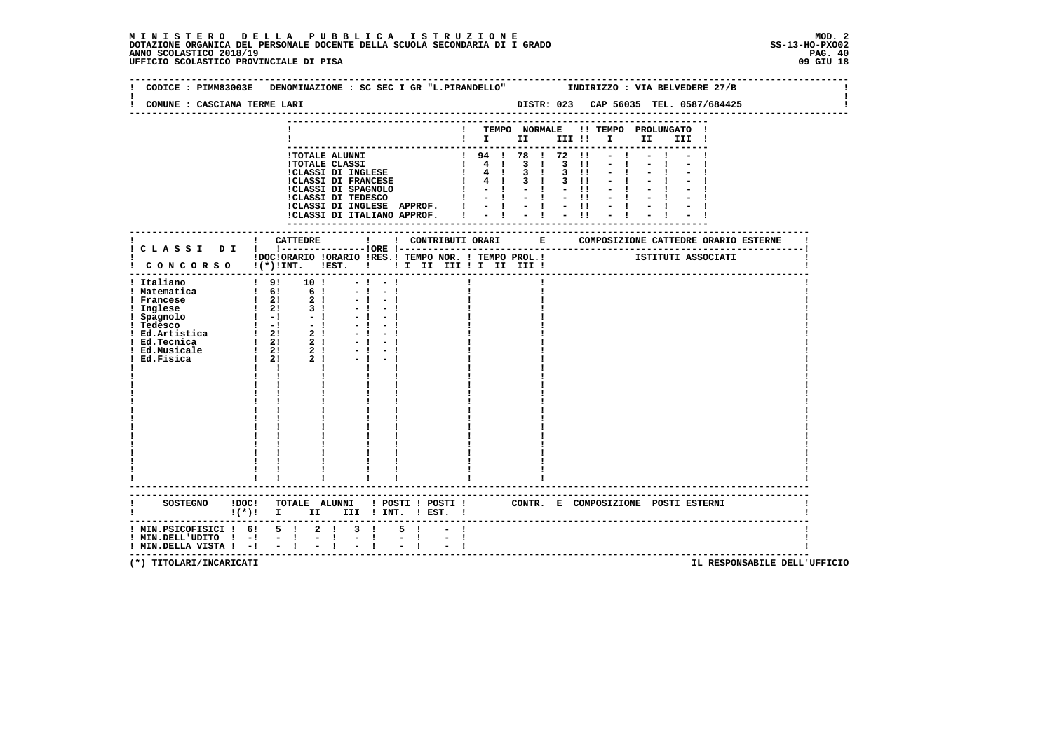**M I N I S T E R O D E L L A P U B B L I C A I S T R U Z I O N E**
**DOTAZIONE ORGANICA DEL PERSONALE DOCENTE DELLA SCUOLA SECONDARIA DI I GRADO**
**ANNO SCOLASTICO 2018/19**
**UFFICIO SCOLASTICO PROVINCIALE DI PISA**

MOD. 2
SS-13-HO-PXO02
09 GIU 18

CODICE : PIMM83003E DENOMINAZIONE : SC SEC I GR "L.PIRANDELLO" INDIRIZZO : VIA BELVEDERE 27/B

COMUNE : CASCIANA TERME LARI DISTR: 023 CAP 56035 TEL. 0587/684425

| | TEMPO NORMALE I | II | III | TEMPO PROLUNGATO I | II | III |
|---|---|---|---|---|---|---|
| TOTALE ALUNNI | 94 | 78 | 72 | - | - | - |
| TOTALE CLASSI | 4 | 3 | 3 | - | - | - |
| CLASSI DI INGLESE | 4 | 3 | 3 | - | - | - |
| CLASSI DI FRANCESE | 4 | 3 | 3 | - | - | - |
| CLASSI DI SPAGNOLO | - | - | - | - | - | - |
| CLASSI DI TEDESCO | - | - | - | - | - | - |
| CLASSI DI INGLESE APPROF. | - | - | - | - | - | - |
| CLASSI DI ITALIANO APPROF. | - | - | - | - | - | - |

| CLASSI DI CONCORSO | CATTEDRE DOC (*) INT. | ORARIO EST. | ORARIO RES. | ORE | CONTRIBUTI ORARI TEMPO NOR. I II III | TEMPO PROL. I II III | COMPOSIZIONE CATTEDRE ORARIO ESTERNE ISTITUTI ASSOCIATI |
|---|---|---|---|---|---|---|---|
| Italiano | 9 | 10 | - | - | | | |
| Matematica | 6 | 6 | - | - | | | |
| Francese | 2 | 2 | - | - | | | |
| Inglese | 2 | 3 | - | - | | | |
| Spagnolo | - | - | - | - | | | |
| Tedesco | - | - | - | - | | | |
| Ed.Artistica | 2 | 2 | - | - | | | |
| Ed.Tecnica | 2 | 2 | - | - | | | |
| Ed.Musicale | 2 | 2 | - | - | | | |
| Ed.Fisica | 2 | 2 | - | - | | | |

| SOSTEGNO | DOC (*) | TOTALE ALUNNI I | II | III | POSTI INT. | POSTI EST. | CONTR. E COMPOSIZIONE POSTI ESTERNI |
|---|---|---|---|---|---|---|---|
| MIN.PSICOFISICI | 6 | 5 | 2 | 3 | 5 | - | |
| MIN.DELL'UDITO | - | - | - | - | - | - | |
| MIN.DELLA VISTA | - | - | - | - | - | - | |

(*) TITOLARI/INCARICATI

IL RESPONSABILE DELL'UFFICIO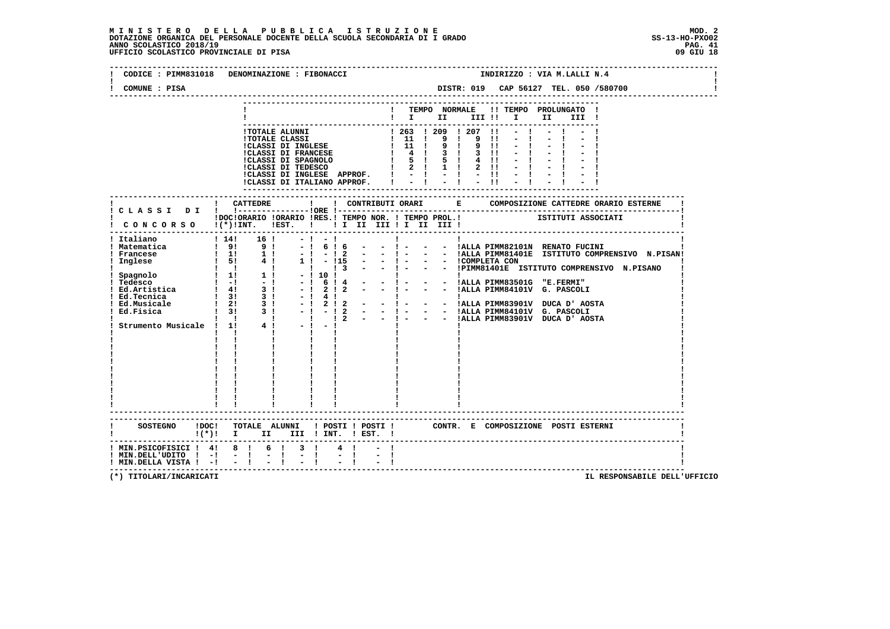# MINISTERO DELLA PUBBLICA ISTRUZIONE

**DOTAZIONE ORGANICA DEL PERSONALE DOCENTE DELLA SCUOLA SECONDARIA DI I GRADO**
**ANNO SCOLASTICO 2018/19**
**UFFICIO SCOLASTICO PROVINCIALE DI PISA**

MOD. 2
SS-13-HO-PXO02
09 GIU 18

CODICE : PIMM831018 DENOMINAZIONE : FIBONACCI — INDIRIZZO : VIA M.LALLI N.4

COMUNE : PISA — DISTR: 019 CAP 56127 TEL. 050 /580700

| | TEMPO NORMALE I | II | III | TEMPO PROLUNGATO I | II | III |
|---|---|---|---|---|---|---|
| TOTALE ALUNNI | 263 | 209 | 207 | - | - | - |
| TOTALE CLASSI | 11 | 9 | 9 | - | - | - |
| CLASSI DI INGLESE | 11 | 9 | 9 | - | - | - |
| CLASSI DI FRANCESE | 4 | 3 | 3 | - | - | - |
| CLASSI DI SPAGNOLO | 5 | 5 | 4 | - | - | - |
| CLASSI DI TEDESCO | 2 | 1 | 2 | - | - | - |
| CLASSI DI INGLESE APPROF. | - | - | - | - | - | - |
| CLASSI DI ITALIANO APPROF. | - | - | - | - | - | - |

| CLASSI DI CONCORSO | DOC (*) | CATTEDRE ORARIO INT. | ORARIO EST. | ORE RES. | CONTRIBUTI ORARI TEMPO NOR. I | II | III | TEMPO PROL. I | II | III | COMPOSIZIONE CATTEDRE ORARIO ESTERNE - ISTITUTI ASSOCIATI |
|---|---|---|---|---|---|---|---|---|---|---|---|
| Italiano | 14 | 16 | - | - | | | | | | | |
| Matematica | 9 | 9 | - | 6 | 6 | - | - | - | - | - | ALLA PIMM82101N RENATO FUCINI |
| Francese | 1 | 1 | - | - | 2 | - | - | - | - | - | ALLA PIMM81401E ISTITUTO COMPRENSIVO N.PISAN |
| Inglese | 5 | 4 | 1 | - | 15 | - | - | - | - | - | COMPLETA CON |
| | | | | | 3 | - | - | - | - | - | PIMM81401E ISTITUTO COMPRENSIVO N.PISANO |
| Spagnolo | 1 | 1 | - | 10 | | | | | | | |
| Tedesco | - | - | - | 6 | 4 | - | - | - | - | - | ALLA PIMM83501G "E.FERMI" |
| Ed.Artistica | 4 | 3 | - | 2 | 2 | - | - | - | - | - | ALLA PIMM84101V G. PASCOLI |
| Ed.Tecnica | 3 | 3 | - | 4 | | | | | | | |
| Ed.Musicale | 2 | 3 | - | 2 | 2 | - | - | - | - | - | ALLA PIMM83901V DUCA D' AOSTA |
| Ed.Fisica | 3 | 3 | - | - | 2 | - | - | - | - | - | ALLA PIMM84101V G. PASCOLI |
| | | | | | 2 | - | - | - | - | - | ALLA PIMM83901V DUCA D' AOSTA |
| Strumento Musicale | 1 | 4 | - | - | | | | | | | |

| SOSTEGNO | DOC (*) | TOTALE ALUNNI I | II | III | POSTI INT. | POSTI EST. | CONTR. E COMPOSIZIONE POSTI ESTERNI |
|---|---|---|---|---|---|---|---|
| MIN.PSICOFISICI | 4 | 8 | 6 | 3 | 4 | - | |
| MIN.DELL'UDITO | - | - | - | - | - | - | |
| MIN.DELLA VISTA | - | - | - | - | - | - | |

(*) TITOLARI/INCARICATI — IL RESPONSABILE DELL'UFFICIO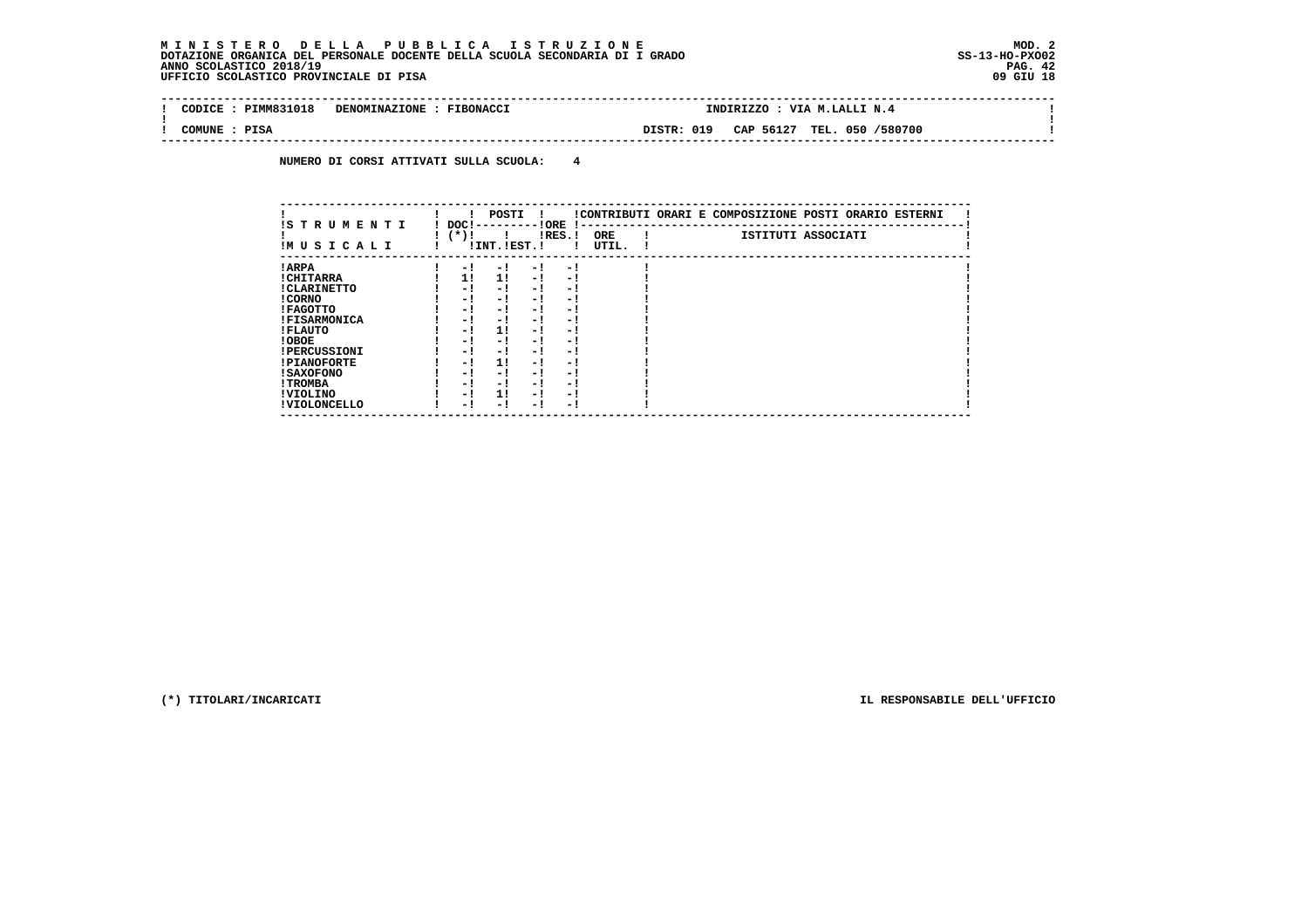**MINISTERO DELLA PUBBLICA ISTRUZIONE**
**DOTAZIONE ORGANICA DEL PERSONALE DOCENTE DELLA SCUOLA SECONDARIA DI I GRADO**
**ANNO SCOLASTICO 2018/19**
**UFFICIO SCOLASTICO PROVINCIALE DI PISA**

MOD. 2
SS-13-HO-PXO02
09 GIU 18

CODICE : PIMM831018 DENOMINAZIONE : FIBONACCI INDIRIZZO : VIA M.LALLI N.4

COMUNE : PISA DISTR: 019 CAP 56127 TEL. 050 /580700

**NUMERO DI CORSI ATTIVATI SULLA SCUOLA: 4**

| STRUMENTI MUSICALI | DOC (*) | POSTI INT. | POSTI EST. | ORE RES. | ORE UTIL. | ISTITUTI ASSOCIATI |
|---|---|---|---|---|---|---|
| ARPA | - | - | - | - | | |
| CHITARRA | 1 | 1 | - | - | | |
| CLARINETTO | - | - | - | - | | |
| CORNO | - | - | - | - | | |
| FAGOTTO | - | - | - | - | | |
| FISARMONICA | - | - | - | - | | |
| FLAUTO | - | 1 | - | - | | |
| OBOE | - | - | - | - | | |
| PERCUSSIONI | - | - | - | - | | |
| PIANOFORTE | - | 1 | - | - | | |
| SAXOFONO | - | - | - | - | | |
| TROMBA | - | - | - | - | | |
| VIOLINO | - | 1 | - | - | | |
| VIOLONCELLO | - | - | - | - | | |

(*) TITOLARI/INCARICATI

IL RESPONSABILE DELL'UFFICIO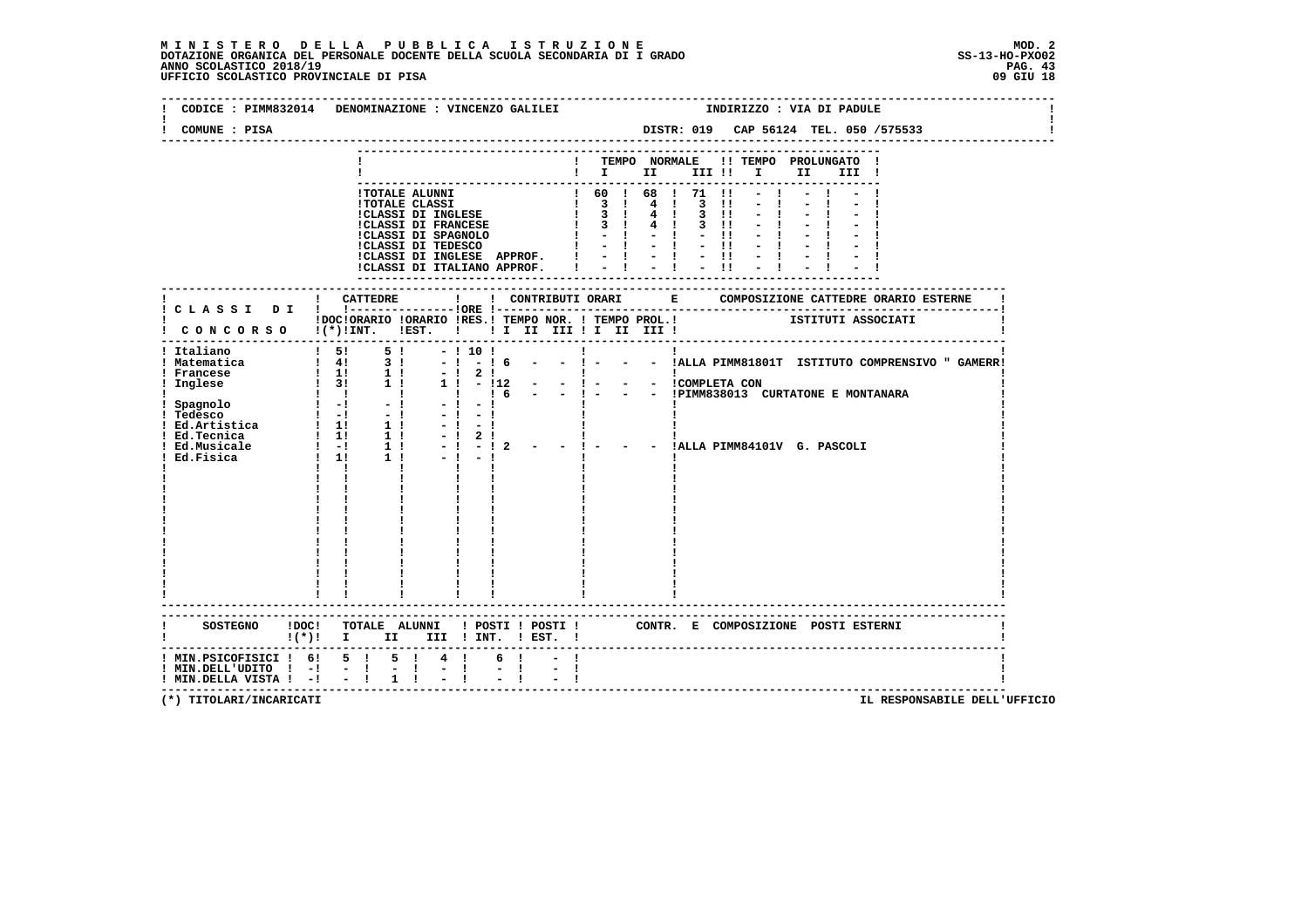# M I N I S T E R O D E L L A P U B B L I C A I S T R U Z I O N E

**DOTAZIONE ORGANICA DEL PERSONALE DOCENTE DELLA SCUOLA SECONDARIA DI I GRADO**
**ANNO SCOLASTICO 2018/19**
**UFFICIO SCOLASTICO PROVINCIALE DI PISA**

MOD. 2
SS-13-HO-PXO02
09 GIU 18

CODICE : PIMM832014 DENOMINAZIONE : VINCENZO GALILEI INDIRIZZO : VIA DI PADULE
COMUNE : PISA DISTR: 019 CAP 56124 TEL. 050 /575533

| | TEMPO NORMALE I | II | III | TEMPO PROLUNGATO I | II | III |
|---|---|---|---|---|---|---|
| TOTALE ALUNNI | 60 | 68 | 71 | - | - | - |
| TOTALE CLASSI | 3 | 4 | 3 | - | - | - |
| CLASSI DI INGLESE | 3 | 4 | 3 | - | - | - |
| CLASSI DI FRANCESE | 3 | 4 | 3 | - | - | - |
| CLASSI DI SPAGNOLO | - | - | - | - | - | - |
| CLASSI DI TEDESCO | - | - | - | - | - | - |
| CLASSI DI INGLESE APPROF. | - | - | - | - | - | - |
| CLASSI DI ITALIANO APPROF. | - | - | - | - | - | - |

| CLASSI DI CONCORSO | CATTEDRE DOC (*) | ORARIO INT. | ORARIO EST. | ORE RES. | CONTRIBUTI ORARI TEMPO NOR. I | II | III | TEMPO PROL. I | II | III | COMPOSIZIONE CATTEDRE ORARIO ESTERNE ISTITUTI ASSOCIATI |
|---|---|---|---|---|---|---|---|---|---|---|---|
| Italiano | 5 | 5 | - | 10 | | | | | | | |
| Matematica | 4 | 3 | - | - | 6 | - | - | - | - | - | ALLA PIMM81801T ISTITUTO COMPRENSIVO " GAMERR |
| Francese | 1 | 1 | - | 2 | | | | | | | |
| Inglese | 3 | 1 | 1 | - | 12 | - | - | - | - | - | COMPLETA CON |
| | | | | | 6 | - | - | - | - | - | PIMM838013 CURTATONE E MONTANARA |
| Spagnolo | - | - | - | - | | | | | | | |
| Tedesco | - | - | - | - | | | | | | | |
| Ed.Artistica | 1 | 1 | - | - | | | | | | | |
| Ed.Tecnica | 1 | 1 | - | 2 | | | | | | | |
| Ed.Musicale | - | 1 | - | - | 2 | - | - | - | - | - | ALLA PIMM84101V G. PASCOLI |
| Ed.Fisica | 1 | 1 | - | - | | | | | | | |

| SOSTEGNO | DOC (*) | TOTALE ALUNNI I | II | III | POSTI INT. | POSTI EST. | CONTR. E COMPOSIZIONE POSTI ESTERNI |
|---|---|---|---|---|---|---|---|
| MIN.PSICOFISICI | 6 | 5 | 5 | 4 | 6 | - | |
| MIN.DELL'UDITO | - | - | - | - | - | - | |
| MIN.DELLA VISTA | - | - | 1 | - | - | - | |

(*) TITOLARI/INCARICATI

IL RESPONSABILE DELL'UFFICIO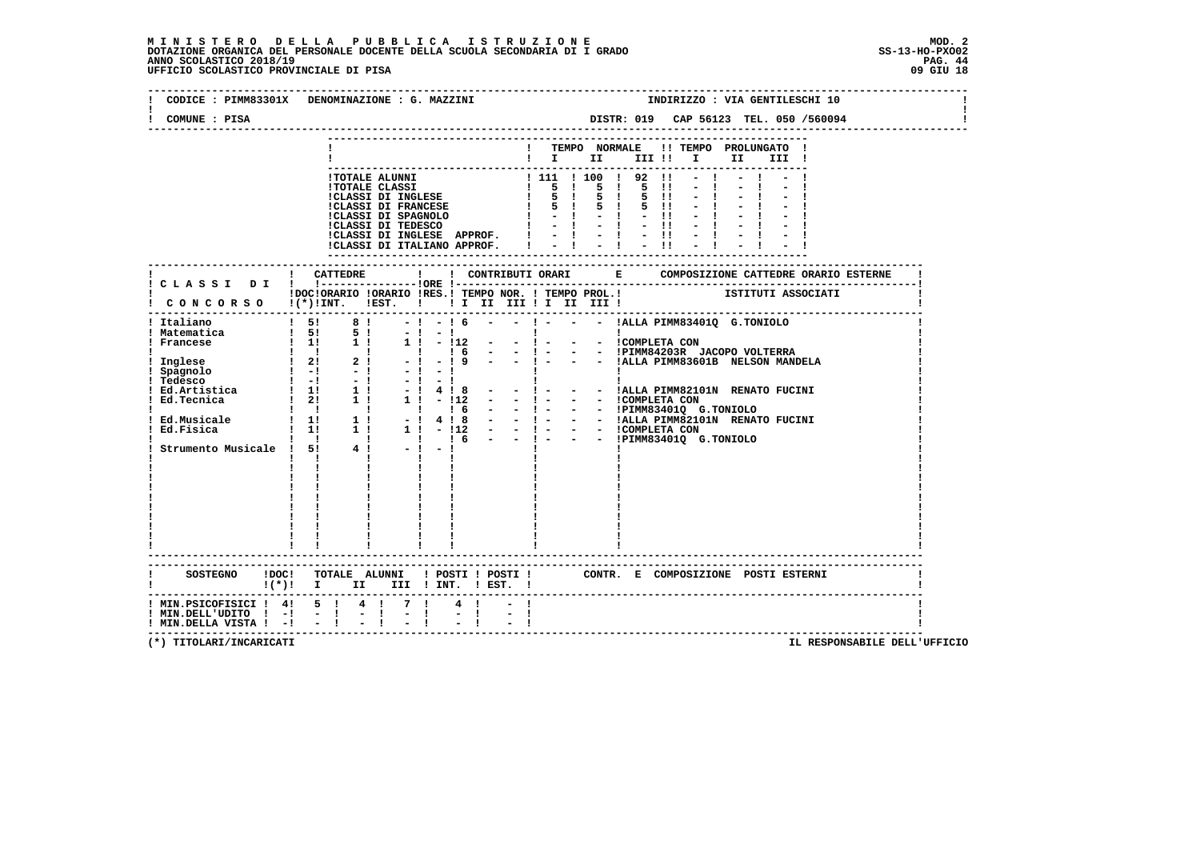**M I N I S T E R O D E L L A P U B B L I C A I S T R U Z I O N E**
**DOTAZIONE ORGANICA DEL PERSONALE DOCENTE DELLA SCUOLA SECONDARIA DI I GRADO**
**ANNO SCOLASTICO 2018/19**
**UFFICIO SCOLASTICO PROVINCIALE DI PISA**

MOD. 2
SS-13-HO-PXO02
09 GIU 18

CODICE : PIMM83301X DENOMINAZIONE : G. MAZZINI — INDIRIZZO : VIA GENTILESCHI 10

COMUNE : PISA — DISTR: 019 CAP 56123 TEL. 050 /560094

| | TEMPO NORMALE I | II | III | TEMPO PROLUNGATO I | II | III |
|---|---|---|---|---|---|---|
| TOTALE ALUNNI | 111 | 100 | 92 | - | - | - |
| TOTALE CLASSI | 5 | 5 | 5 | - | - | - |
| CLASSI DI INGLESE | 5 | 5 | 5 | - | - | - |
| CLASSI DI FRANCESE | 5 | 5 | 5 | - | - | - |
| CLASSI DI SPAGNOLO | - | - | - | - | - | - |
| CLASSI DI TEDESCO | - | - | - | - | - | - |
| CLASSI DI INGLESE APPROF. | - | - | - | - | - | - |
| CLASSI DI ITALIANO APPROF. | - | - | - | - | - | - |

| CLASSI DI CONCORSO | CATTEDRE DOC (*) | CATTEDRE INT. | CATTEDRE EST. | ORE RES. | TEMPO NOR. I | II | III | TEMPO PROL. I | II | III | COMPOSIZIONE CATTEDRE ORARIO ESTERNE - ISTITUTI ASSOCIATI |
|---|---|---|---|---|---|---|---|---|---|---|---|
| Italiano | 5 | 8 | - | - | 6 | - | - | - | - | - | ALLA PIMM83401Q G.TONIOLO |
| Matematica | 5 | 5 | - | - | | | | | | | |
| Francese | 1 | 1 | 1 | - | 12 | - | - | - | - | - | COMPLETA CON |
| | | | | | 6 | - | - | - | - | - | PIMM84203R JACOPO VOLTERRA |
| Inglese | 2 | 2 | - | - | 9 | - | - | - | - | - | ALLA PIMM83601B NELSON MANDELA |
| Spagnolo | - | - | - | - | | | | | | | |
| Tedesco | - | - | - | - | | | | | | | |
| Ed.Artistica | 1 | 1 | - | 4 | 8 | - | - | - | - | - | ALLA PIMM82101N RENATO FUCINI |
| Ed.Tecnica | 2 | 1 | 1 | - | 12 | - | - | - | - | - | COMPLETA CON |
| | | | | | 6 | - | - | - | - | - | PIMM83401Q G.TONIOLO |
| Ed.Musicale | 1 | 1 | - | 4 | 8 | - | - | - | - | - | ALLA PIMM82101N RENATO FUCINI |
| Ed.Fisica | 1 | 1 | 1 | - | 12 | - | - | - | - | - | COMPLETA CON |
| | | | | | 6 | - | - | - | - | - | PIMM83401Q G.TONIOLO |
| Strumento Musicale | 5 | 4 | - | - | | | | | | | |

| SOSTEGNO | DOC (*) | TOTALE ALUNNI I | II | III | POSTI INT. | POSTI EST. | CONTR. E COMPOSIZIONE POSTI ESTERNI |
|---|---|---|---|---|---|---|---|
| MIN.PSICOFISICI | 4 | 5 | 4 | 7 | 4 | - | |
| MIN.DELL'UDITO | - | - | - | - | - | - | |
| MIN.DELLA VISTA | - | - | - | - | - | - | |

(*) TITOLARI/INCARICATI — IL RESPONSABILE DELL'UFFICIO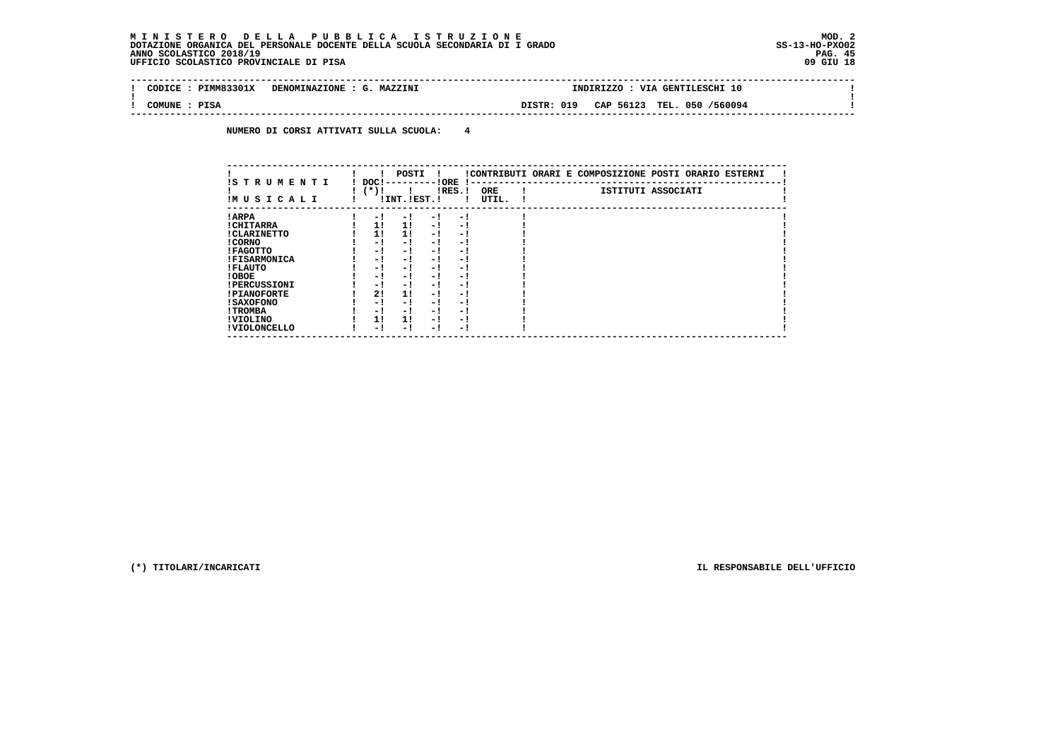**MINISTERO DELLA PUBBLICA ISTRUZIONE**
**DOTAZIONE ORGANICA DEL PERSONALE DOCENTE DELLA SCUOLA SECONDARIA DI I GRADO**
**ANNO SCOLASTICO 2018/19**
**UFFICIO SCOLASTICO PROVINCIALE DI PISA**

MOD. 2
SS-13-HO-PXO02
09 GIU 18

| | |
|---|---|
| CODICE : PIMM83301X DENOMINAZIONE : G. MAZZINI | INDIRIZZO : VIA GENTILESCHI 10 |
| COMUNE : PISA | DISTR: 019 CAP 56123 TEL. 050 /560094 |

**NUMERO DI CORSI ATTIVATI SULLA SCUOLA: 4**

| STRUMENTI MUSICALI | DOC (*) | POSTI INT. | POSTI EST. | ORE RES. | CONTRIBUTI ORARI E COMPOSIZIONE POSTI ORARIO ESTERNI - ORE UTIL. | ISTITUTI ASSOCIATI |
|---|---|---|---|---|---|---|
| ARPA | - | - | - | - | | |
| CHITARRA | 1 | 1 | - | - | | |
| CLARINETTO | 1 | 1 | - | - | | |
| CORNO | - | - | - | - | | |
| FAGOTTO | - | - | - | - | | |
| FISARMONICA | - | - | - | - | | |
| FLAUTO | - | - | - | - | | |
| OBOE | - | - | - | - | | |
| PERCUSSIONI | - | - | - | - | | |
| PIANOFORTE | 2 | 1 | - | - | | |
| SAXOFONO | - | - | - | - | | |
| TROMBA | - | - | - | - | | |
| VIOLINO | 1 | 1 | - | - | | |
| VIOLONCELLO | - | - | - | - | | |

(*) TITOLARI/INCARICATI

IL RESPONSABILE DELL'UFFICIO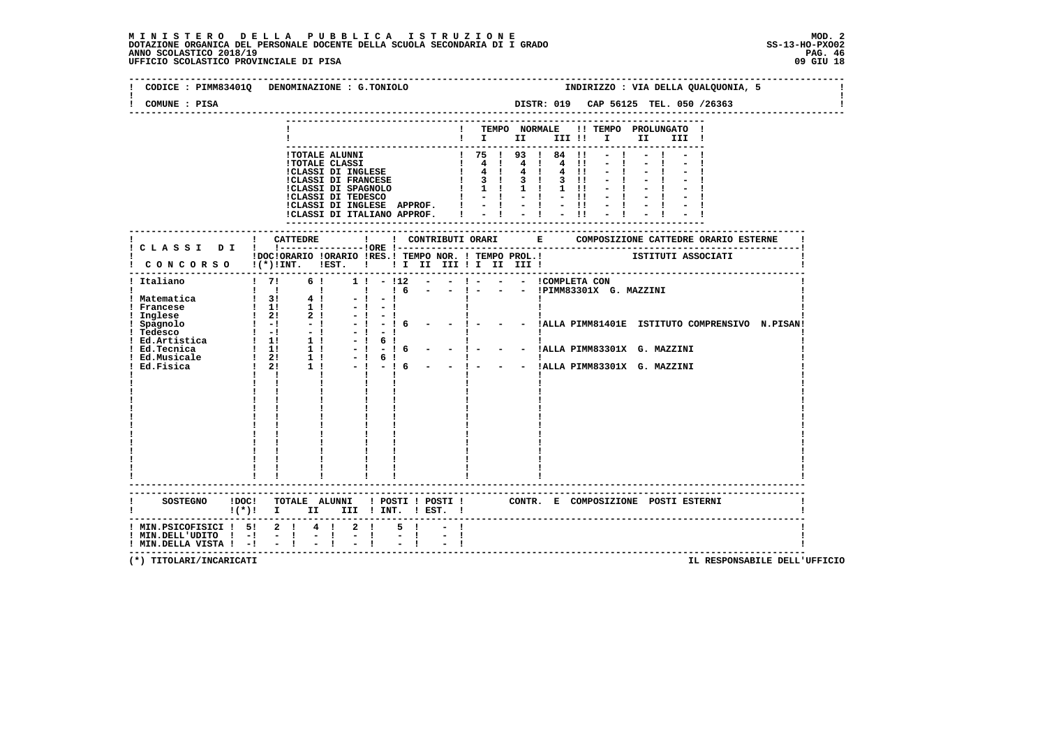**MINISTERO DELLA PUBBLICA ISTRUZIONE**
**DOTAZIONE ORGANICA DEL PERSONALE DOCENTE DELLA SCUOLA SECONDARIA DI I GRADO**
**ANNO SCOLASTICO 2018/19**
**UFFICIO SCOLASTICO PROVINCIALE DI PISA**

MOD. 2
SS-13-HO-PXO02
09 GIU 18

CODICE : PIMM83401Q DENOMINAZIONE : G.TONIOLO — INDIRIZZO : VIA DELLA QUALQUONIA, 5
COMUNE : PISA — DISTR: 019 CAP 56125 TEL. 050 /26363

| | TEMPO NORMALE I | II | III | TEMPO PROLUNGATO I | II | III |
|---|---|---|---|---|---|---|
| TOTALE ALUNNI | 75 | 93 | 84 | - | - | - |
| TOTALE CLASSI | 4 | 4 | 4 | - | - | - |
| CLASSI DI INGLESE | 4 | 4 | 4 | - | - | - |
| CLASSI DI FRANCESE | 3 | 3 | 3 | - | - | - |
| CLASSI DI SPAGNOLO | 1 | 1 | 1 | - | - | - |
| CLASSI DI TEDESCO | - | - | - | - | - | - |
| CLASSI DI INGLESE APPROF. | - | - | - | - | - | - |
| CLASSI DI ITALIANO APPROF. | - | - | - | - | - | - |

| CLASSI DI CONCORSO | DOC (*) | CATTEDRE ORARIO INT. | ORARIO EST. | ORE RES. | TEMPO NOR. I | II | III | TEMPO PROL. I | II | III | COMPOSIZIONE CATTEDRE ORARIO ESTERNE - ISTITUTI ASSOCIATI |
|---|---|---|---|---|---|---|---|---|---|---|---|
| Italiano | 7 | 6 | 1 | - | 12 | - | - | - | - | - | COMPLETA CON |
| | | | | | 6 | - | - | - | - | - | PIMM83301X G. MAZZINI |
| Matematica | 3 | 4 | - | - | | | | | | | |
| Francese | 1 | 1 | - | - | | | | | | | |
| Inglese | 2 | 2 | - | - | | | | | | | |
| Spagnolo | - | - | - | - | 6 | - | - | - | - | - | ALLA PIMM81401E ISTITUTO COMPRENSIVO N.PISAN |
| Tedesco | - | - | - | - | | | | | | | |
| Ed.Artistica | 1 | 1 | - | 6 | | | | | | | |
| Ed.Tecnica | 1 | 1 | - | - | 6 | - | - | - | - | - | ALLA PIMM83301X G. MAZZINI |
| Ed.Musicale | 2 | 1 | - | 6 | | | | | | | |
| Ed.Fisica | 2 | 1 | - | - | 6 | - | - | - | - | - | ALLA PIMM83301X G. MAZZINI |

| SOSTEGNO | DOC (*) | TOTALE ALUNNI I | II | III | POSTI INT. | POSTI EST. | CONTR. E COMPOSIZIONE POSTI ESTERNI |
|---|---|---|---|---|---|---|---|
| MIN.PSICOFISICI | 5 | 2 | 4 | 2 | 5 | - | |
| MIN.DELL'UDITO | - | - | - | - | - | - | |
| MIN.DELLA VISTA | - | - | - | - | - | - | |

(*) TITOLARI/INCARICATI — IL RESPONSABILE DELL'UFFICIO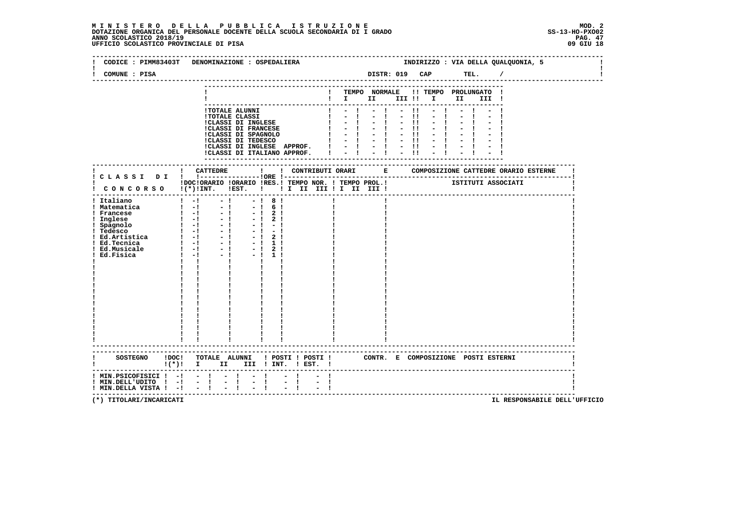# MINISTERO DELLA PUBBLICA ISTRUZIONE

**DOTAZIONE ORGANICA DEL PERSONALE DOCENTE DELLA SCUOLA SECONDARIA DI I GRADO**
**ANNO SCOLASTICO 2018/19**
**UFFICIO SCOLASTICO PROVINCIALE DI PISA**

MOD. 2
SS-13-HO-PXO02
09 GIU 18

CODICE : PIMM83403T DENOMINAZIONE : OSPEDALIERA INDIRIZZO : VIA DELLA QUALQUONIA, 5

COMUNE : PISA DISTR: 019 CAP TEL. /

| | TEMPO NORMALE I | II | III | TEMPO PROLUNGATO I | II | III |
|---|---|---|---|---|---|---|
| TOTALE ALUNNI | - | - | - | - | - | - |
| TOTALE CLASSI | - | - | - | - | - | - |
| CLASSI DI INGLESE | - | - | - | - | - | - |
| CLASSI DI FRANCESE | - | - | - | - | - | - |
| CLASSI DI SPAGNOLO | - | - | - | - | - | - |
| CLASSI DI TEDESCO | - | - | - | - | - | - |
| CLASSI DI INGLESE APPROF. | - | - | - | - | - | - |
| CLASSI DI ITALIANO APPROF. | - | - | - | - | - | - |

| CLASSI DI CONCORSO | CATTEDRE DOC (*) | ORARIO INT. | ORARIO EST. | ORE RES. | CONTRIBUTI ORARI TEMPO NOR. I II III | TEMPO PROL. I II III | COMPOSIZIONE CATTEDRE ORARIO ESTERNE - ISTITUTI ASSOCIATI |
|---|---|---|---|---|---|---|---|
| Italiano | - | - | - | 8 | | | |
| Matematica | - | - | - | 6 | | | |
| Francese | - | - | - | 2 | | | |
| Inglese | - | - | - | 2 | | | |
| Spagnolo | - | - | - | - | | | |
| Tedesco | - | - | - | - | | | |
| Ed.Artistica | - | - | - | 2 | | | |
| Ed.Tecnica | - | - | - | 1 | | | |
| Ed.Musicale | - | - | - | 2 | | | |
| Ed.Fisica | - | - | - | 1 | | | |

| SOSTEGNO | DOC (*) | TOTALE ALUNNI I | II | III | POSTI INT. | POSTI EST. | CONTR. E COMPOSIZIONE POSTI ESTERNI |
|---|---|---|---|---|---|---|---|
| MIN.PSICOFISICI | - | - | - | - | - | - | |
| MIN.DELL'UDITO | - | - | - | - | - | - | |
| MIN.DELLA VISTA | - | - | - | - | - | - | |

(*) TITOLARI/INCARICATI

IL RESPONSABILE DELL'UFFICIO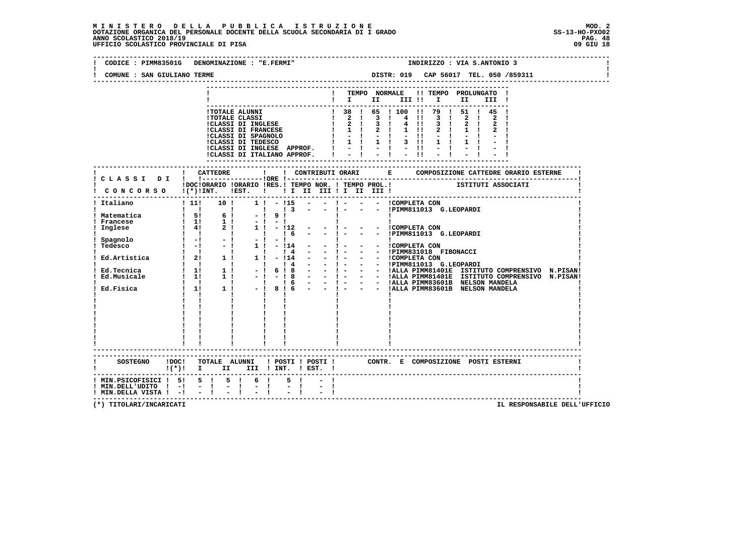**M I N I S T E R O   D E L L A   P U B B L I C A   I S T R U Z I O N E**
**DOTAZIONE ORGANICA DEL PERSONALE DOCENTE DELLA SCUOLA SECONDARIA DI I GRADO**
**ANNO SCOLASTICO 2018/19**
**UFFICIO SCOLASTICO PROVINCIALE DI PISA**

MOD. 2
SS-13-HO-PXO02
09 GIU 18

CODICE : PIMM83501G   DENOMINAZIONE : "E.FERMI"   INDIRIZZO : VIA S.ANTONIO 3

COMUNE : SAN GIULIANO TERME   DISTR: 019   CAP 56017  TEL. 050 /859311

| | TEMPO NORMALE I | II | III | TEMPO PROLUNGATO I | II | III |
|---|---|---|---|---|---|---|
| TOTALE ALUNNI | 38 | 65 | 100 | 79 | 51 | 45 |
| TOTALE CLASSI | 2 | 3 | 4 | 3 | 2 | 2 |
| CLASSI DI INGLESE | 2 | 3 | 4 | 3 | 2 | 2 |
| CLASSI DI FRANCESE | 1 | 2 | 1 | 2 | 1 | 2 |
| CLASSI DI SPAGNOLO | - | - | - | - | - | - |
| CLASSI DI TEDESCO | 1 | 1 | 3 | 1 | 1 | - |
| CLASSI DI INGLESE APPROF. | - | - | - | - | - | - |
| CLASSI DI ITALIANO APPROF. | - | - | - | - | - | - |

| CLASSI DI CONCORSO | DOC (*) | CATTEDRE ORARIO INT. | CATTEDRE ORARIO EST. | ORE RES. | CONTRIBUTI ORARI TEMPO NOR. I II III | TEMPO PROL. I II III | COMPOSIZIONE CATTEDRE ORARIO ESTERNE - ISTITUTI ASSOCIATI |
|---|---|---|---|---|---|---|---|
| Italiano | 11 | 10 | 1 | - | 15 - - | - - - | COMPLETA CON |
| | | | | | 3 - - | - - - | PIMM811013 G.LEOPARDI |
| Matematica | 5 | 6 | - | 9 | | | |
| Francese | 1 | 1 | - | - | | | |
| Inglese | 4 | 2 | 1 | - | 12 - - | - - - | COMPLETA CON |
| | | | | | 6 - - | - - - | PIMM811013 G.LEOPARDI |
| Spagnolo | - | - | - | - | | | |
| Tedesco | - | - | 1 | - | 14 - - | - - - | COMPLETA CON |
| | | | | | 4 - - | - - - | PIMM831018 FIBONACCI |
| Ed.Artistica | 2 | 1 | 1 | - | 14 - - | - - - | COMPLETA CON |
| | | | | | 4 - - | - - - | PIMM811013 G.LEOPARDI |
| Ed.Tecnica | 1 | 1 | - | 6 | 8 - - | - - - | ALLA PIMM81401E ISTITUTO COMPRENSIVO N.PISAN |
| Ed.Musicale | 1 | 1 | - | - | 8 - - | - - - | ALLA PIMM81401E ISTITUTO COMPRENSIVO N.PISAN |
| | | | | | 6 - - | - - - | ALLA PIMM83601B NELSON MANDELA |
| Ed.Fisica | 1 | 1 | - | 8 | 6 - - | - - - | ALLA PIMM83601B NELSON MANDELA |

| SOSTEGNO | DOC (*) | TOTALE ALUNNI I | II | III | POSTI INT. | POSTI EST. | CONTR. E COMPOSIZIONE POSTI ESTERNI |
|---|---|---|---|---|---|---|---|
| MIN.PSICOFISICI | 5 | 5 | 5 | 6 | 5 | - | |
| MIN.DELL'UDITO | - | - | - | - | - | - | |
| MIN.DELLA VISTA | - | - | - | - | - | - | |

(*) TITOLARI/INCARICATI

IL RESPONSABILE DELL'UFFICIO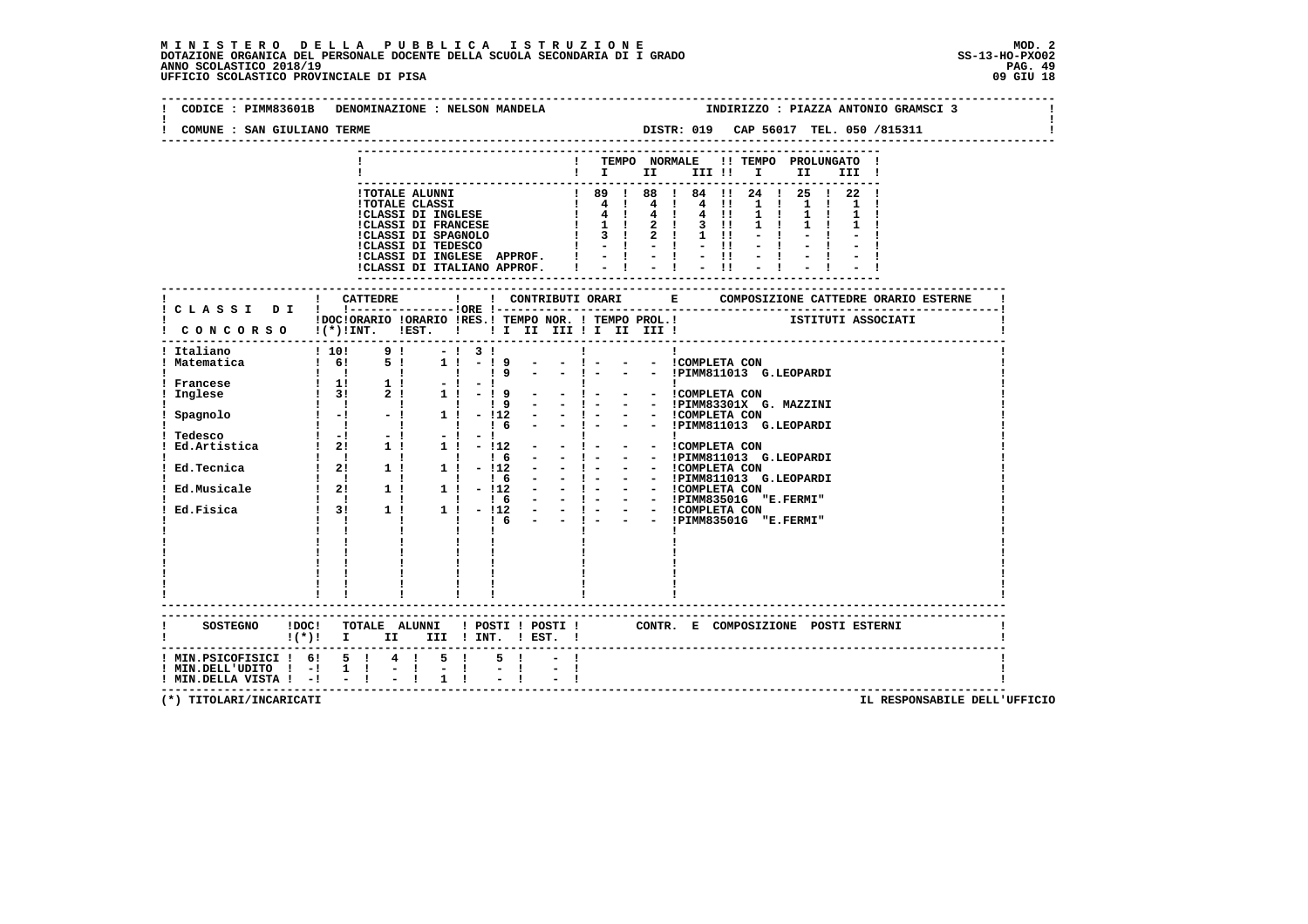**M I N I S T E R O D E L L A P U B B L I C A I S T R U Z I O N E**
**DOTAZIONE ORGANICA DEL PERSONALE DOCENTE DELLA SCUOLA SECONDARIA DI I GRADO**
**ANNO SCOLASTICO 2018/19**
**UFFICIO SCOLASTICO PROVINCIALE DI PISA**

MOD. 2
SS-13-HO-PXO02
09 GIU 18

CODICE : PIMM83601B DENOMINAZIONE : NELSON MANDELA INDIRIZZO : PIAZZA ANTONIO GRAMSCI 3

COMUNE : SAN GIULIANO TERME DISTR: 019 CAP 56017 TEL. 050 /815311

| | TEMPO NORMALE I | II | III | TEMPO PROLUNGATO I | II | III |
|---|---|---|---|---|---|---|
| TOTALE ALUNNI | 89 | 88 | 84 | 24 | 25 | 22 |
| TOTALE CLASSI | 4 | 4 | 4 | 1 | 1 | 1 |
| CLASSI DI INGLESE | 4 | 4 | 4 | 1 | 1 | 1 |
| CLASSI DI FRANCESE | 1 | 2 | 3 | 1 | 1 | 1 |
| CLASSI DI SPAGNOLO | 3 | 2 | 1 | - | - | - |
| CLASSI DI TEDESCO | - | - | - | - | - | - |
| CLASSI DI INGLESE APPROF. | - | - | - | - | - | - |
| CLASSI DI ITALIANO APPROF. | - | - | - | - | - | - |

| CLASSI DI CONCORSO | DOC (*) | CATTEDRE ORARIO INT. | ORARIO EST. | ORE RES. | TEMPO NOR. I | II | III | TEMPO PROL. I | II | III | COMPOSIZIONE CATTEDRE ORARIO ESTERNE / ISTITUTI ASSOCIATI |
|---|---|---|---|---|---|---|---|---|---|---|---|
| Italiano | 10 | 9 | - | 3 | | | | | | | |
| Matematica | 6 | 5 | 1 | - | 9 | - | - | - | - | - | COMPLETA CON |
| | | | | | 9 | - | - | - | - | - | PIMM811013 G.LEOPARDI |
| Francese | 1 | 1 | - | - | | | | | | | |
| Inglese | 3 | 2 | 1 | - | 9 | - | - | - | - | - | COMPLETA CON |
| | | | | | 9 | - | - | - | - | - | PIMM83301X G. MAZZINI |
| Spagnolo | - | - | 1 | - | 12 | - | - | - | - | - | COMPLETA CON |
| | | | | | 6 | - | - | - | - | - | PIMM811013 G.LEOPARDI |
| Tedesco | - | - | - | - | | | | | | | |
| Ed.Artistica | 2 | 1 | 1 | - | 12 | - | - | - | - | - | COMPLETA CON |
| | | | | | 6 | - | - | - | - | - | PIMM811013 G.LEOPARDI |
| Ed.Tecnica | 2 | 1 | 1 | - | 12 | - | - | - | - | - | COMPLETA CON |
| | | | | | 6 | - | - | - | - | - | PIMM811013 G.LEOPARDI |
| Ed.Musicale | 2 | 1 | 1 | - | 12 | - | - | - | - | - | COMPLETA CON |
| | | | | | 6 | - | - | - | - | - | PIMM83501G "E.FERMI" |
| Ed.Fisica | 3 | 1 | 1 | - | 12 | - | - | - | - | - | COMPLETA CON |
| | | | | | 6 | - | - | - | - | - | PIMM83501G "E.FERMI" |

| SOSTEGNO | DOC (*) | TOTALE ALUNNI I | II | III | POSTI INT. | POSTI EST. | CONTR. E COMPOSIZIONE POSTI ESTERNI |
|---|---|---|---|---|---|---|---|
| MIN.PSICOFISICI | 6 | 5 | 4 | 5 | 5 | - | |
| MIN.DELL'UDITO | - | 1 | - | - | - | - | |
| MIN.DELLA VISTA | - | - | - | 1 | - | - | |

(*) TITOLARI/INCARICATI

IL RESPONSABILE DELL'UFFICIO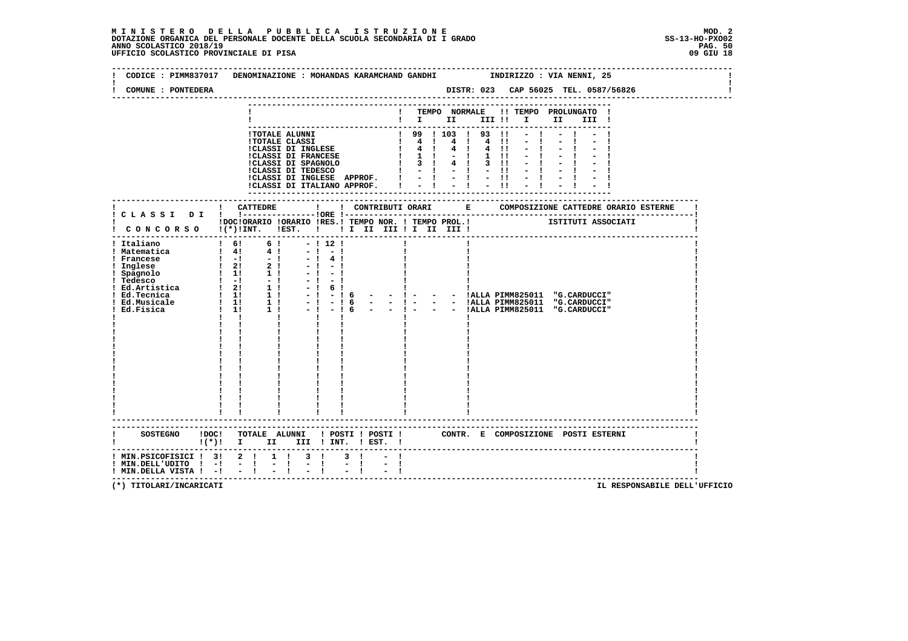**M I N I S T E R O D E L L A P U B B L I C A I S T R U Z I O N E**
**DOTAZIONE ORGANICA DEL PERSONALE DOCENTE DELLA SCUOLA SECONDARIA DI I GRADO**
**ANNO SCOLASTICO 2018/19**
**UFFICIO SCOLASTICO PROVINCIALE DI PISA**

MOD. 2
SS-13-HO-PXO02
09 GIU 18

CODICE : PIMM837017 DENOMINAZIONE : MOHANDAS KARAMCHAND GANDHI INDIRIZZO : VIA NENNI, 25
COMUNE : PONTEDERA DISTR: 023 CAP 56025 TEL. 0587/56826

| | TEMPO NORMALE I | II | III | TEMPO PROLUNGATO I | II | III |
|---|---|---|---|---|---|---|
| TOTALE ALUNNI | 99 | 103 | 93 | - | - | - |
| TOTALE CLASSI | 4 | 4 | 4 | - | - | - |
| CLASSI DI INGLESE | 4 | 4 | 4 | - | - | - |
| CLASSI DI FRANCESE | 1 | - | 1 | - | - | - |
| CLASSI DI SPAGNOLO | 3 | 4 | 3 | - | - | - |
| CLASSI DI TEDESCO | - | - | - | - | - | - |
| CLASSI DI INGLESE APPROF. | - | - | - | - | - | - |
| CLASSI DI ITALIANO APPROF. | - | - | - | - | - | - |

| CLASSI DI CONCORSO | CATTEDRE DOC (*) INT. | ORARIO INT. | ORARIO EST. | ORE RES. | CONTRIBUTI ORARI TEMPO NOR. I II III | TEMPO PROL. I II III | COMPOSIZIONE CATTEDRE ORARIO ESTERNE - ISTITUTI ASSOCIATI |
|---|---|---|---|---|---|---|---|
| Italiano | 6 | 6 | - | 12 | | | |
| Matematica | 4 | 4 | - | - | | | |
| Francese | - | - | - | 4 | | | |
| Inglese | 2 | 2 | - | - | | | |
| Spagnolo | 1 | 1 | - | - | | | |
| Tedesco | - | - | - | - | | | |
| Ed.Artistica | 2 | 1 | - | 6 | | | |
| Ed.Tecnica | 1 | 1 | - | - | 6 - - | - - - | ALLA PIMM825011 "G.CARDUCCI" |
| Ed.Musicale | 1 | 1 | - | - | 6 - - | - - - | ALLA PIMM825011 "G.CARDUCCI" |
| Ed.Fisica | 1 | 1 | - | - | 6 - - | - - - | ALLA PIMM825011 "G.CARDUCCI" |

| SOSTEGNO | DOC (*) | TOTALE ALUNNI I | II | III | POSTI INT. | POSTI EST. | CONTR. E COMPOSIZIONE POSTI ESTERNI |
|---|---|---|---|---|---|---|---|
| MIN.PSICOFISICI | 3 | 2 | 1 | 3 | 3 | - | |
| MIN.DELL'UDITO | - | - | - | - | - | - | |
| MIN.DELLA VISTA | - | - | - | - | - | - | |

(*) TITOLARI/INCARICATI

IL RESPONSABILE DELL'UFFICIO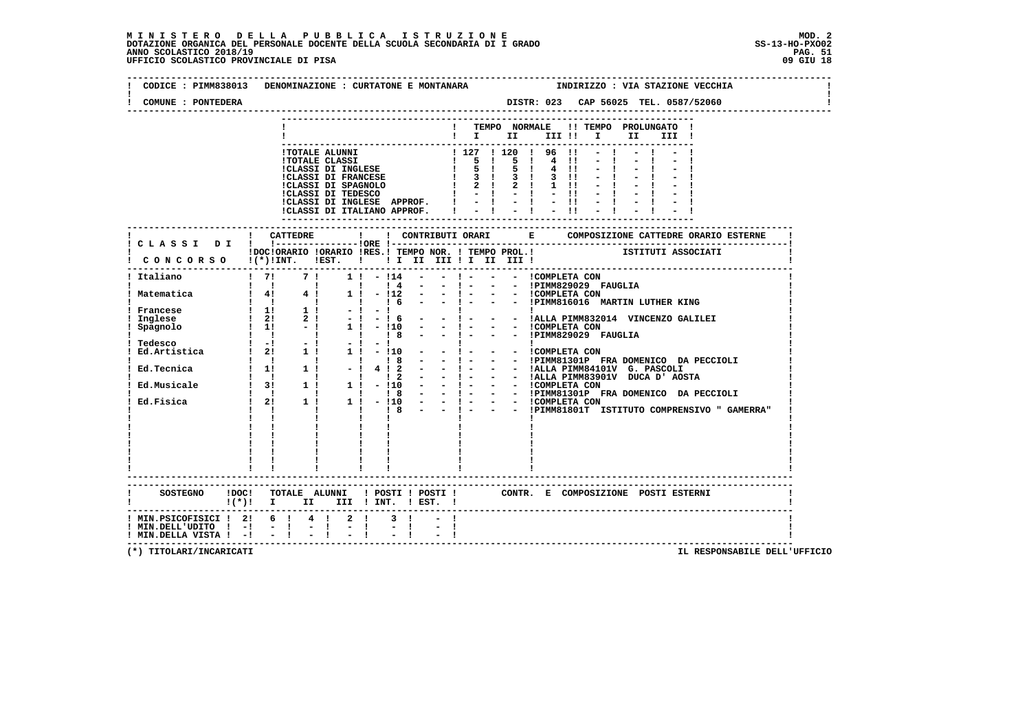# M I N I S T E R O   D E L L A   P U B B L I C A   I S T R U Z I O N E

**DOTAZIONE ORGANICA DEL PERSONALE DOCENTE DELLA SCUOLA SECONDARIA DI I GRADO** — MOD. 2 — SS-13-HO-PXO02

ANNO SCOLASTICO 2018/19

UFFICIO SCOLASTICO PROVINCIALE DI PISA — 09 GIU 18

CODICE : PIMM838013   DENOMINAZIONE : CURTATONE E MONTANARA   INDIRIZZO : VIA STAZIONE VECCHIA

COMUNE : PONTEDERA   DISTR: 023   CAP 56025   TEL. 0587/52060

| | TEMPO NORMALE I | TEMPO NORMALE II | TEMPO NORMALE III | TEMPO PROLUNGATO I | TEMPO PROLUNGATO II | TEMPO PROLUNGATO III |
|---|---|---|---|---|---|---|
| TOTALE ALUNNI | 127 | 120 | 96 | - | - | - |
| TOTALE CLASSI | 5 | 5 | 4 | - | - | - |
| CLASSI DI INGLESE | 5 | 5 | 4 | - | - | - |
| CLASSI DI FRANCESE | 3 | 3 | 3 | - | - | - |
| CLASSI DI SPAGNOLO | 2 | 2 | 1 | - | - | - |
| CLASSI DI TEDESCO | - | - | - | - | - | - |
| CLASSI DI INGLESE APPROF. | - | - | - | - | - | - |
| CLASSI DI ITALIANO APPROF. | - | - | - | - | - | - |

| CLASSI DI CONCORSO | DOC (*) | CATTEDRE ORARIO INT. | CATTEDRE ORARIO EST. | ORE RES. | CONTRIBUTI ORARI TEMPO NOR. I | II | III | TEMPO PROL. I | II | III | COMPOSIZIONE CATTEDRE ORARIO ESTERNE - ISTITUTI ASSOCIATI |
|---|---|---|---|---|---|---|---|---|---|---|---|
| Italiano | 7 | 7 | 1 | - | 14 | - | - | - | - | - | COMPLETA CON |
| | | | | | 4 | - | - | - | - | - | PIMM829029 FAUGLIA |
| Matematica | 4 | 4 | 1 | - | 12 | - | - | - | - | - | COMPLETA CON |
| | | | | | 6 | - | - | - | - | - | PIMM816016 MARTIN LUTHER KING |
| Francese | 1 | 1 | - | - | | | | | | | |
| Inglese | 2 | 2 | - | - | 6 | - | - | - | - | - | ALLA PIMM832014 VINCENZO GALILEI |
| Spagnolo | 1 | - | 1 | - | 10 | - | - | - | - | - | COMPLETA CON |
| | | | | | 8 | - | - | - | - | - | PIMM829029 FAUGLIA |
| Tedesco | - | - | - | - | | | | | | | |
| Ed.Artistica | 2 | 1 | 1 | - | 10 | - | - | - | - | - | COMPLETA CON |
| | | | | | 8 | - | - | - | - | - | PIMM81301P FRA DOMENICO DA PECCIOLI |
| Ed.Tecnica | 1 | 1 | - | 4 | 2 | - | - | - | - | - | ALLA PIMM84101V G. PASCOLI |
| | | | | | 2 | - | - | - | - | - | ALLA PIMM83901V DUCA D' AOSTA |
| Ed.Musicale | 3 | 1 | 1 | - | 10 | - | - | - | - | - | COMPLETA CON |
| | | | | | 8 | - | - | - | - | - | PIMM81301P FRA DOMENICO DA PECCIOLI |
| Ed.Fisica | 2 | 1 | 1 | - | 10 | - | - | - | - | - | COMPLETA CON |
| | | | | | 8 | - | - | - | - | - | PIMM81801T ISTITUTO COMPRENSIVO " GAMERRA" |

| SOSTEGNO | DOC (*) | TOTALE ALUNNI I | II | III | POSTI INT. | POSTI EST. | CONTR. E COMPOSIZIONE POSTI ESTERNI |
|---|---|---|---|---|---|---|---|
| MIN.PSICOFISICI | 2 | 6 | 4 | 2 | 3 | - | |
| MIN.DELL'UDITO | - | - | - | - | - | - | |
| MIN.DELLA VISTA | - | - | - | - | - | - | |

(*) TITOLARI/INCARICATI — IL RESPONSABILE DELL'UFFICIO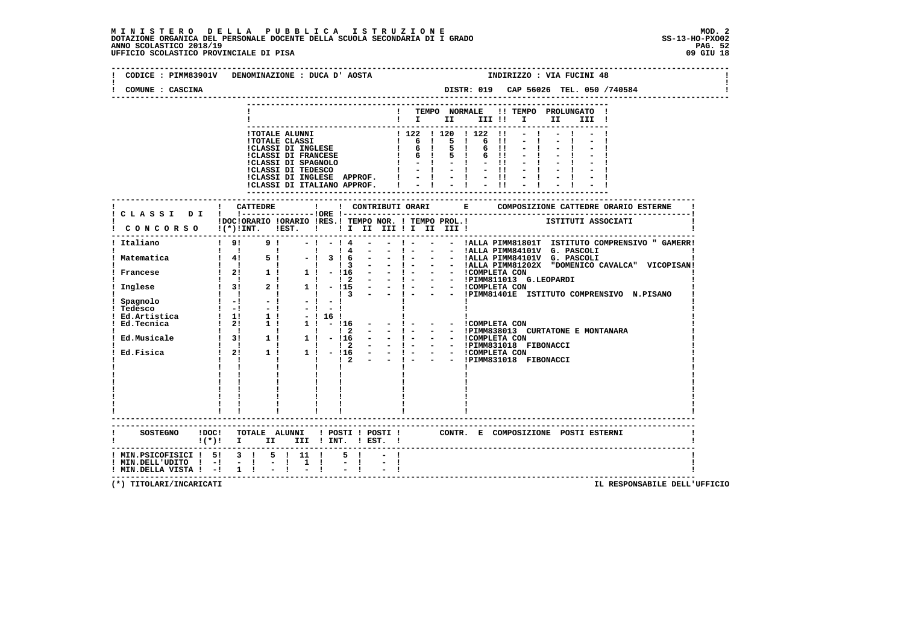**MINISTERO DELLA PUBBLICA ISTRUZIONE**
**DOTAZIONE ORGANICA DEL PERSONALE DOCENTE DELLA SCUOLA SECONDARIA DI I GRADO**
**ANNO SCOLASTICO 2018/19**
**UFFICIO SCOLASTICO PROVINCIALE DI PISA**

MOD. 2
SS-13-HO-PXO02
09 GIU 18

CODICE : PIMM83901V DENOMINAZIONE : DUCA D' AOSTA — INDIRIZZO : VIA FUCINI 48

COMUNE : CASCINA — DISTR: 019 CAP 56026 TEL. 050 /740584

| | TEMPO NORMALE I | II | III | TEMPO PROLUNGATO I | II | III |
|---|---|---|---|---|---|---|
| TOTALE ALUNNI | 122 | 120 | 122 | - | - | - |
| TOTALE CLASSI | 6 | 5 | 6 | - | - | - |
| CLASSI DI INGLESE | 6 | 5 | 6 | - | - | - |
| CLASSI DI FRANCESE | 6 | 5 | 6 | - | - | - |
| CLASSI DI SPAGNOLO | - | - | - | - | - | - |
| CLASSI DI TEDESCO | - | - | - | - | - | - |
| CLASSI DI INGLESE APPROF. | - | - | - | - | - | - |
| CLASSI DI ITALIANO APPROF. | - | - | - | - | - | - |

| CLASSI DI CONCORSO | CATTEDRE DOC (*) | ORARIO INT. | ORARIO EST. | RES. ORE | TEMPO NOR. I | II | III | TEMPO PROL. I | II | III | COMPOSIZIONE CATTEDRE ORARIO ESTERNE - ISTITUTI ASSOCIATI |
|---|---|---|---|---|---|---|---|---|---|---|---|
| Italiano | 9 | 9 | - | - | 4 | - | - | - | - | - | ALLA PIMM81801T ISTITUTO COMPRENSIVO " GAMERR! |
| | | | | | 4 | - | - | - | - | - | ALLA PIMM84101V G. PASCOLI |
| Matematica | 4 | 5 | - | 3 | 6 | - | - | - | - | - | ALLA PIMM84101V G. PASCOLI |
| | | | | | 3 | - | - | - | - | - | ALLA PIMM81202X "DOMENICO CAVALCA" VICOPISAN |
| Francese | 2 | 1 | 1 | - | 16 | - | - | - | - | - | COMPLETA CON |
| | | | | | 2 | - | - | - | - | - | PIMM811013 G.LEOPARDI |
| Inglese | 3 | 2 | 1 | - | 15 | - | - | - | - | - | COMPLETA CON |
| | | | | | 3 | - | - | - | - | - | PIMM81401E ISTITUTO COMPRENSIVO N.PISANO |
| Spagnolo | - | - | - | - | | | | | | | |
| Tedesco | - | - | - | - | | | | | | | |
| Ed.Artistica | 1 | 1 | - | 16 | | | | | | | |
| Ed.Tecnica | 2 | 1 | 1 | - | 16 | - | - | - | - | - | COMPLETA CON |
| | | | | | 2 | - | - | - | - | - | PIMM838013 CURTATONE E MONTANARA |
| Ed.Musicale | 3 | 1 | 1 | - | 16 | - | - | - | - | - | COMPLETA CON |
| | | | | | 2 | - | - | - | - | - | PIMM831018 FIBONACCI |
| Ed.Fisica | 2 | 1 | 1 | - | 16 | - | - | - | - | - | COMPLETA CON |
| | | | | | 2 | - | - | - | - | - | PIMM831018 FIBONACCI |

| SOSTEGNO | DOC (*) | TOTALE ALUNNI I | II | III | POSTI INT. | POSTI EST. | CONTR. E COMPOSIZIONE POSTI ESTERNI |
|---|---|---|---|---|---|---|---|
| MIN.PSICOFISICI | 5 | 3 | 5 | 11 | 5 | - | |
| MIN.DELL'UDITO | - | - | - | 1 | - | - | |
| MIN.DELLA VISTA | - | 1 | - | - | - | - | |

(*) TITOLARI/INCARICATI — IL RESPONSABILE DELL'UFFICIO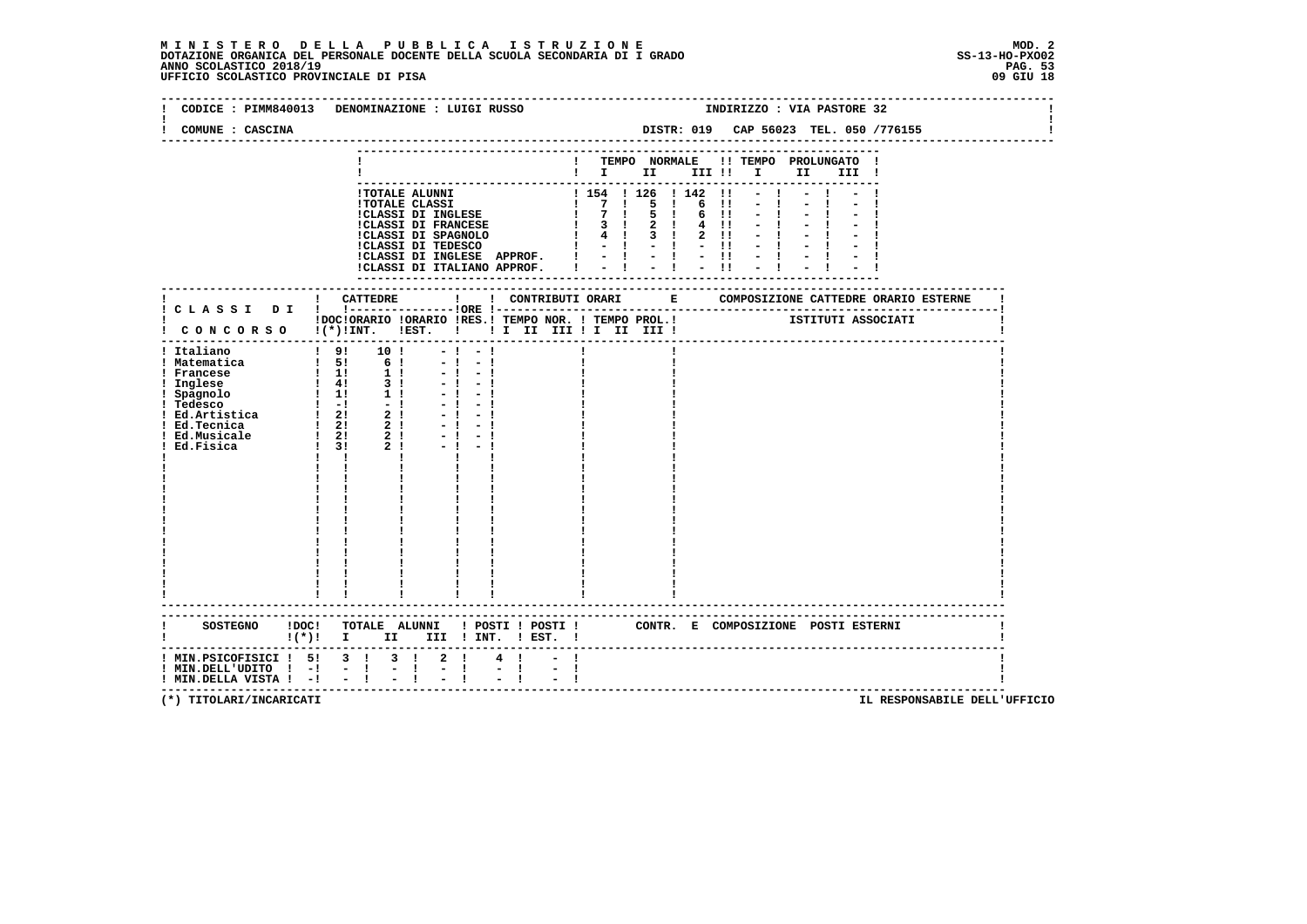**M I N I S T E R O   D E L L A   P U B B L I C A   I S T R U Z I O N E**
**DOTAZIONE ORGANICA DEL PERSONALE DOCENTE DELLA SCUOLA SECONDARIA DI I GRADO**
**ANNO SCOLASTICO 2018/19**
**UFFICIO SCOLASTICO PROVINCIALE DI PISA**

MOD. 2
SS-13-HO-PXO02
09 GIU 18

CODICE : PIMM840013   DENOMINAZIONE : LUIGI RUSSO   INDIRIZZO : VIA PASTORE 32

COMUNE : CASCINA   DISTR: 019   CAP 56023   TEL. 050 /776155

| | TEMPO NORMALE I | II | III | TEMPO PROLUNGATO I | II | III |
|---|---|---|---|---|---|---|
| TOTALE ALUNNI | 154 | 126 | 142 | - | - | - |
| TOTALE CLASSI | 7 | 5 | 6 | - | - | - |
| CLASSI DI INGLESE | 7 | 5 | 6 | - | - | - |
| CLASSI DI FRANCESE | 3 | 2 | 4 | - | - | - |
| CLASSI DI SPAGNOLO | 4 | 3 | 2 | - | - | - |
| CLASSI DI TEDESCO | - | - | - | - | - | - |
| CLASSI DI INGLESE APPROF. | - | - | - | - | - | - |
| CLASSI DI ITALIANO APPROF. | - | - | - | - | - | - |

| CLASSI DI CONCORSO | CATTEDRE DOC (*) INT. | ORARIO EST. | ORARIO RES. | ORE | CONTRIBUTI ORARI TEMPO NOR. I II III | TEMPO PROL. I II III | COMPOSIZIONE CATTEDRE ORARIO ESTERNE - ISTITUTI ASSOCIATI |
|---|---|---|---|---|---|---|---|
| Italiano | 9 | 10 | - | - | | | |
| Matematica | 5 | 6 | - | - | | | |
| Francese | 1 | 1 | - | - | | | |
| Inglese | 4 | 3 | - | - | | | |
| Spagnolo | 1 | 1 | - | - | | | |
| Tedesco | - | - | - | - | | | |
| Ed.Artistica | 2 | 2 | - | - | | | |
| Ed.Tecnica | 2 | 2 | - | - | | | |
| Ed.Musicale | 2 | 2 | - | - | | | |
| Ed.Fisica | 3 | 2 | - | - | | | |

| SOSTEGNO | DOC (*) | TOTALE ALUNNI I | II | III | POSTI INT. | POSTI EST. | CONTR. E COMPOSIZIONE POSTI ESTERNI |
|---|---|---|---|---|---|---|---|
| MIN.PSICOFISICI | 5 | 3 | 3 | 2 | 4 | - | |
| MIN.DELL'UDITO | - | - | - | - | - | - | |
| MIN.DELLA VISTA | - | - | - | - | - | - | |

(*) TITOLARI/INCARICATI

IL RESPONSABILE DELL'UFFICIO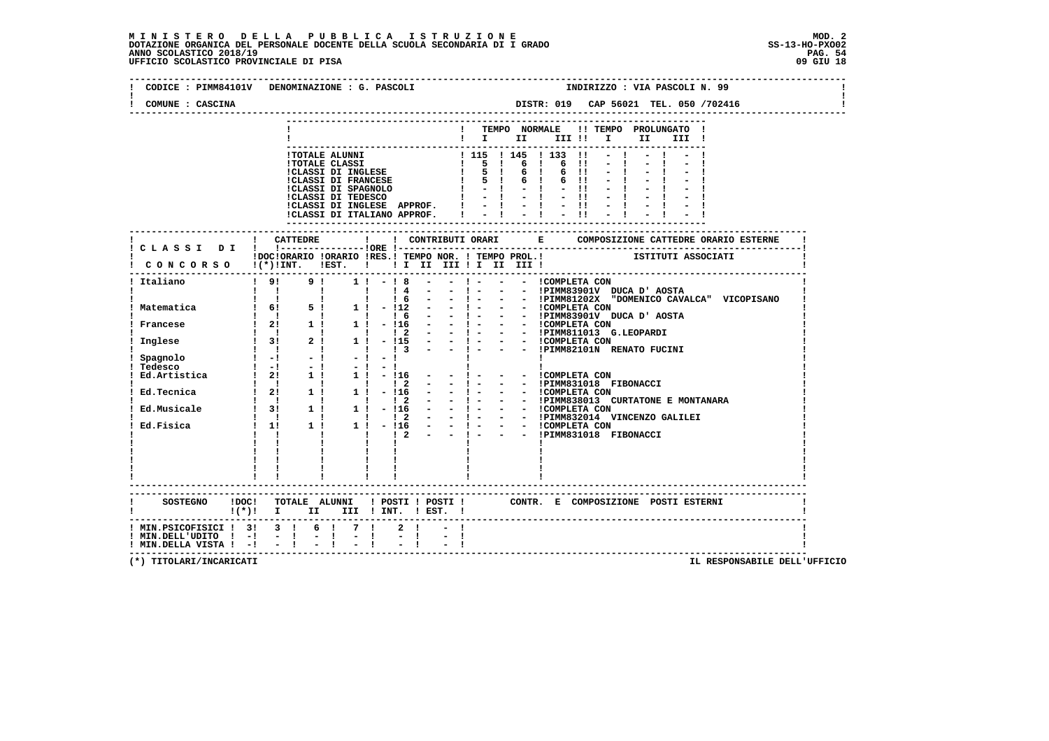**MINISTERO DELLA PUBBLICA ISTRUZIONE**
**DOTAZIONE ORGANICA DEL PERSONALE DOCENTE DELLA SCUOLA SECONDARIA DI I GRADO**
**ANNO SCOLASTICO 2018/19**
**UFFICIO SCOLASTICO PROVINCIALE DI PISA**

MOD. 2
SS-13-HO-PXO02
09 GIU 18

CODICE : PIMM84101V DENOMINAZIONE : G. PASCOLI — INDIRIZZO : VIA PASCOLI N. 99

COMUNE : CASCINA — DISTR: 019 CAP 56021 TEL. 050 /702416

| | TEMPO NORMALE I | II | III | TEMPO PROLUNGATO I | II | III |
|---|---|---|---|---|---|---|
| TOTALE ALUNNI | 115 | 145 | 133 | - | - | - |
| TOTALE CLASSI | 5 | 6 | 6 | - | - | - |
| CLASSI DI INGLESE | 5 | 6 | 6 | - | - | - |
| CLASSI DI FRANCESE | 5 | 6 | 6 | - | - | - |
| CLASSI DI SPAGNOLO | - | - | - | - | - | - |
| CLASSI DI TEDESCO | - | - | - | - | - | - |
| CLASSI DI INGLESE APPROF. | - | - | - | - | - | - |
| CLASSI DI ITALIANO APPROF. | - | - | - | - | - | - |

| CLASSI DI CONCORSO | CATTEDRE DOC (*) | ORARIO INT. | ORARIO EST. | ORE RES. | CONTR. TEMPO NOR. I | II | III | TEMPO PROL. I | II | III | COMPOSIZIONE CATTEDRE ORARIO ESTERNE - ISTITUTI ASSOCIATI |
|---|---|---|---|---|---|---|---|---|---|---|---|
| Italiano | 9 | 9 | 1 | - | 8 | - | - | - | - | - | COMPLETA CON |
| | | | | | 4 | - | - | - | - | - | PIMM83901V DUCA D' AOSTA |
| | | | | | 6 | - | - | - | - | - | PIMM81202X "DOMENICO CAVALCA" VICOPISANO |
| Matematica | 6 | 5 | 1 | - | 12 | - | - | - | - | - | COMPLETA CON |
| | | | | | 6 | - | - | - | - | - | PIMM83901V DUCA D' AOSTA |
| Francese | 2 | 1 | 1 | - | 16 | - | - | - | - | - | COMPLETA CON |
| | | | | | 2 | - | - | - | - | - | PIMM811013 G.LEOPARDI |
| Inglese | 3 | 2 | 1 | - | 15 | - | - | - | - | - | COMPLETA CON |
| | | | | | 3 | - | - | - | - | - | PIMM82101N RENATO FUCINI |
| Spagnolo | - | - | - | - | | | | | | | |
| Tedesco | - | - | - | - | | | | | | | |
| Ed.Artistica | 2 | 1 | 1 | - | 16 | - | - | - | - | - | COMPLETA CON |
| | | | | | 2 | - | - | - | - | - | PIMM831018 FIBONACCI |
| Ed.Tecnica | 2 | 1 | 1 | - | 16 | - | - | - | - | - | COMPLETA CON |
| | | | | | 2 | - | - | - | - | - | PIMM838013 CURTATONE E MONTANARA |
| Ed.Musicale | 3 | 1 | 1 | - | 16 | - | - | - | - | - | COMPLETA CON |
| | | | | | 2 | - | - | - | - | - | PIMM832014 VINCENZO GALILEI |
| Ed.Fisica | 1 | 1 | 1 | - | 16 | - | - | - | - | - | COMPLETA CON |
| | | | | | 2 | - | - | - | - | - | PIMM831018 FIBONACCI |

| SOSTEGNO | DOC (*) | TOTALE ALUNNI I | II | III | POSTI INT. | POSTI EST. | CONTR. E COMPOSIZIONE POSTI ESTERNI |
|---|---|---|---|---|---|---|---|
| MIN.PSICOFISICI | 3 | 3 | 6 | 7 | 2 | - | |
| MIN.DELL'UDITO | - | - | - | - | - | - | |
| MIN.DELLA VISTA | - | - | - | - | - | - | |

(*) TITOLARI/INCARICATI

IL RESPONSABILE DELL'UFFICIO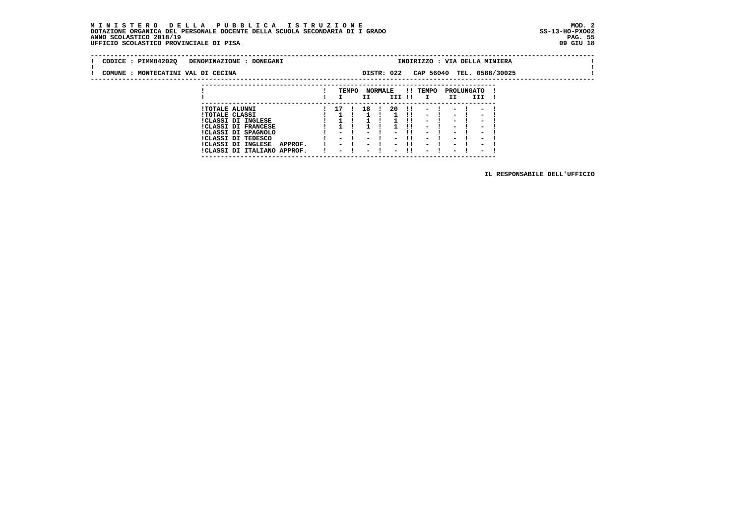**MINISTERO DELLA PUBBLICA ISTRUZIONE**
**DOTAZIONE ORGANICA DEL PERSONALE DOCENTE DELLA SCUOLA SECONDARIA DI I GRADO**
**ANNO SCOLASTICO 2018/19**
**UFFICIO SCOLASTICO PROVINCIALE DI PISA**

MOD. 2
SS-13-HO-PXO02
09 GIU 18

CODICE : PIMM84202Q   DENOMINAZIONE : DONEGANI   INDIRIZZO : VIA DELLA MINIERA

COMUNE : MONTECATINI VAL DI CECINA   DISTR: 022   CAP 56040   TEL. 0588/30025

| | TEMPO NORMALE | | | TEMPO PROLUNGATO | | |
|---|---|---|---|---|---|---|
| | I | II | III | I | II | III |
| TOTALE ALUNNI | 17 | 18 | 20 | - | - | - |
| TOTALE CLASSI | 1 | 1 | 1 | - | - | - |
| CLASSI DI INGLESE | 1 | 1 | 1 | - | - | - |
| CLASSI DI FRANCESE | 1 | 1 | 1 | - | - | - |
| CLASSI DI SPAGNOLO | - | - | - | - | - | - |
| CLASSI DI TEDESCO | - | - | - | - | - | - |
| CLASSI DI INGLESE APPROF. | - | - | - | - | - | - |
| CLASSI DI ITALIANO APPROF. | - | - | - | - | - | - |

IL RESPONSABILE DELL'UFFICIO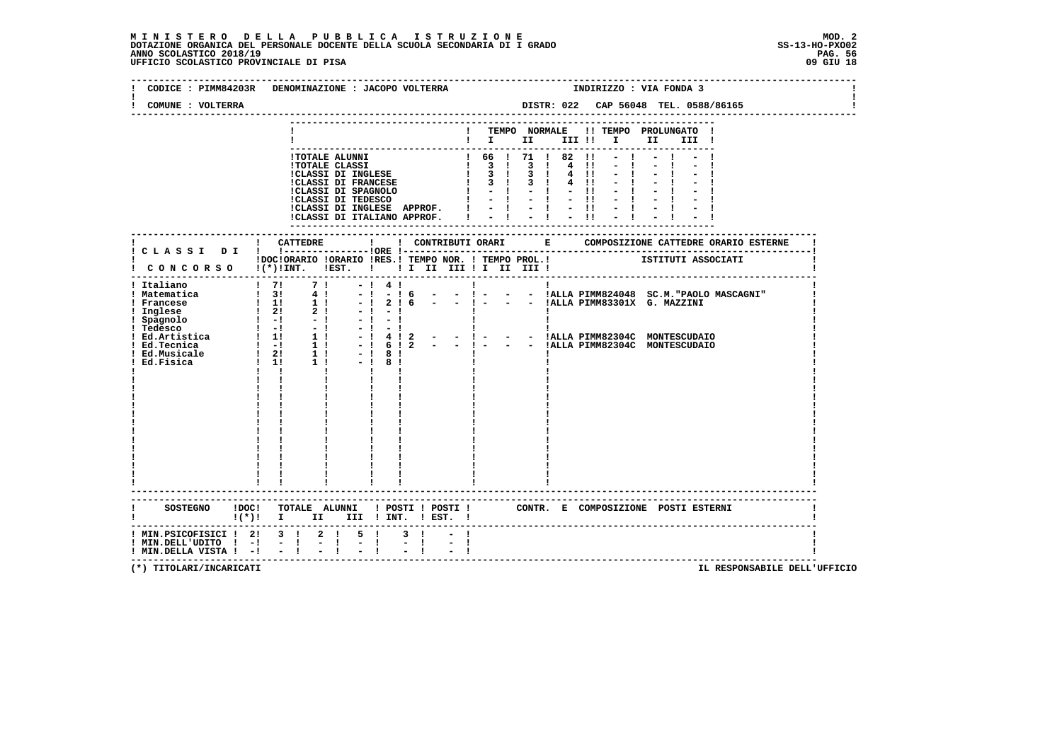**M I N I S T E R O   D E L L A   P U B B L I C A   I S T R U Z I O N E**
**DOTAZIONE ORGANICA DEL PERSONALE DOCENTE DELLA SCUOLA SECONDARIA DI I GRADO**
**ANNO SCOLASTICO 2018/19**
**UFFICIO SCOLASTICO PROVINCIALE DI PISA**

MOD. 2
SS-13-HO-PXO02
09 GIU 18

CODICE : PIMM84203R   DENOMINAZIONE : JACOPO VOLTERRA   INDIRIZZO : VIA FONDA 3

COMUNE : VOLTERRA   DISTR: 022   CAP 56048   TEL. 0588/86165

| | TEMPO NORMALE I | II | III | TEMPO PROLUNGATO I | II | III |
|---|---|---|---|---|---|---|
| TOTALE ALUNNI | 66 | 71 | 82 | - | - | - |
| TOTALE CLASSI | 3 | 3 | 4 | - | - | - |
| CLASSI DI INGLESE | 3 | 3 | 4 | - | - | - |
| CLASSI DI FRANCESE | 3 | 3 | 4 | - | - | - |
| CLASSI DI SPAGNOLO | - | - | - | - | - | - |
| CLASSI DI TEDESCO | - | - | - | - | - | - |
| CLASSI DI INGLESE APPROF. | - | - | - | - | - | - |
| CLASSI DI ITALIANO APPROF. | - | - | - | - | - | - |

| CLASSI DI CONCORSO | CATTEDRE DOC (*) | ORARIO INT. | ORARIO EST. | RES. | ORE | CONTRIBUTI ORARI TEMPO NOR. I | II | III | TEMPO PROL. I | II | III | COMPOSIZIONE CATTEDRE ORARIO ESTERNE ISTITUTI ASSOCIATI |
|---|---|---|---|---|---|---|---|---|---|---|---|---|
| Italiano | 7 | 7 | - | | 4 | | | | | | | |
| Matematica | 3 | 4 | - | | - | 6 | - | - | - | - | - | ALLA PIMM824048 SC.M."PAOLO MASCAGNI" |
| Francese | 1 | 1 | - | | 2 | 6 | - | - | - | - | - | ALLA PIMM83301X G. MAZZINI |
| Inglese | 2 | 2 | - | | - | | | | | | | |
| Spagnolo | - | - | - | | - | | | | | | | |
| Tedesco | - | - | - | | - | | | | | | | |
| Ed.Artistica | 1 | 1 | - | | 4 | 2 | - | - | - | - | - | ALLA PIMM82304C MONTESCUDAIO |
| Ed.Tecnica | - | 1 | - | | 6 | 2 | - | - | - | - | - | ALLA PIMM82304C MONTESCUDAIO |
| Ed.Musicale | 2 | 1 | - | | 8 | | | | | | | |
| Ed.Fisica | 1 | 1 | - | | 8 | | | | | | | |

| SOSTEGNO | DOC (*) | TOTALE ALUNNI I | II | III | POSTI INT. | POSTI EST. | CONTR. E COMPOSIZIONE POSTI ESTERNI |
|---|---|---|---|---|---|---|---|
| MIN.PSICOFISICI | 2 | 3 | 2 | 5 | 3 | - | |
| MIN.DELL'UDITO | - | - | - | - | - | - | |
| MIN.DELLA VISTA | - | - | - | - | - | - | |

(*) TITOLARI/INCARICATI

IL RESPONSABILE DELL'UFFICIO